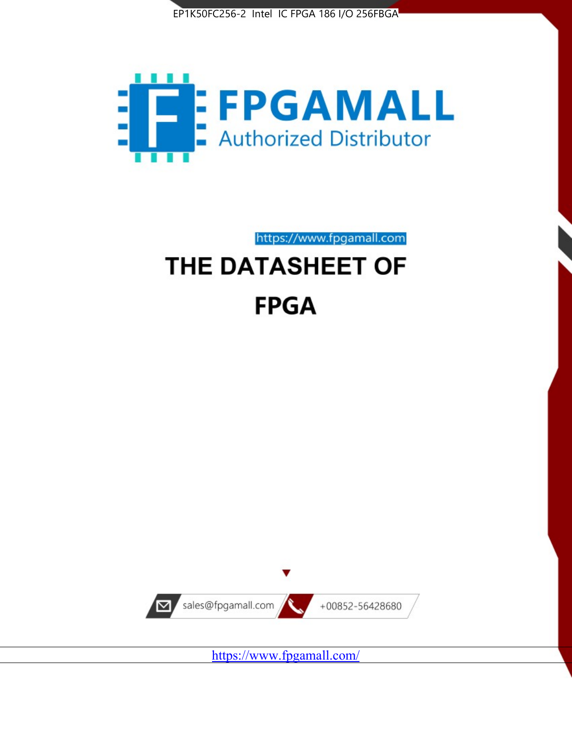EP1K50FC256-2 Intel IC FPGA 186 I/O 256FBGA

FPGAMALL

Authorized Distributor

https://www.fpgamall.com

# THE DATASHEET OF

# FPGA

sales@fpgamall.com

+00852-56428680

https://www.fpgamall.com/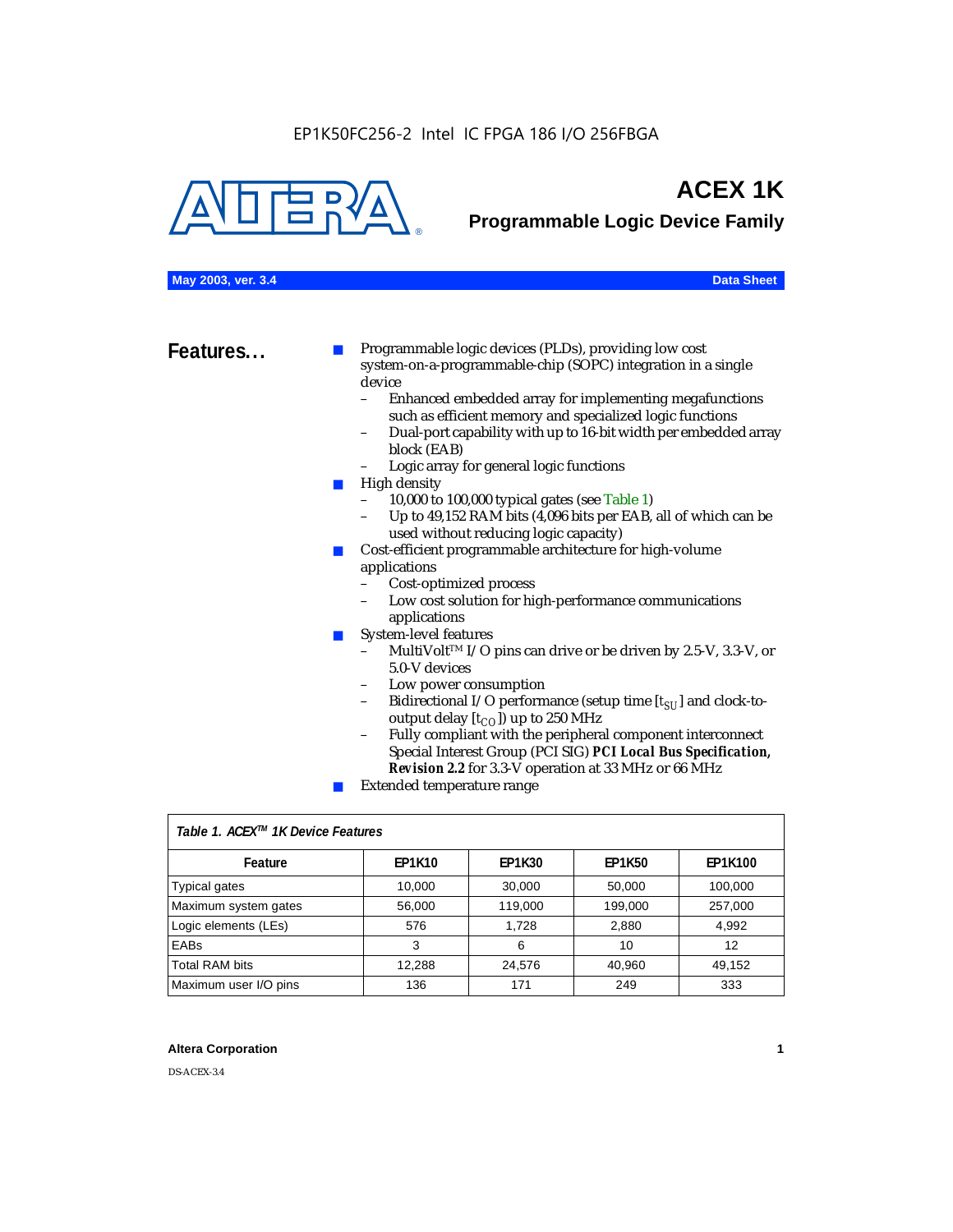EP1K50FC256-2 Intel IC FPGA 186 I/O 256FBGA

# ACEX 1K

## Programmable Logic Device Family

**May 2003, ver. 3.4** **Data Sheet**

## Features...

- Programmable logic devices (PLDs), providing low cost system-on-a-programmable-chip (SOPC) integration in a single device
  - Enhanced embedded array for implementing megafunctions such as efficient memory and specialized logic functions
  - Dual-port capability with up to 16-bit width per embedded array block (EAB)
  - Logic array for general logic functions
- High density
  - 10,000 to 100,000 typical gates (see Table 1)
  - Up to 49,152 RAM bits (4,096 bits per EAB, all of which can be used without reducing logic capacity)
- Cost-efficient programmable architecture for high-volume applications
  - Cost-optimized process
  - Low cost solution for high-performance communications applications
- System-level features
  - MultiVolt™ I/O pins can drive or be driven by 2.5-V, 3.3-V, or 5.0-V devices
  - Low power consumption
  - Bidirectional I/O performance (setup time [$t_{SU}$] and clock-to-output delay [$t_{CO}$]) up to 250 MHz
  - Fully compliant with the peripheral component interconnect Special Interest Group (PCI SIG) ***PCI Local Bus Specification, Revision 2.2*** for 3.3-V operation at 33 MHz or 66 MHz
- Extended temperature range

*Table 1. ACEX™ 1K Device Features*

| Feature | EP1K10 | EP1K30 | EP1K50 | EP1K100 |
|---|---|---|---|---|
| Typical gates | 10,000 | 30,000 | 50,000 | 100,000 |
| Maximum system gates | 56,000 | 119,000 | 199,000 | 257,000 |
| Logic elements (LEs) | 576 | 1,728 | 2,880 | 4,992 |
| EABs | 3 | 6 | 10 | 12 |
| Total RAM bits | 12,288 | 24,576 | 40,960 | 49,152 |
| Maximum user I/O pins | 136 | 171 | 249 | 333 |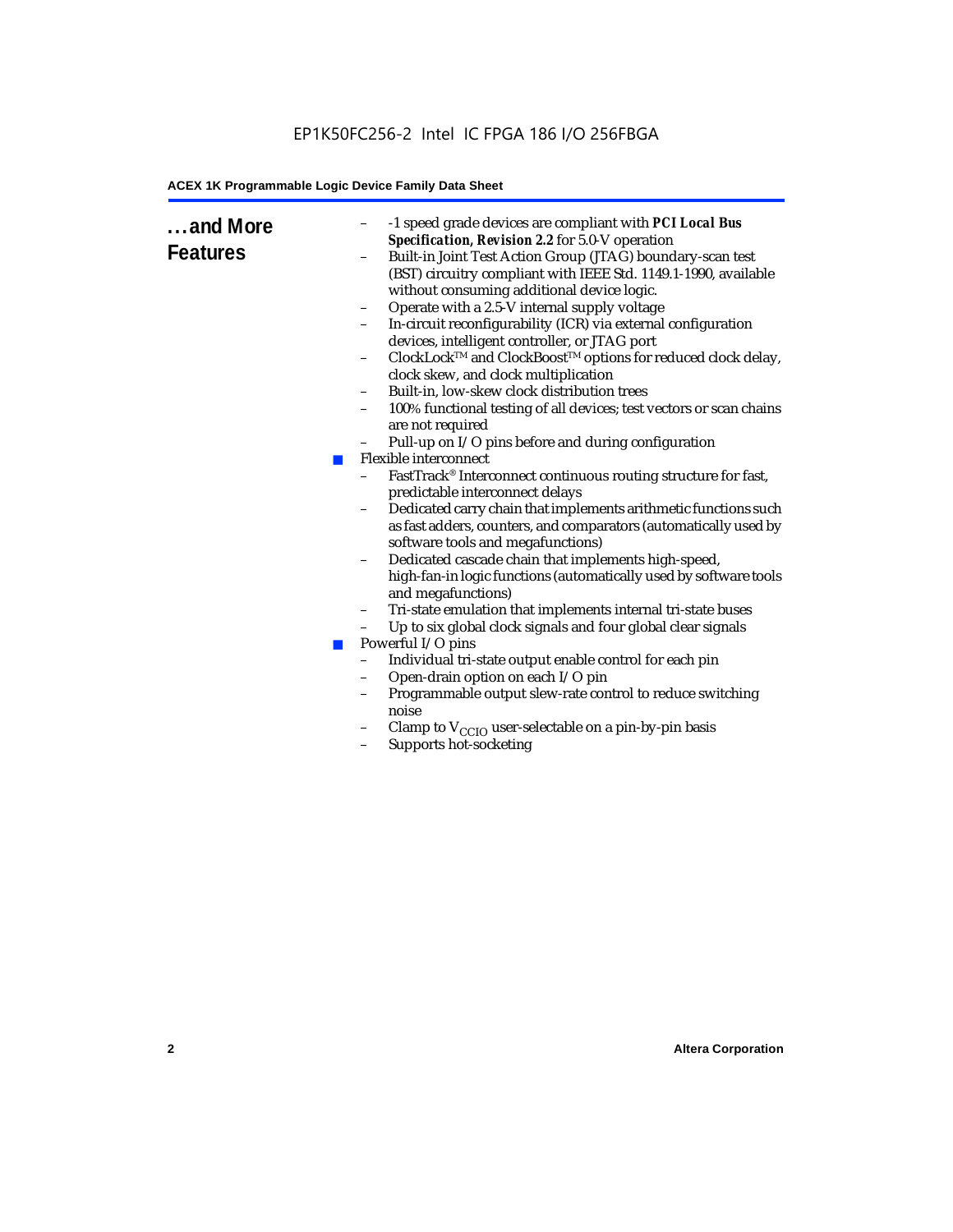## ...and More Features

- -1 speed grade devices are compliant with ***PCI Local Bus Specification, Revision 2.2*** for 5.0-V operation
- Built-in Joint Test Action Group (JTAG) boundary-scan test (BST) circuitry compliant with IEEE Std. 1149.1-1990, available without consuming additional device logic.
- Operate with a 2.5-V internal supply voltage
- In-circuit reconfigurability (ICR) via external configuration devices, intelligent controller, or JTAG port
- ClockLock™ and ClockBoost™ options for reduced clock delay, clock skew, and clock multiplication
- Built-in, low-skew clock distribution trees
- 100% functional testing of all devices; test vectors or scan chains are not required
- Pull-up on I/O pins before and during configuration

- Flexible interconnect
  - FastTrack® Interconnect continuous routing structure for fast, predictable interconnect delays
  - Dedicated carry chain that implements arithmetic functions such as fast adders, counters, and comparators (automatically used by software tools and megafunctions)
  - Dedicated cascade chain that implements high-speed, high-fan-in logic functions (automatically used by software tools and megafunctions)
  - Tri-state emulation that implements internal tri-state buses
  - Up to six global clock signals and four global clear signals
- Powerful I/O pins
  - Individual tri-state output enable control for each pin
  - Open-drain option on each I/O pin
  - Programmable output slew-rate control to reduce switching noise
  - Clamp to $V_{CCIO}$ user-selectable on a pin-by-pin basis
  - Supports hot-socketing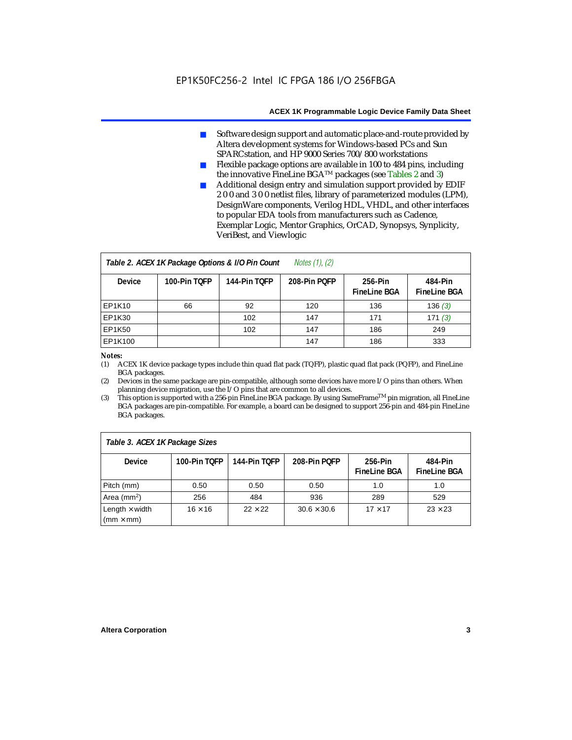- Software design support and automatic place-and-route provided by Altera development systems for Windows-based PCs and Sun SPARCstation, and HP 9000 Series 700/800 workstations
- Flexible package options are available in 100 to 484 pins, including the innovative FineLine BGA™ packages (see Tables 2 and 3)
- Additional design entry and simulation support provided by EDIF 2 0 0 and 3 0 0 netlist files, library of parameterized modules (LPM), DesignWare components, Verilog HDL, VHDL, and other interfaces to popular EDA tools from manufacturers such as Cadence, Exemplar Logic, Mentor Graphics, OrCAD, Synopsys, Synplicity, VeriBest, and Viewlogic

**Table 2. ACEX 1K Package Options & I/O Pin Count** *Notes (1), (2)*

| Device | 100-Pin TQFP | 144-Pin TQFP | 208-Pin PQFP | 256-Pin FineLine BGA | 484-Pin FineLine BGA |
|---|---|---|---|---|---|
| EP1K10 | 66 | 92 | 120 | 136 | 136 *(3)* |
| EP1K30 | | 102 | 147 | 171 | 171 *(3)* |
| EP1K50 | | 102 | 147 | 186 | 249 |
| EP1K100 | | | 147 | 186 | 333 |

*Notes:*

(1) ACEX 1K device package types include thin quad flat pack (TQFP), plastic quad flat pack (PQFP), and FineLine BGA packages.

(2) Devices in the same package are pin-compatible, although some devices have more I/O pins than others. When planning device migration, use the I/O pins that are common to all devices.

(3) This option is supported with a 256-pin FineLine BGA package. By using SameFrame™ pin migration, all FineLine BGA packages are pin-compatible. For example, a board can be designed to support 256-pin and 484-pin FineLine BGA packages.

**Table 3. ACEX 1K Package Sizes**

| Device | 100-Pin TQFP | 144-Pin TQFP | 208-Pin PQFP | 256-Pin FineLine BGA | 484-Pin FineLine BGA |
|---|---|---|---|---|---|
| Pitch (mm) | 0.50 | 0.50 | 0.50 | 1.0 | 1.0 |
| Area ($mm^2$) | 256 | 484 | 936 | 289 | 529 |
| Length × width (mm × mm) | 16 × 16 | 22 × 22 | 30.6 × 30.6 | 17 × 17 | 23 × 23 |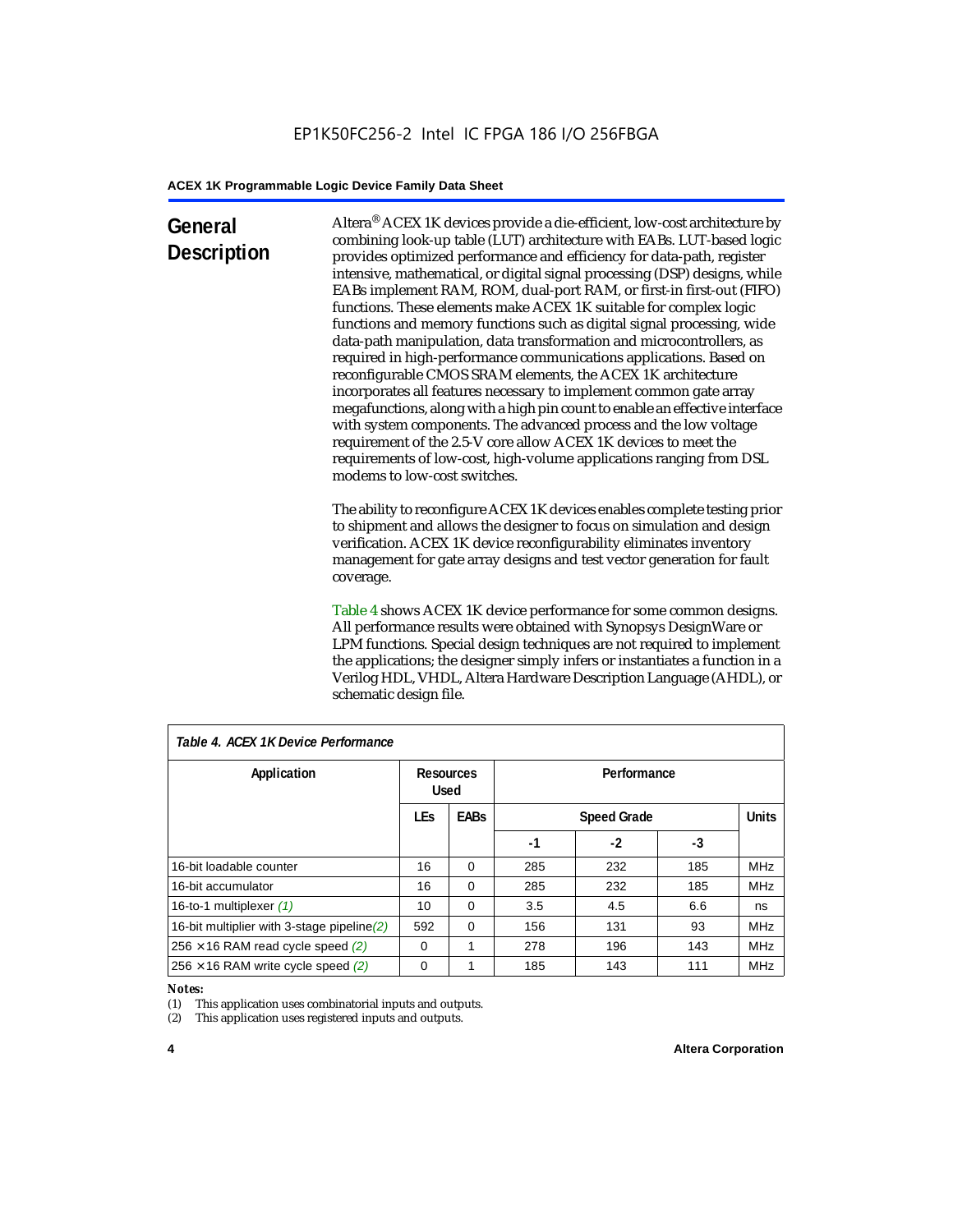## General Description

Altera® ACEX 1K devices provide a die-efficient, low-cost architecture by combining look-up table (LUT) architecture with EABs. LUT-based logic provides optimized performance and efficiency for data-path, register intensive, mathematical, or digital signal processing (DSP) designs, while EABs implement RAM, ROM, dual-port RAM, or first-in first-out (FIFO) functions. These elements make ACEX 1K suitable for complex logic functions and memory functions such as digital signal processing, wide data-path manipulation, data transformation and microcontrollers, as required in high-performance communications applications. Based on reconfigurable CMOS SRAM elements, the ACEX 1K architecture incorporates all features necessary to implement common gate array megafunctions, along with a high pin count to enable an effective interface with system components. The advanced process and the low voltage requirement of the 2.5-V core allow ACEX 1K devices to meet the requirements of low-cost, high-volume applications ranging from DSL modems to low-cost switches.

The ability to reconfigure ACEX 1K devices enables complete testing prior to shipment and allows the designer to focus on simulation and design verification. ACEX 1K device reconfigurability eliminates inventory management for gate array designs and test vector generation for fault coverage.

Table 4 shows ACEX 1K device performance for some common designs. All performance results were obtained with Synopsys DesignWare or LPM functions. Special design techniques are not required to implement the applications; the designer simply infers or instantiates a function in a Verilog HDL, VHDL, Altera Hardware Description Language (AHDL), or schematic design file.

*Table 4. ACEX 1K Device Performance*

| Application | Resources Used | | Performance | | | |
|---|---|---|---|---|---|---|
| | LEs | EABs | Speed Grade | | | Units |
| | | | -1 | -2 | -3 | |
| 16-bit loadable counter | 16 | 0 | 285 | 232 | 185 | MHz |
| 16-bit accumulator | 16 | 0 | 285 | 232 | 185 | MHz |
| 16-to-1 multiplexer (1) | 10 | 0 | 3.5 | 4.5 | 6.6 | ns |
| 16-bit multiplier with 3-stage pipeline (2) | 592 | 0 | 156 | 131 | 93 | MHz |
| 256 × 16 RAM read cycle speed (2) | 0 | 1 | 278 | 196 | 143 | MHz |
| 256 × 16 RAM write cycle speed (2) | 0 | 1 | 185 | 143 | 111 | MHz |

*Notes:*

(1) This application uses combinatorial inputs and outputs.

(2) This application uses registered inputs and outputs.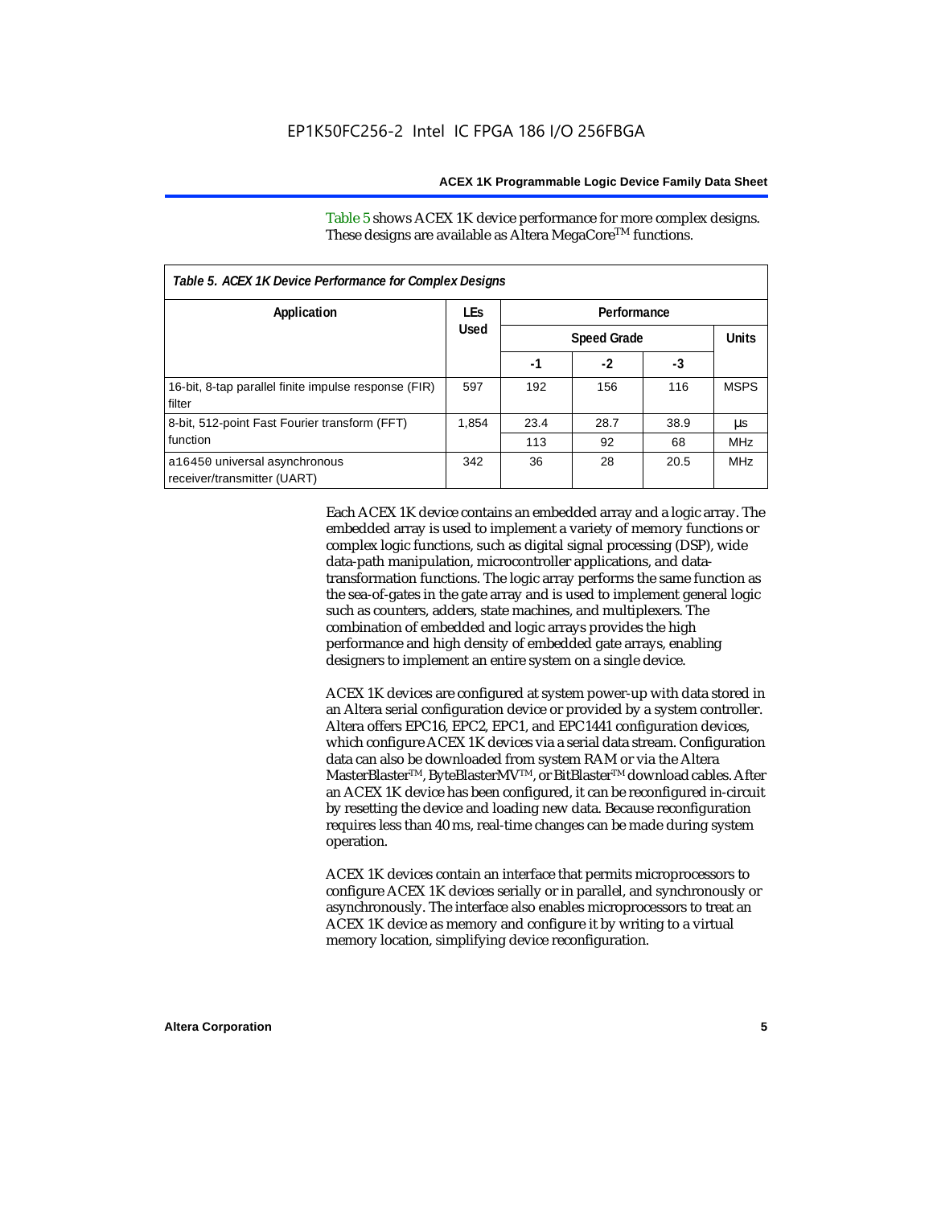Table 5 shows ACEX 1K device performance for more complex designs. These designs are available as Altera MegaCore™ functions.

*Table 5. ACEX 1K Device Performance for Complex Designs*

| Application | LEs Used | Performance | | | |
|---|---|---|---|---|---|
| | | Speed Grade | | | Units |
| | | -1 | -2 | -3 | |
| 16-bit, 8-tap parallel finite impulse response (FIR) filter | 597 | 192 | 156 | 116 | MSPS |
| 8-bit, 512-point Fast Fourier transform (FFT) function | 1,854 | 23.4 | 28.7 | 38.9 | µs |
| | | 113 | 92 | 68 | MHz |
| a16450 universal asynchronous receiver/transmitter (UART) | 342 | 36 | 28 | 20.5 | MHz |

Each ACEX 1K device contains an embedded array and a logic array. The embedded array is used to implement a variety of memory functions or complex logic functions, such as digital signal processing (DSP), wide data-path manipulation, microcontroller applications, and data-transformation functions. The logic array performs the same function as the sea-of-gates in the gate array and is used to implement general logic such as counters, adders, state machines, and multiplexers. The combination of embedded and logic arrays provides the high performance and high density of embedded gate arrays, enabling designers to implement an entire system on a single device.

ACEX 1K devices are configured at system power-up with data stored in an Altera serial configuration device or provided by a system controller. Altera offers EPC16, EPC2, EPC1, and EPC1441 configuration devices, which configure ACEX 1K devices via a serial data stream. Configuration data can also be downloaded from system RAM or via the Altera MasterBlaster™, ByteBlasterMV™, or BitBlaster™ download cables. After an ACEX 1K device has been configured, it can be reconfigured in-circuit by resetting the device and loading new data. Because reconfiguration requires less than 40 ms, real-time changes can be made during system operation.

ACEX 1K devices contain an interface that permits microprocessors to configure ACEX 1K devices serially or in parallel, and synchronously or asynchronously. The interface also enables microprocessors to treat an ACEX 1K device as memory and configure it by writing to a virtual memory location, simplifying device reconfiguration.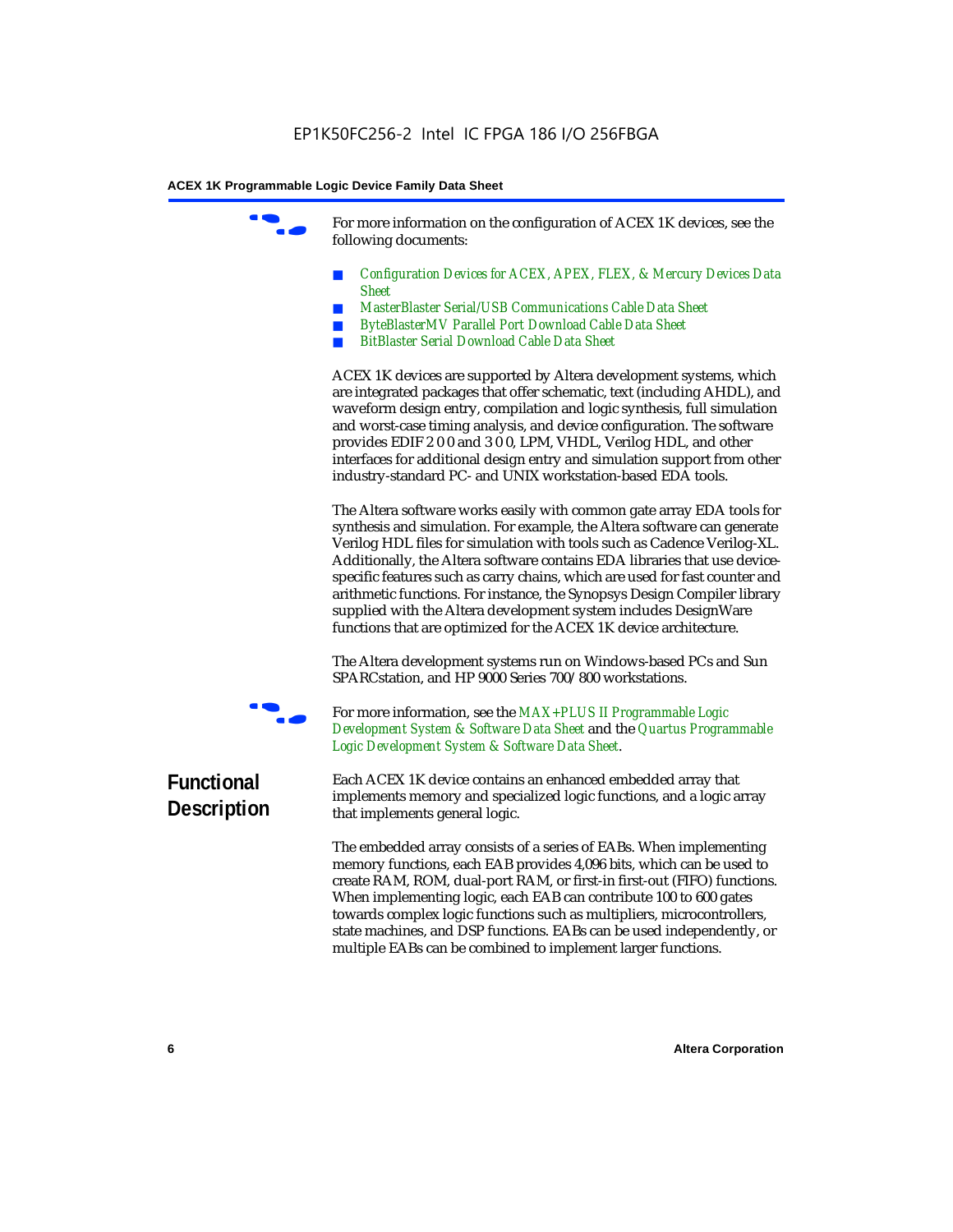For more information on the configuration of ACEX 1K devices, see the following documents:

- *Configuration Devices for ACEX, APEX, FLEX, & Mercury Devices Data Sheet*
- *MasterBlaster Serial/USB Communications Cable Data Sheet*
- *ByteBlasterMV Parallel Port Download Cable Data Sheet*
- *BitBlaster Serial Download Cable Data Sheet*

ACEX 1K devices are supported by Altera development systems, which are integrated packages that offer schematic, text (including AHDL), and waveform design entry, compilation and logic synthesis, full simulation and worst-case timing analysis, and device configuration. The software provides EDIF 2 0 0 and 3 0 0, LPM, VHDL, Verilog HDL, and other interfaces for additional design entry and simulation support from other industry-standard PC- and UNIX workstation-based EDA tools.

The Altera software works easily with common gate array EDA tools for synthesis and simulation. For example, the Altera software can generate Verilog HDL files for simulation with tools such as Cadence Verilog-XL. Additionally, the Altera software contains EDA libraries that use device-specific features such as carry chains, which are used for fast counter and arithmetic functions. For instance, the Synopsys Design Compiler library supplied with the Altera development system includes DesignWare functions that are optimized for the ACEX 1K device architecture.

The Altera development systems run on Windows-based PCs and Sun SPARCstation, and HP 9000 Series 700/800 workstations.

For more information, see the *MAX+PLUS II Programmable Logic Development System & Software Data Sheet* and the *Quartus Programmable Logic Development System & Software Data Sheet*.

## Functional Description

Each ACEX 1K device contains an enhanced embedded array that implements memory and specialized logic functions, and a logic array that implements general logic.

The embedded array consists of a series of EABs. When implementing memory functions, each EAB provides 4,096 bits, which can be used to create RAM, ROM, dual-port RAM, or first-in first-out (FIFO) functions. When implementing logic, each EAB can contribute 100 to 600 gates towards complex logic functions such as multipliers, microcontrollers, state machines, and DSP functions. EABs can be used independently, or multiple EABs can be combined to implement larger functions.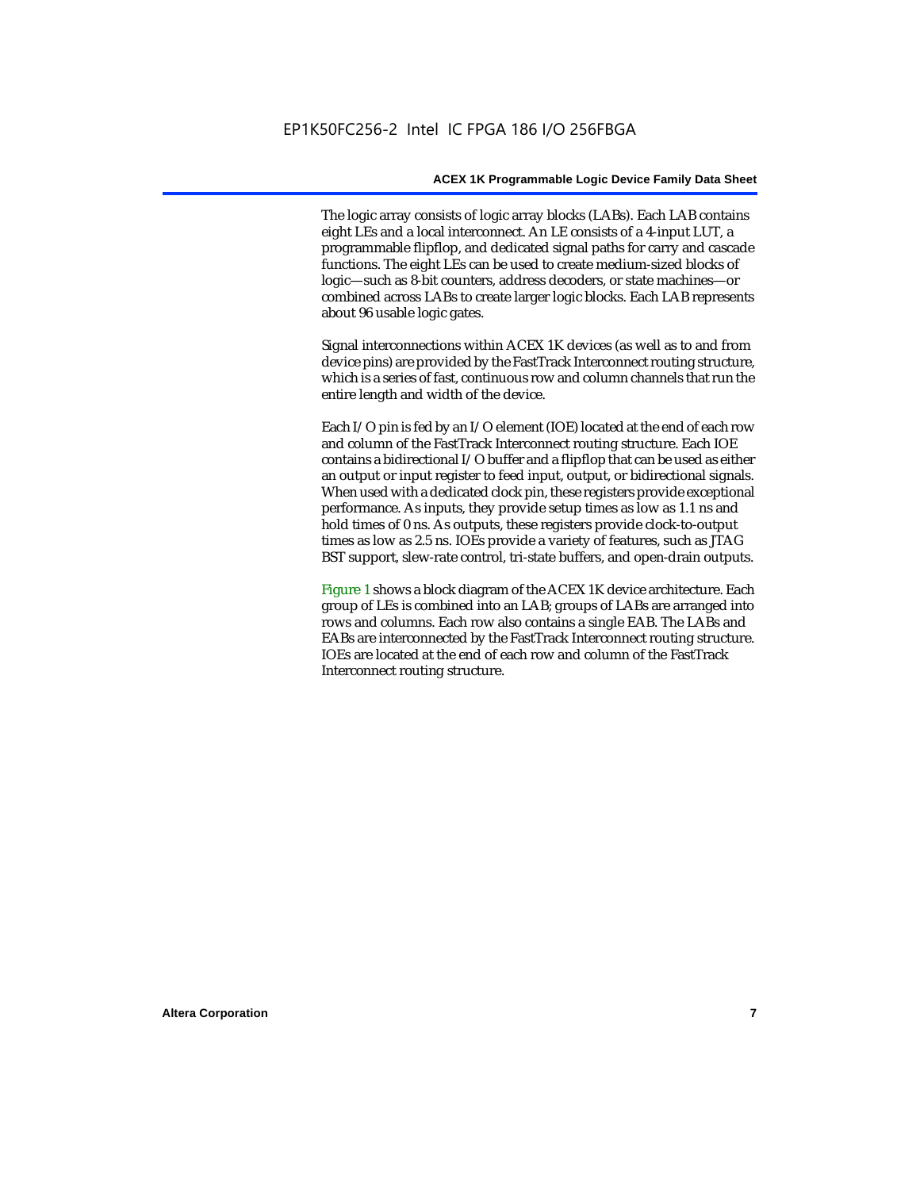The logic array consists of logic array blocks (LABs). Each LAB contains eight LEs and a local interconnect. An LE consists of a 4-input LUT, a programmable flipflop, and dedicated signal paths for carry and cascade functions. The eight LEs can be used to create medium-sized blocks of logic—such as 8-bit counters, address decoders, or state machines—or combined across LABs to create larger logic blocks. Each LAB represents about 96 usable logic gates.

Signal interconnections within ACEX 1K devices (as well as to and from device pins) are provided by the FastTrack Interconnect routing structure, which is a series of fast, continuous row and column channels that run the entire length and width of the device.

Each I/O pin is fed by an I/O element (IOE) located at the end of each row and column of the FastTrack Interconnect routing structure. Each IOE contains a bidirectional I/O buffer and a flipflop that can be used as either an output or input register to feed input, output, or bidirectional signals. When used with a dedicated clock pin, these registers provide exceptional performance. As inputs, they provide setup times as low as 1.1 ns and hold times of 0 ns. As outputs, these registers provide clock-to-output times as low as 2.5 ns. IOEs provide a variety of features, such as JTAG BST support, slew-rate control, tri-state buffers, and open-drain outputs.

Figure 1 shows a block diagram of the ACEX 1K device architecture. Each group of LEs is combined into an LAB; groups of LABs are arranged into rows and columns. Each row also contains a single EAB. The LABs and EABs are interconnected by the FastTrack Interconnect routing structure. IOEs are located at the end of each row and column of the FastTrack Interconnect routing structure.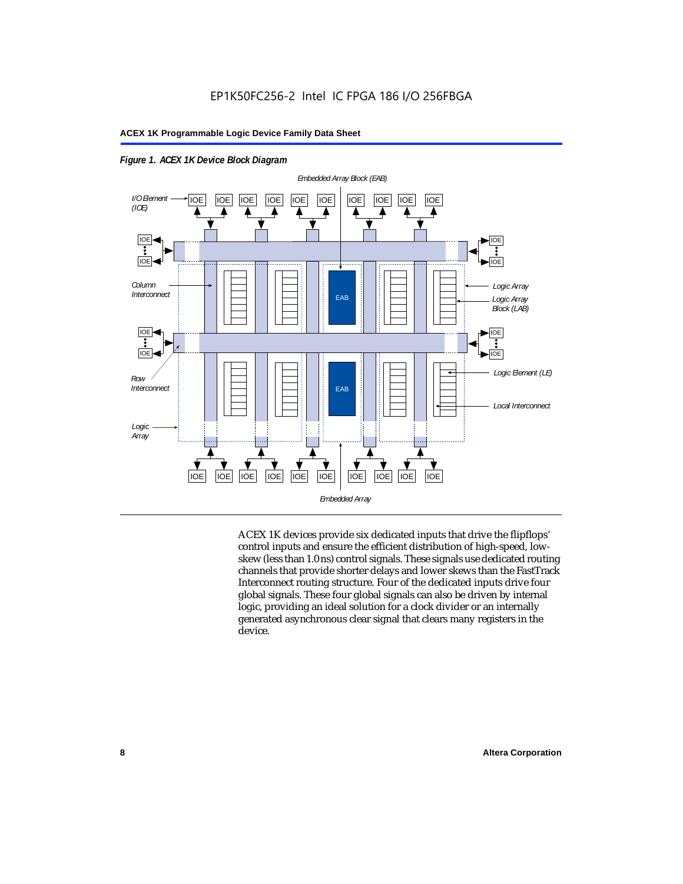*Figure 1. ACEX 1K Device Block Diagram*

ACEX 1K devices provide six dedicated inputs that drive the flipflops' control inputs and ensure the efficient distribution of high-speed, low-skew (less than 1.0 ns) control signals. These signals use dedicated routing channels that provide shorter delays and lower skews than the FastTrack Interconnect routing structure. Four of the dedicated inputs drive four global signals. These four global signals can also be driven by internal logic, providing an ideal solution for a clock divider or an internally generated asynchronous clear signal that clears many registers in the device.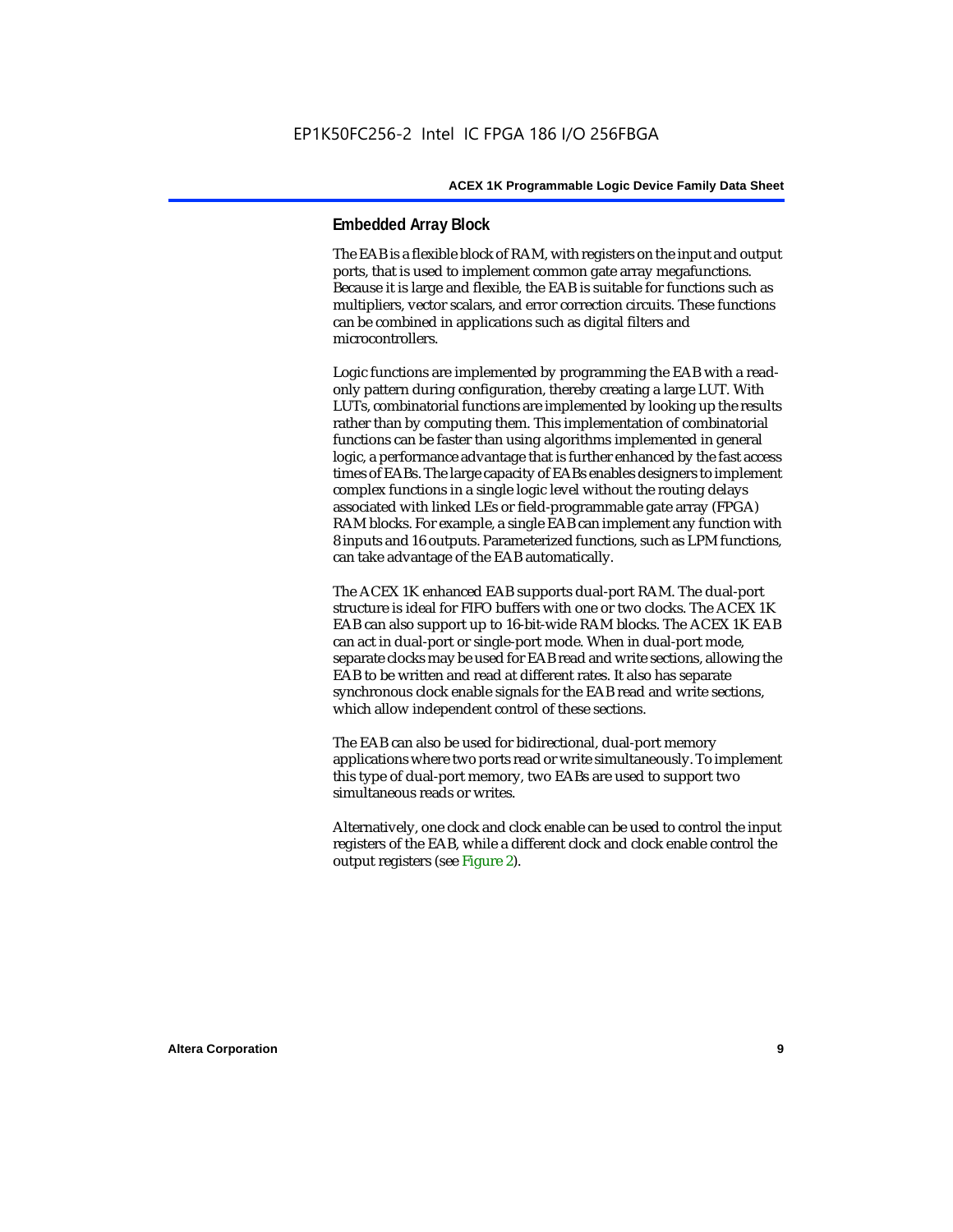## Embedded Array Block

The EAB is a flexible block of RAM, with registers on the input and output ports, that is used to implement common gate array megafunctions. Because it is large and flexible, the EAB is suitable for functions such as multipliers, vector scalars, and error correction circuits. These functions can be combined in applications such as digital filters and microcontrollers.

Logic functions are implemented by programming the EAB with a read-only pattern during configuration, thereby creating a large LUT. With LUTs, combinatorial functions are implemented by looking up the results rather than by computing them. This implementation of combinatorial functions can be faster than using algorithms implemented in general logic, a performance advantage that is further enhanced by the fast access times of EABs. The large capacity of EABs enables designers to implement complex functions in a single logic level without the routing delays associated with linked LEs or field-programmable gate array (FPGA) RAM blocks. For example, a single EAB can implement any function with 8 inputs and 16 outputs. Parameterized functions, such as LPM functions, can take advantage of the EAB automatically.

The ACEX 1K enhanced EAB supports dual-port RAM. The dual-port structure is ideal for FIFO buffers with one or two clocks. The ACEX 1K EAB can also support up to 16-bit-wide RAM blocks. The ACEX 1K EAB can act in dual-port or single-port mode. When in dual-port mode, separate clocks may be used for EAB read and write sections, allowing the EAB to be written and read at different rates. It also has separate synchronous clock enable signals for the EAB read and write sections, which allow independent control of these sections.

The EAB can also be used for bidirectional, dual-port memory applications where two ports read or write simultaneously. To implement this type of dual-port memory, two EABs are used to support two simultaneous reads or writes.

Alternatively, one clock and clock enable can be used to control the input registers of the EAB, while a different clock and clock enable control the output registers (see Figure 2).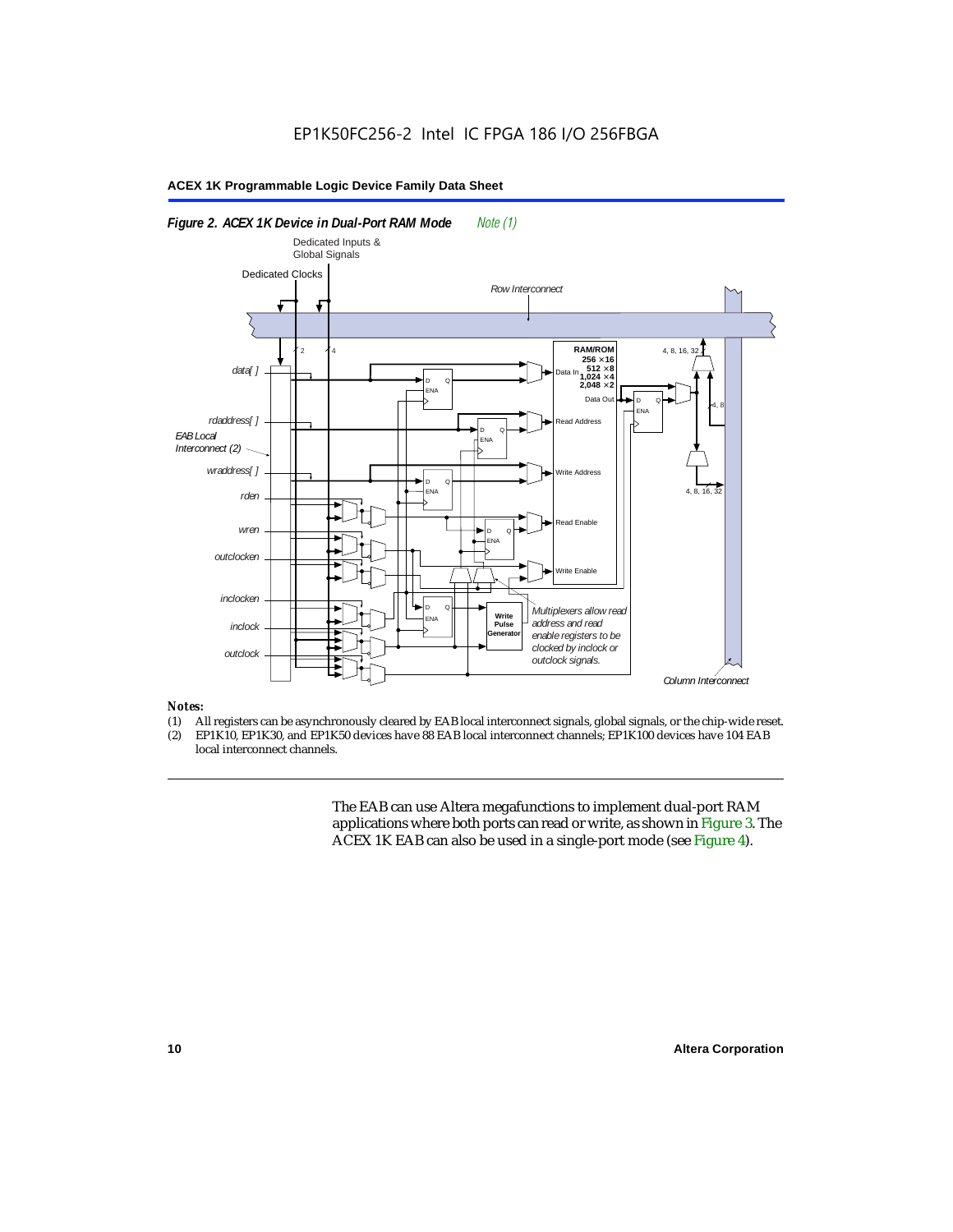*Figure 2. ACEX 1K Device in Dual-Port RAM Mode* *Note (1)*

*Notes:*

(1) All registers can be asynchronously cleared by EAB local interconnect signals, global signals, or the chip-wide reset.
(2) EP1K10, EP1K30, and EP1K50 devices have 88 EAB local interconnect channels; EP1K100 devices have 104 EAB local interconnect channels.

The EAB can use Altera megafunctions to implement dual-port RAM applications where both ports can read or write, as shown in Figure 3. The ACEX 1K EAB can also be used in a single-port mode (see Figure 4).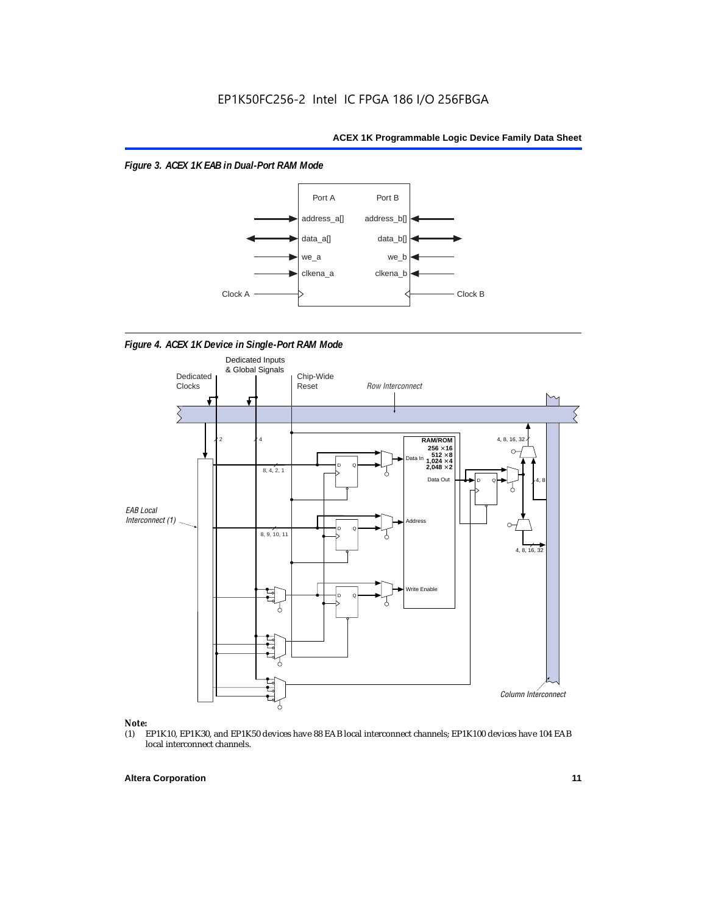*Figure 3. ACEX 1K EAB in Dual-Port RAM Mode*

*Figure 4. ACEX 1K Device in Single-Port RAM Mode*

**Note:**

(1) EP1K10, EP1K30, and EP1K50 devices have 88 EAB local interconnect channels; EP1K100 devices have 104 EAB local interconnect channels.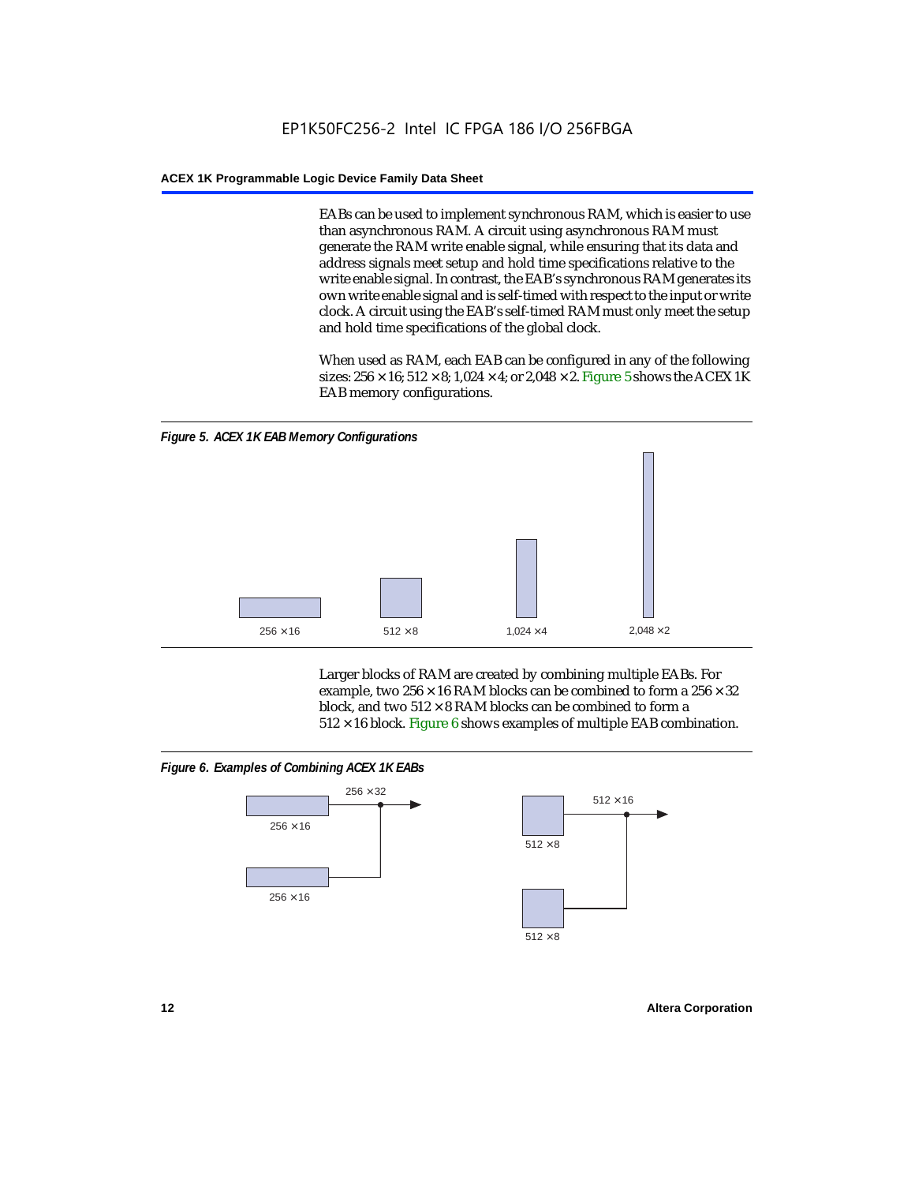EABs can be used to implement synchronous RAM, which is easier to use than asynchronous RAM. A circuit using asynchronous RAM must generate the RAM write enable signal, while ensuring that its data and address signals meet setup and hold time specifications relative to the write enable signal. In contrast, the EAB's synchronous RAM generates its own write enable signal and is self-timed with respect to the input or write clock. A circuit using the EAB's self-timed RAM must only meet the setup and hold time specifications of the global clock.

When used as RAM, each EAB can be configured in any of the following sizes: 256 × 16; 512 × 8; 1,024 × 4; or 2,048 × 2. Figure 5 shows the ACEX 1K EAB memory configurations.

*Figure 5. ACEX 1K EAB Memory Configurations*

256 × 16 512 × 8 1,024 × 4 2,048 × 2

Larger blocks of RAM are created by combining multiple EABs. For example, two 256 × 16 RAM blocks can be combined to form a 256 × 32 block, and two 512 × 8 RAM blocks can be combined to form a 512 × 16 block. Figure 6 shows examples of multiple EAB combination.

*Figure 6. Examples of Combining ACEX 1K EABs*

256 × 32 256 × 16 256 × 16 512 × 16 512 × 8 512 × 8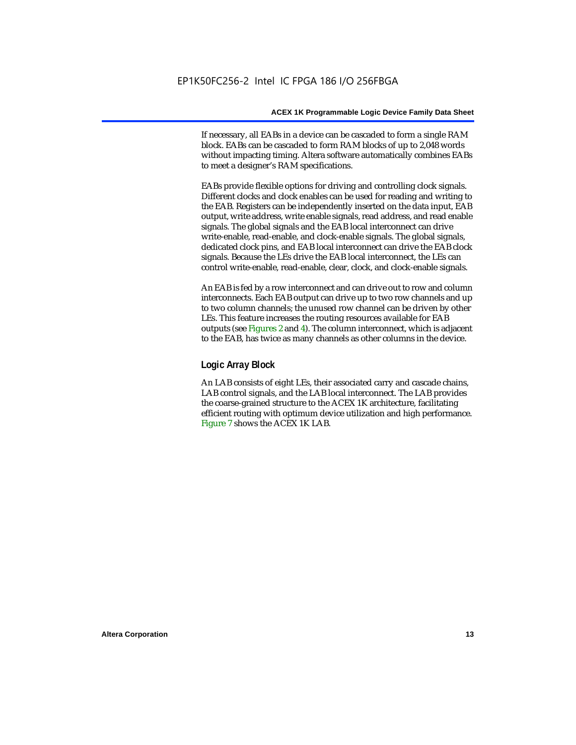If necessary, all EABs in a device can be cascaded to form a single RAM block. EABs can be cascaded to form RAM blocks of up to 2,048 words without impacting timing. Altera software automatically combines EABs to meet a designer's RAM specifications.

EABs provide flexible options for driving and controlling clock signals. Different clocks and clock enables can be used for reading and writing to the EAB. Registers can be independently inserted on the data input, EAB output, write address, write enable signals, read address, and read enable signals. The global signals and the EAB local interconnect can drive write-enable, read-enable, and clock-enable signals. The global signals, dedicated clock pins, and EAB local interconnect can drive the EAB clock signals. Because the LEs drive the EAB local interconnect, the LEs can control write-enable, read-enable, clear, clock, and clock-enable signals.

An EAB is fed by a row interconnect and can drive out to row and column interconnects. Each EAB output can drive up to two row channels and up to two column channels; the unused row channel can be driven by other LEs. This feature increases the routing resources available for EAB outputs (see Figures 2 and 4). The column interconnect, which is adjacent to the EAB, has twice as many channels as other columns in the device.

### Logic Array Block

An LAB consists of eight LEs, their associated carry and cascade chains, LAB control signals, and the LAB local interconnect. The LAB provides the coarse-grained structure to the ACEX 1K architecture, facilitating efficient routing with optimum device utilization and high performance. Figure 7 shows the ACEX 1K LAB.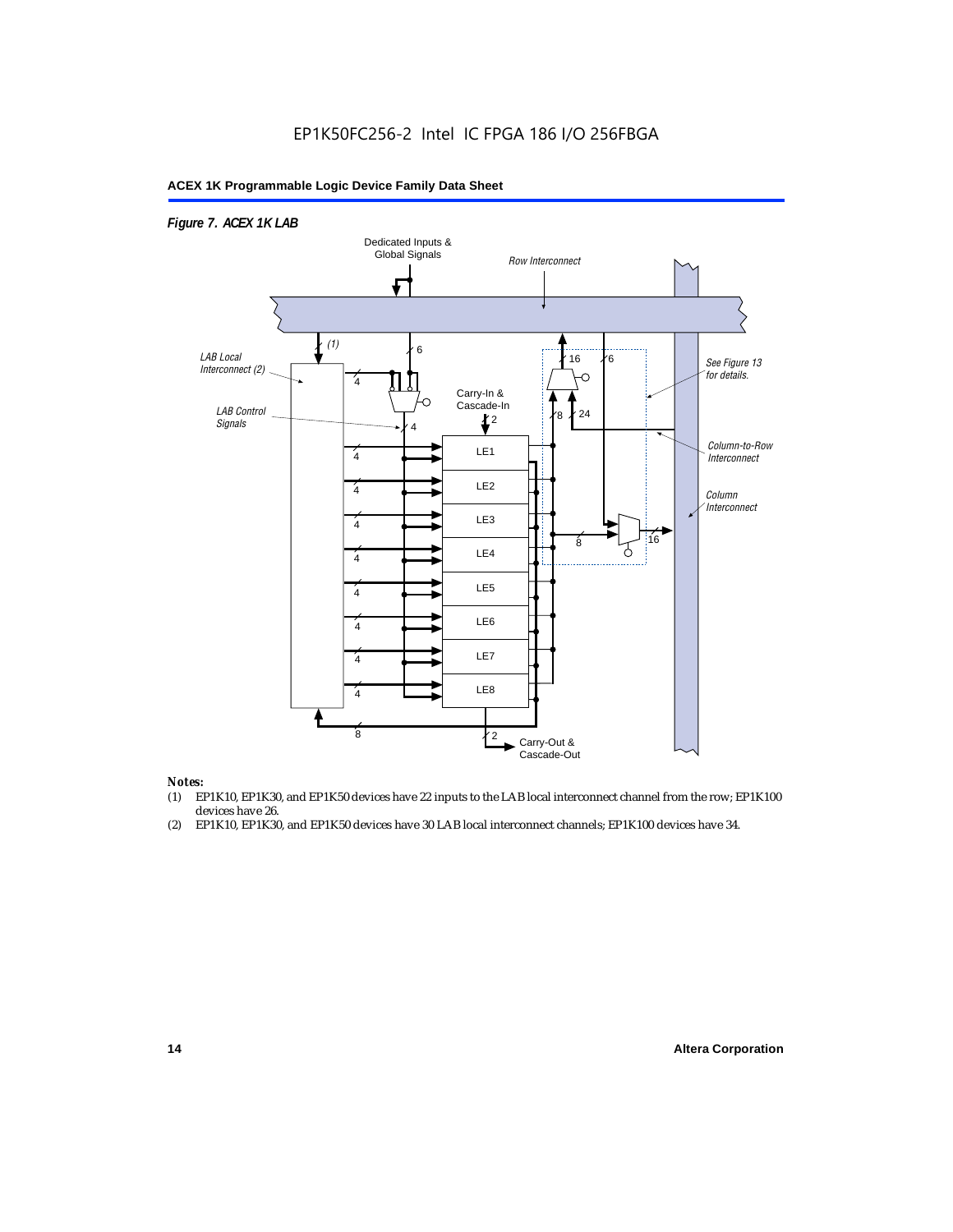*Figure 7. ACEX 1K LAB*

*Notes:*

(1) EP1K10, EP1K30, and EP1K50 devices have 22 inputs to the LAB local interconnect channel from the row; EP1K100 devices have 26.

(2) EP1K10, EP1K30, and EP1K50 devices have 30 LAB local interconnect channels; EP1K100 devices have 34.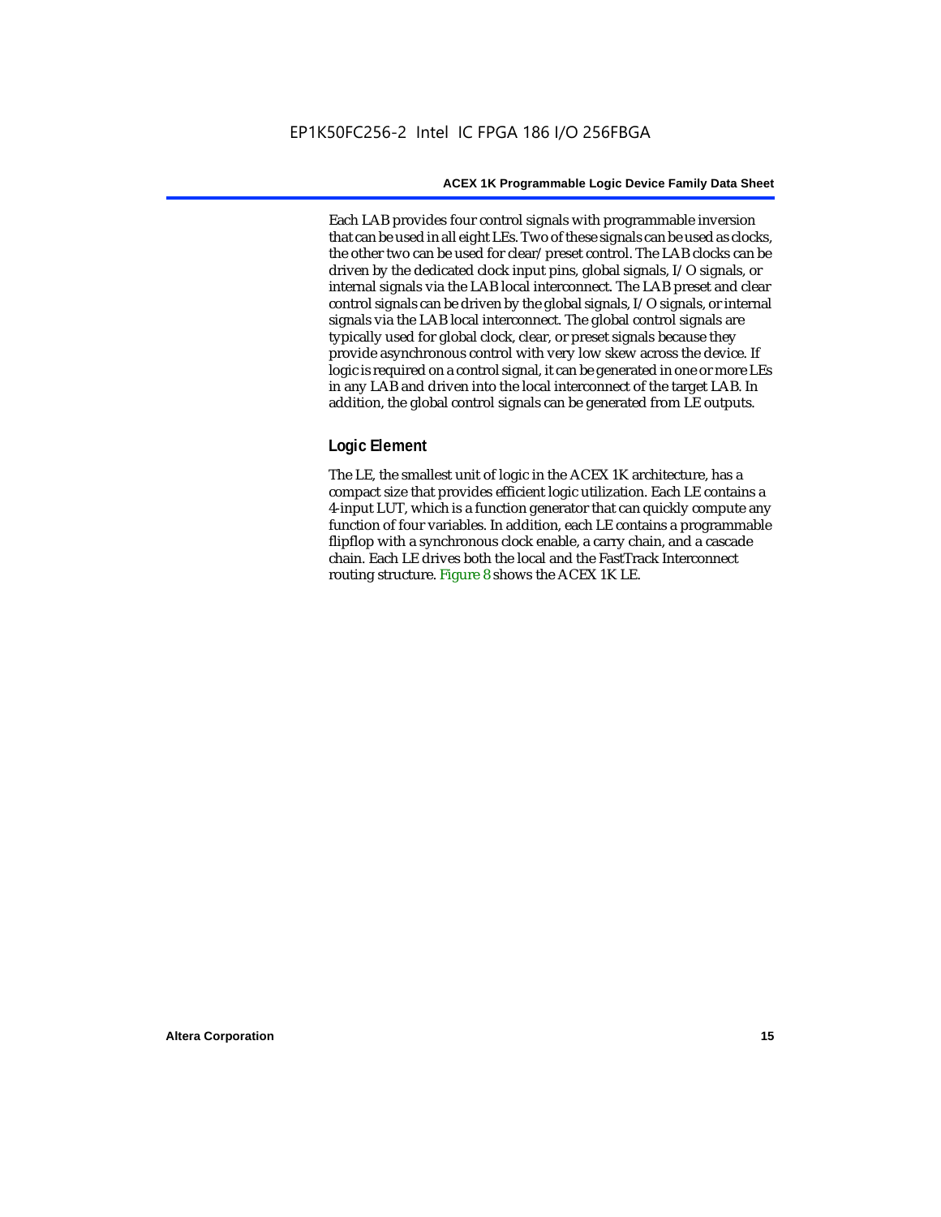Each LAB provides four control signals with programmable inversion that can be used in all eight LEs. Two of these signals can be used as clocks, the other two can be used for clear/preset control. The LAB clocks can be driven by the dedicated clock input pins, global signals, I/O signals, or internal signals via the LAB local interconnect. The LAB preset and clear control signals can be driven by the global signals, I/O signals, or internal signals via the LAB local interconnect. The global control signals are typically used for global clock, clear, or preset signals because they provide asynchronous control with very low skew across the device. If logic is required on a control signal, it can be generated in one or more LEs in any LAB and driven into the local interconnect of the target LAB. In addition, the global control signals can be generated from LE outputs.

### Logic Element

The LE, the smallest unit of logic in the ACEX 1K architecture, has a compact size that provides efficient logic utilization. Each LE contains a 4-input LUT, which is a function generator that can quickly compute any function of four variables. In addition, each LE contains a programmable flipflop with a synchronous clock enable, a carry chain, and a cascade chain. Each LE drives both the local and the FastTrack Interconnect routing structure. Figure 8 shows the ACEX 1K LE.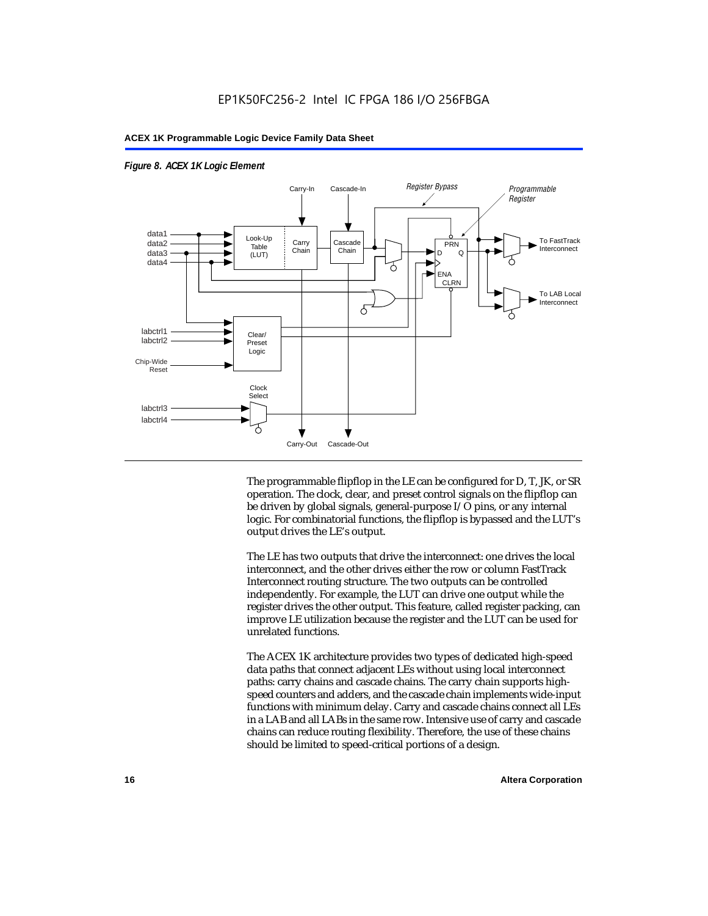*Figure 8. ACEX 1K Logic Element*

The programmable flipflop in the LE can be configured for D, T, JK, or SR operation. The clock, clear, and preset control signals on the flipflop can be driven by global signals, general-purpose I/O pins, or any internal logic. For combinatorial functions, the flipflop is bypassed and the LUT's output drives the LE's output.

The LE has two outputs that drive the interconnect: one drives the local interconnect, and the other drives either the row or column FastTrack Interconnect routing structure. The two outputs can be controlled independently. For example, the LUT can drive one output while the register drives the other output. This feature, called register packing, can improve LE utilization because the register and the LUT can be used for unrelated functions.

The ACEX 1K architecture provides two types of dedicated high-speed data paths that connect adjacent LEs without using local interconnect paths: carry chains and cascade chains. The carry chain supports high-speed counters and adders, and the cascade chain implements wide-input functions with minimum delay. Carry and cascade chains connect all LEs in a LAB and all LABs in the same row. Intensive use of carry and cascade chains can reduce routing flexibility. Therefore, the use of these chains should be limited to speed-critical portions of a design.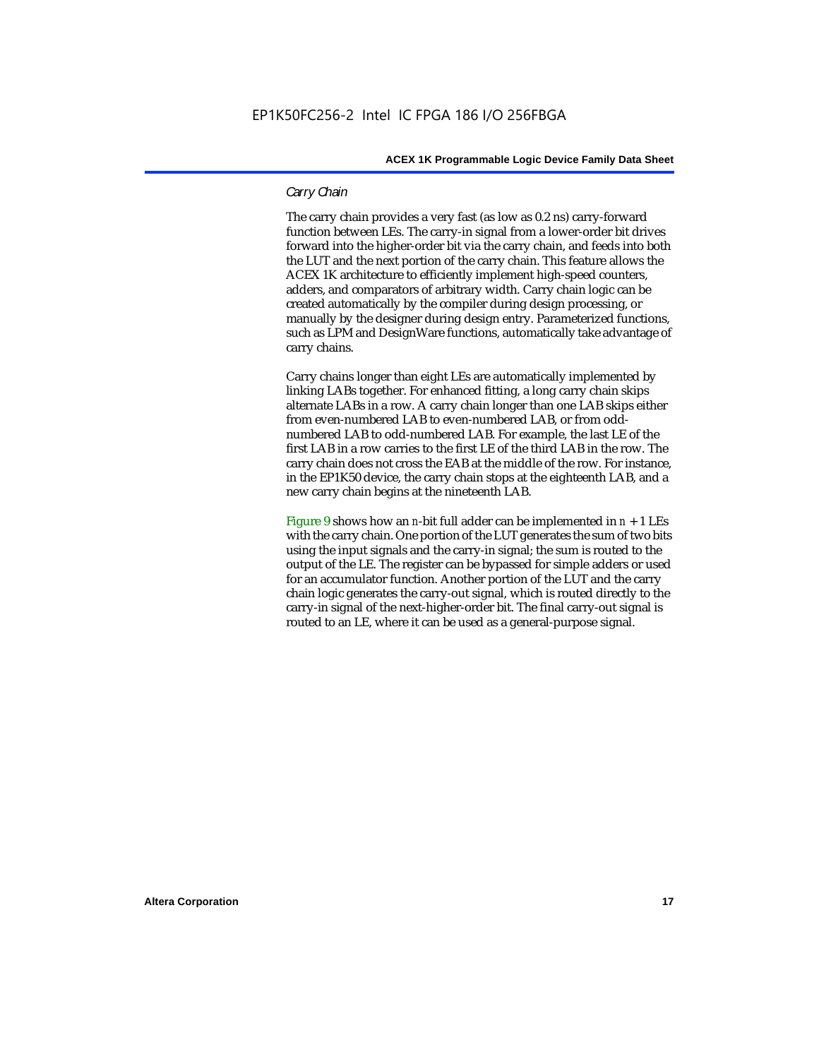*Carry Chain*

The carry chain provides a very fast (as low as 0.2 ns) carry-forward function between LEs. The carry-in signal from a lower-order bit drives forward into the higher-order bit via the carry chain, and feeds into both the LUT and the next portion of the carry chain. This feature allows the ACEX 1K architecture to efficiently implement high-speed counters, adders, and comparators of arbitrary width. Carry chain logic can be created automatically by the compiler during design processing, or manually by the designer during design entry. Parameterized functions, such as LPM and DesignWare functions, automatically take advantage of carry chains.

Carry chains longer than eight LEs are automatically implemented by linking LABs together. For enhanced fitting, a long carry chain skips alternate LABs in a row. A carry chain longer than one LAB skips either from even-numbered LAB to even-numbered LAB, or from odd-numbered LAB to odd-numbered LAB. For example, the last LE of the first LAB in a row carries to the first LE of the third LAB in the row. The carry chain does not cross the EAB at the middle of the row. For instance, in the EP1K50 device, the carry chain stops at the eighteenth LAB, and a new carry chain begins at the nineteenth LAB.

Figure 9 shows how an $n$-bit full adder can be implemented in $n + 1$ LEs with the carry chain. One portion of the LUT generates the sum of two bits using the input signals and the carry-in signal; the sum is routed to the output of the LE. The register can be bypassed for simple adders or used for an accumulator function. Another portion of the LUT and the carry chain logic generates the carry-out signal, which is routed directly to the carry-in signal of the next-higher-order bit. The final carry-out signal is routed to an LE, where it can be used as a general-purpose signal.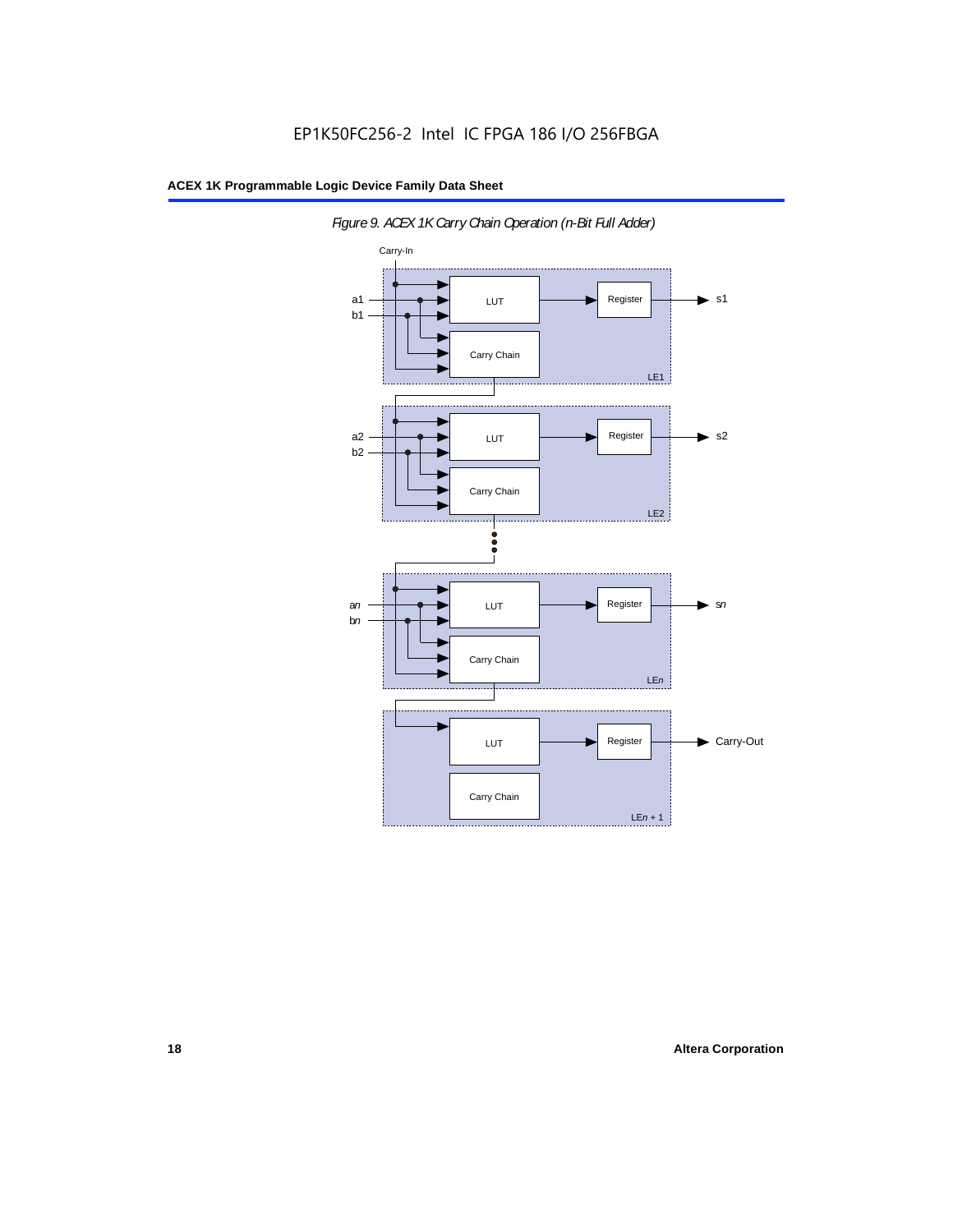*Figure 9. ACEX 1K Carry Chain Operation (n-Bit Full Adder)*

Carry-In

a1
b1

LUT

Register

s1

Carry Chain

LE1

a2
b2

LUT

Register

s2

Carry Chain

LE2

an
bn

LUT

Register

sn

Carry Chain

LEn

LUT

Register

Carry-Out

Carry Chain

LEn + 1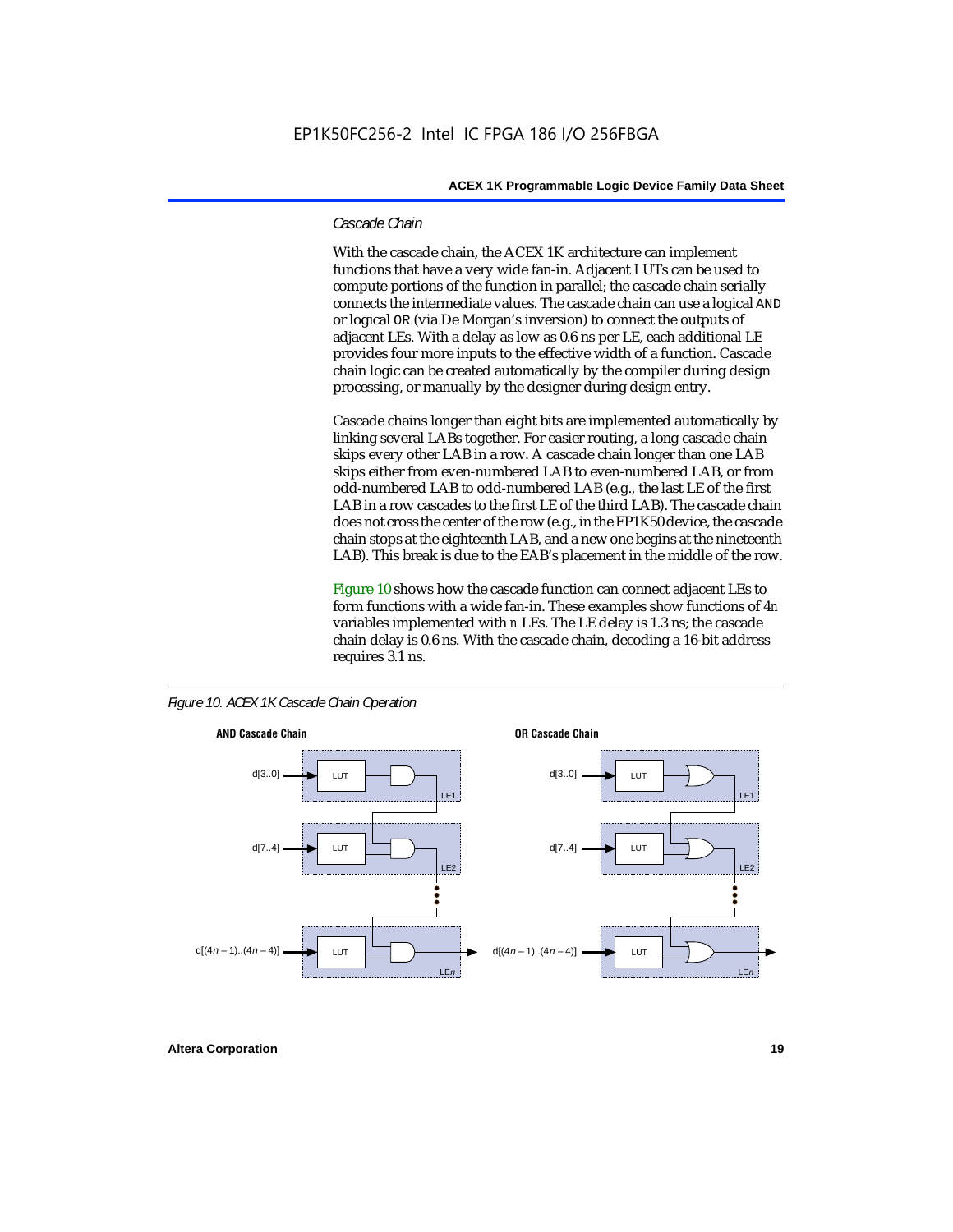### *Cascade Chain*

With the cascade chain, the ACEX 1K architecture can implement functions that have a very wide fan-in. Adjacent LUTs can be used to compute portions of the function in parallel; the cascade chain serially connects the intermediate values. The cascade chain can use a logical AND or logical OR (via De Morgan's inversion) to connect the outputs of adjacent LEs. With a delay as low as 0.6 ns per LE, each additional LE provides four more inputs to the effective width of a function. Cascade chain logic can be created automatically by the compiler during design processing, or manually by the designer during design entry.

Cascade chains longer than eight bits are implemented automatically by linking several LABs together. For easier routing, a long cascade chain skips every other LAB in a row. A cascade chain longer than one LAB skips either from even-numbered LAB to even-numbered LAB, or from odd-numbered LAB to odd-numbered LAB (e.g., the last LE of the first LAB in a row cascades to the first LE of the third LAB). The cascade chain does not cross the center of the row (e.g., in the EP1K50 device, the cascade chain stops at the eighteenth LAB, and a new one begins at the nineteenth LAB). This break is due to the EAB's placement in the middle of the row.

Figure 10 shows how the cascade function can connect adjacent LEs to form functions with a wide fan-in. These examples show functions of $4n$ variables implemented with $n$ LEs. The LE delay is 1.3 ns; the cascade chain delay is 0.6 ns. With the cascade chain, decoding a 16-bit address requires 3.1 ns.

*Figure 10. ACEX 1K Cascade Chain Operation*

**AND Cascade Chain**

d[3..0] → LUT → LE1
d[7..4] → LUT → LE2
d[(4n – 1)..(4n – 4)] → LUT → LEn

**OR Cascade Chain**

d[3..0] → LUT → LE1
d[7..4] → LUT → LE2
d[(4n – 1)..(4n – 4)] → LUT → LEn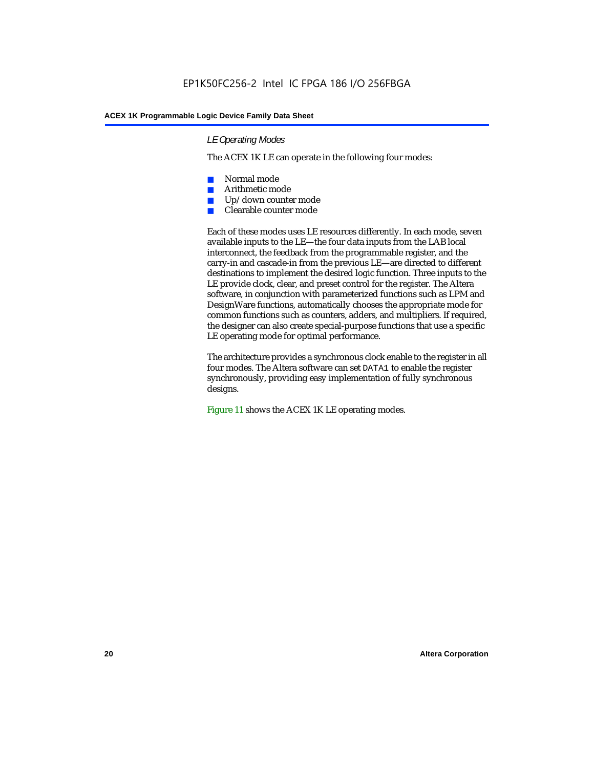### *LE Operating Modes*

The ACEX 1K LE can operate in the following four modes:

- Normal mode
- Arithmetic mode
- Up/down counter mode
- Clearable counter mode

Each of these modes uses LE resources differently. In each mode, seven available inputs to the LE—the four data inputs from the LAB local interconnect, the feedback from the programmable register, and the carry-in and cascade-in from the previous LE—are directed to different destinations to implement the desired logic function. Three inputs to the LE provide clock, clear, and preset control for the register. The Altera software, in conjunction with parameterized functions such as LPM and DesignWare functions, automatically chooses the appropriate mode for common functions such as counters, adders, and multipliers. If required, the designer can also create special-purpose functions that use a specific LE operating mode for optimal performance.

The architecture provides a synchronous clock enable to the register in all four modes. The Altera software can set `DATA1` to enable the register synchronously, providing easy implementation of fully synchronous designs.

Figure 11 shows the ACEX 1K LE operating modes.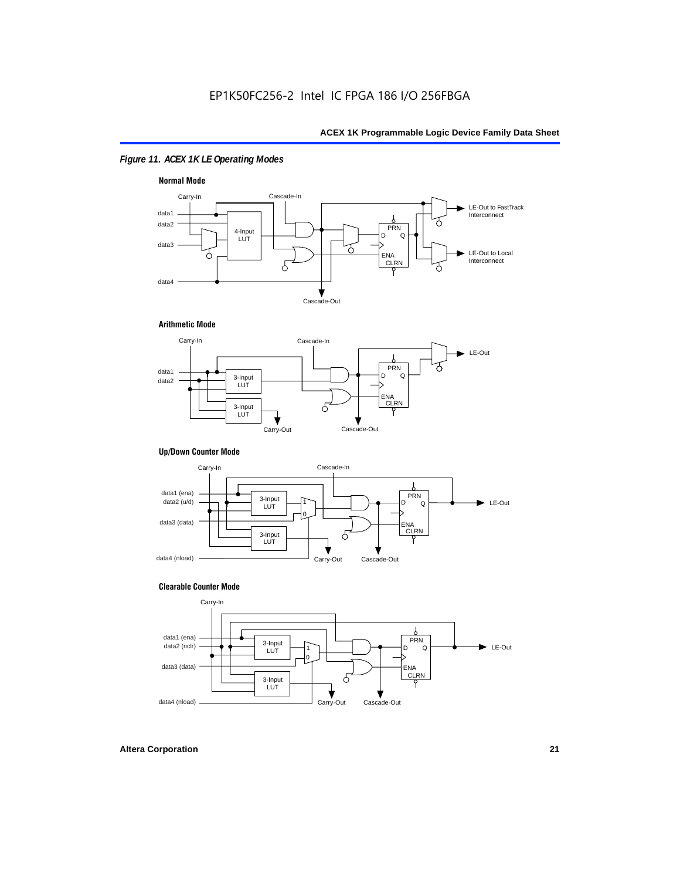*Figure 11. ACEX 1K LE Operating Modes*

**Normal Mode**

Carry-In, Cascade-In, data1, data2, data3, data4, 4-Input LUT, PRN, D, Q, ENA, CLRN, LE-Out to FastTrack Interconnect, LE-Out to Local Interconnect, Cascade-Out

**Arithmetic Mode**

Carry-In, Cascade-In, data1, data2, 3-Input LUT, 3-Input LUT, PRN, D, Q, ENA, CLRN, LE-Out, Carry-Out, Cascade-Out

**Up/Down Counter Mode**

Carry-In, Cascade-In, data1 (ena), data2 (u/d), data3 (data), data4 (nload), 3-Input LUT, 3-Input LUT, 1, 0, PRN, D, Q, ENA, CLRN, LE-Out, Carry-Out, Cascade-Out

**Clearable Counter Mode**

Carry-In, data1 (ena), data2 (nclr), data3 (data), data4 (nload), 3-Input LUT, 3-Input LUT, 1, 0, PRN, D, Q, ENA, CLRN, LE-Out, Carry-Out, Cascade-Out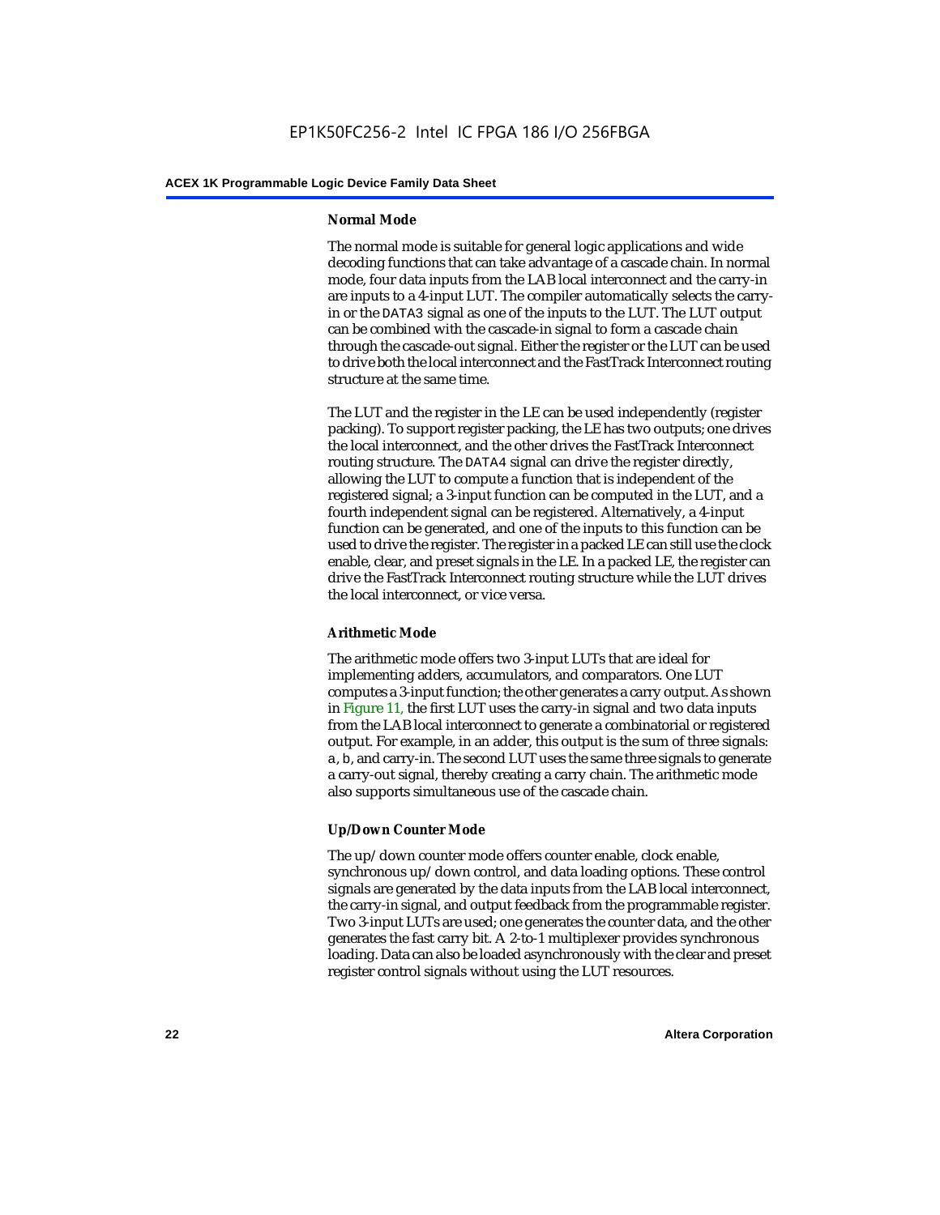#### Normal Mode

The normal mode is suitable for general logic applications and wide decoding functions that can take advantage of a cascade chain. In normal mode, four data inputs from the LAB local interconnect and the carry-in are inputs to a 4-input LUT. The compiler automatically selects the carry-in or the DATA3 signal as one of the inputs to the LUT. The LUT output can be combined with the cascade-in signal to form a cascade chain through the cascade-out signal. Either the register or the LUT can be used to drive both the local interconnect and the FastTrack Interconnect routing structure at the same time.

The LUT and the register in the LE can be used independently (register packing). To support register packing, the LE has two outputs; one drives the local interconnect, and the other drives the FastTrack Interconnect routing structure. The DATA4 signal can drive the register directly, allowing the LUT to compute a function that is independent of the registered signal; a 3-input function can be computed in the LUT, and a fourth independent signal can be registered. Alternatively, a 4-input function can be generated, and one of the inputs to this function can be used to drive the register. The register in a packed LE can still use the clock enable, clear, and preset signals in the LE. In a packed LE, the register can drive the FastTrack Interconnect routing structure while the LUT drives the local interconnect, or vice versa.

#### Arithmetic Mode

The arithmetic mode offers two 3-input LUTs that are ideal for implementing adders, accumulators, and comparators. One LUT computes a 3-input function; the other generates a carry output. As shown in Figure 11, the first LUT uses the carry-in signal and two data inputs from the LAB local interconnect to generate a combinatorial or registered output. For example, in an adder, this output is the sum of three signals: a, b, and carry-in. The second LUT uses the same three signals to generate a carry-out signal, thereby creating a carry chain. The arithmetic mode also supports simultaneous use of the cascade chain.

#### Up/Down Counter Mode

The up/down counter mode offers counter enable, clock enable, synchronous up/down control, and data loading options. These control signals are generated by the data inputs from the LAB local interconnect, the carry-in signal, and output feedback from the programmable register. Two 3-input LUTs are used; one generates the counter data, and the other generates the fast carry bit. A 2-to-1 multiplexer provides synchronous loading. Data can also be loaded asynchronously with the clear and preset register control signals without using the LUT resources.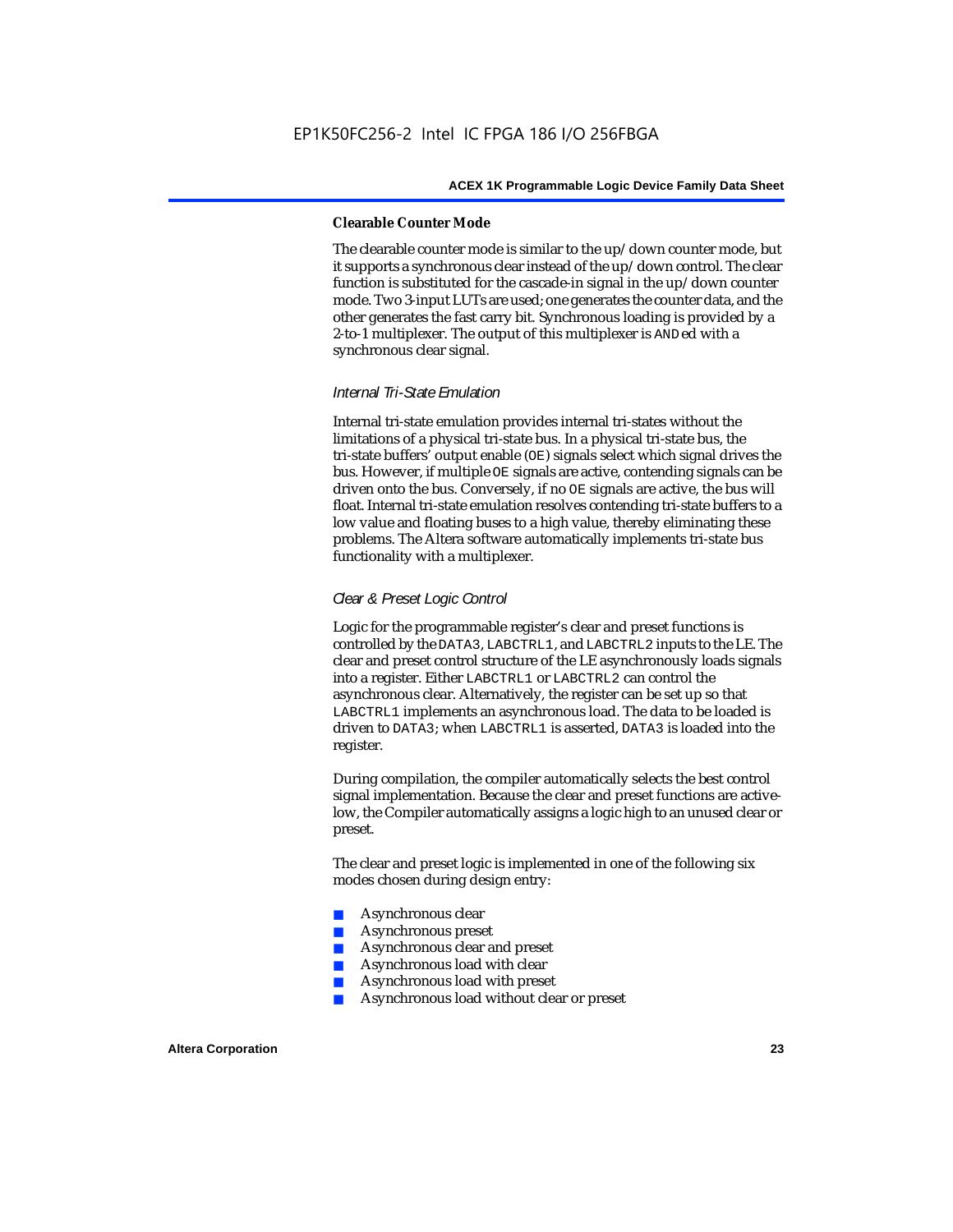#### Clearable Counter Mode

The clearable counter mode is similar to the up/down counter mode, but it supports a synchronous clear instead of the up/down control. The clear function is substituted for the cascade-in signal in the up/down counter mode. Two 3-input LUTs are used; one generates the counter data, and the other generates the fast carry bit. Synchronous loading is provided by a 2-to-1 multiplexer. The output of this multiplexer is `AND`ed with a synchronous clear signal.

### *Internal Tri-State Emulation*

Internal tri-state emulation provides internal tri-states without the limitations of a physical tri-state bus. In a physical tri-state bus, the tri-state buffers' output enable (`OE`) signals select which signal drives the bus. However, if multiple `OE` signals are active, contending signals can be driven onto the bus. Conversely, if no `OE` signals are active, the bus will float. Internal tri-state emulation resolves contending tri-state buffers to a low value and floating buses to a high value, thereby eliminating these problems. The Altera software automatically implements tri-state bus functionality with a multiplexer.

### *Clear & Preset Logic Control*

Logic for the programmable register's clear and preset functions is controlled by the `DATA3`, `LABCTRL1`, and `LABCTRL2` inputs to the LE. The clear and preset control structure of the LE asynchronously loads signals into a register. Either `LABCTRL1` or `LABCTRL2` can control the asynchronous clear. Alternatively, the register can be set up so that `LABCTRL1` implements an asynchronous load. The data to be loaded is driven to `DATA3`; when `LABCTRL1` is asserted, `DATA3` is loaded into the register.

During compilation, the compiler automatically selects the best control signal implementation. Because the clear and preset functions are active-low, the Compiler automatically assigns a logic high to an unused clear or preset.

The clear and preset logic is implemented in one of the following six modes chosen during design entry:

- Asynchronous clear
- Asynchronous preset
- Asynchronous clear and preset
- Asynchronous load with clear
- Asynchronous load with preset
- Asynchronous load without clear or preset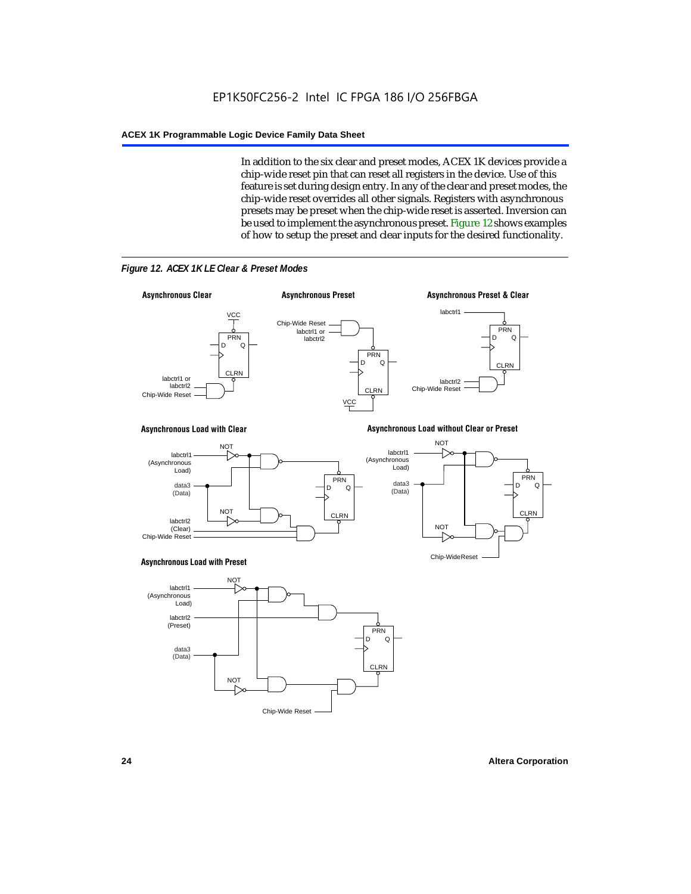In addition to the six clear and preset modes, ACEX 1K devices provide a chip-wide reset pin that can reset all registers in the device. Use of this feature is set during design entry. In any of the clear and preset modes, the chip-wide reset overrides all other signals. Registers with asynchronous presets may be preset when the chip-wide reset is asserted. Inversion can be used to implement the asynchronous preset. Figure 12 shows examples of how to setup the preset and clear inputs for the desired functionality.

*Figure 12. ACEX 1K LE Clear & Preset Modes*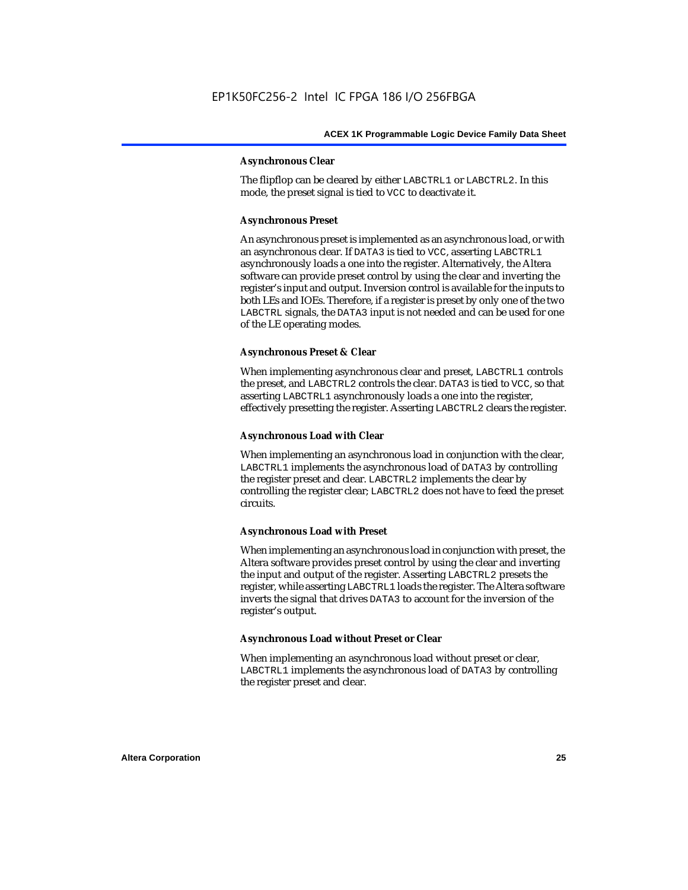#### Asynchronous Clear

The flipflop can be cleared by either LABCTRL1 or LABCTRL2. In this mode, the preset signal is tied to VCC to deactivate it.

#### Asynchronous Preset

An asynchronous preset is implemented as an asynchronous load, or with an asynchronous clear. If DATA3 is tied to VCC, asserting LABCTRL1 asynchronously loads a one into the register. Alternatively, the Altera software can provide preset control by using the clear and inverting the register's input and output. Inversion control is available for the inputs to both LEs and IOEs. Therefore, if a register is preset by only one of the two LABCTRL signals, the DATA3 input is not needed and can be used for one of the LE operating modes.

#### Asynchronous Preset & Clear

When implementing asynchronous clear and preset, LABCTRL1 controls the preset, and LABCTRL2 controls the clear. DATA3 is tied to VCC, so that asserting LABCTRL1 asynchronously loads a one into the register, effectively presetting the register. Asserting LABCTRL2 clears the register.

#### Asynchronous Load with Clear

When implementing an asynchronous load in conjunction with the clear, LABCTRL1 implements the asynchronous load of DATA3 by controlling the register preset and clear. LABCTRL2 implements the clear by controlling the register clear; LABCTRL2 does not have to feed the preset circuits.

#### Asynchronous Load with Preset

When implementing an asynchronous load in conjunction with preset, the Altera software provides preset control by using the clear and inverting the input and output of the register. Asserting LABCTRL2 presets the register, while asserting LABCTRL1 loads the register. The Altera software inverts the signal that drives DATA3 to account for the inversion of the register's output.

#### Asynchronous Load without Preset or Clear

When implementing an asynchronous load without preset or clear, LABCTRL1 implements the asynchronous load of DATA3 by controlling the register preset and clear.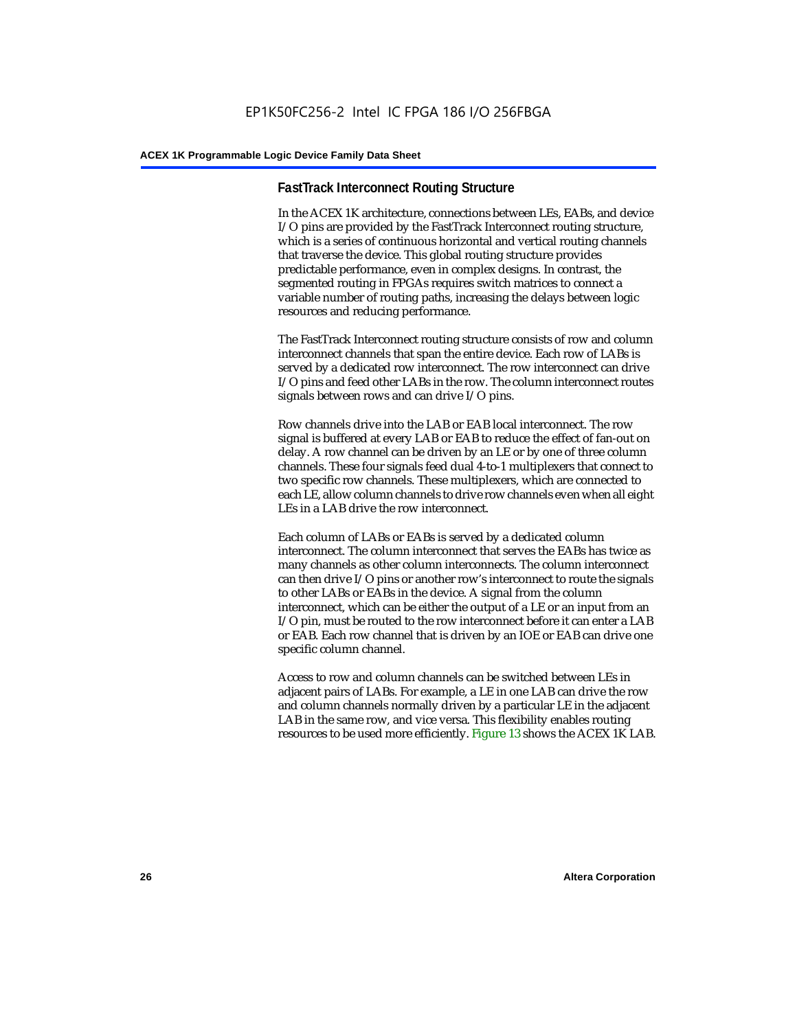### FastTrack Interconnect Routing Structure

In the ACEX 1K architecture, connections between LEs, EABs, and device I/O pins are provided by the FastTrack Interconnect routing structure, which is a series of continuous horizontal and vertical routing channels that traverse the device. This global routing structure provides predictable performance, even in complex designs. In contrast, the segmented routing in FPGAs requires switch matrices to connect a variable number of routing paths, increasing the delays between logic resources and reducing performance.

The FastTrack Interconnect routing structure consists of row and column interconnect channels that span the entire device. Each row of LABs is served by a dedicated row interconnect. The row interconnect can drive I/O pins and feed other LABs in the row. The column interconnect routes signals between rows and can drive I/O pins.

Row channels drive into the LAB or EAB local interconnect. The row signal is buffered at every LAB or EAB to reduce the effect of fan-out on delay. A row channel can be driven by an LE or by one of three column channels. These four signals feed dual 4-to-1 multiplexers that connect to two specific row channels. These multiplexers, which are connected to each LE, allow column channels to drive row channels even when all eight LEs in a LAB drive the row interconnect.

Each column of LABs or EABs is served by a dedicated column interconnect. The column interconnect that serves the EABs has twice as many channels as other column interconnects. The column interconnect can then drive I/O pins or another row's interconnect to route the signals to other LABs or EABs in the device. A signal from the column interconnect, which can be either the output of a LE or an input from an I/O pin, must be routed to the row interconnect before it can enter a LAB or EAB. Each row channel that is driven by an IOE or EAB can drive one specific column channel.

Access to row and column channels can be switched between LEs in adjacent pairs of LABs. For example, a LE in one LAB can drive the row and column channels normally driven by a particular LE in the adjacent LAB in the same row, and vice versa. This flexibility enables routing resources to be used more efficiently. Figure 13 shows the ACEX 1K LAB.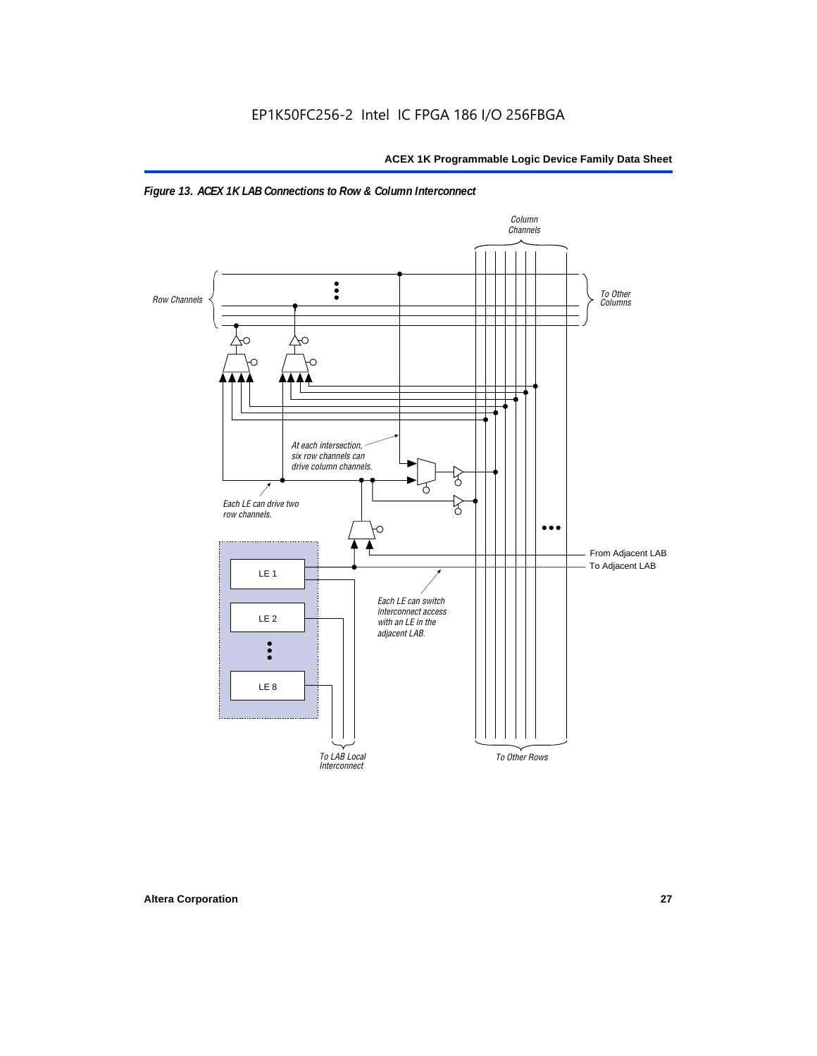*Figure 13. ACEX 1K LAB Connections to Row & Column Interconnect*

Column Channels

Row Channels

To Other Columns

At each intersection, six row channels can drive column channels.

Each LE can drive two row channels.

From Adjacent LAB

To Adjacent LAB

LE 1

LE 2

LE 8

Each LE can switch interconnect access with an LE in the adjacent LAB.

To LAB Local Interconnect

To Other Rows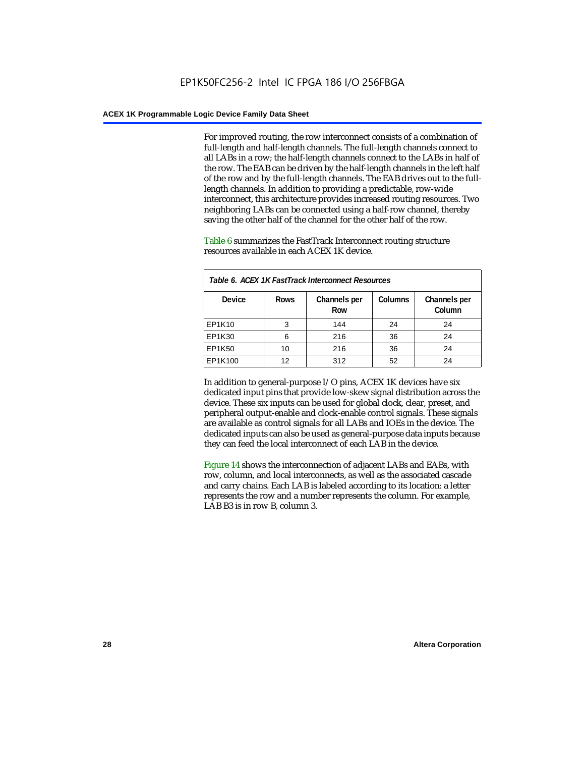For improved routing, the row interconnect consists of a combination of full-length and half-length channels. The full-length channels connect to all LABs in a row; the half-length channels connect to the LABs in half of the row. The EAB can be driven by the half-length channels in the left half of the row and by the full-length channels. The EAB drives out to the full-length channels. In addition to providing a predictable, row-wide interconnect, this architecture provides increased routing resources. Two neighboring LABs can be connected using a half-row channel, thereby saving the other half of the channel for the other half of the row.

Table 6 summarizes the FastTrack Interconnect routing structure resources available in each ACEX 1K device.

*Table 6. ACEX 1K FastTrack Interconnect Resources*

| Device | Rows | Channels per Row | Columns | Channels per Column |
|---|---|---|---|---|
| EP1K10 | 3 | 144 | 24 | 24 |
| EP1K30 | 6 | 216 | 36 | 24 |
| EP1K50 | 10 | 216 | 36 | 24 |
| EP1K100 | 12 | 312 | 52 | 24 |

In addition to general-purpose I/O pins, ACEX 1K devices have six dedicated input pins that provide low-skew signal distribution across the device. These six inputs can be used for global clock, clear, preset, and peripheral output-enable and clock-enable control signals. These signals are available as control signals for all LABs and IOEs in the device. The dedicated inputs can also be used as general-purpose data inputs because they can feed the local interconnect of each LAB in the device.

Figure 14 shows the interconnection of adjacent LABs and EABs, with row, column, and local interconnects, as well as the associated cascade and carry chains. Each LAB is labeled according to its location: a letter represents the row and a number represents the column. For example, LAB B3 is in row B, column 3.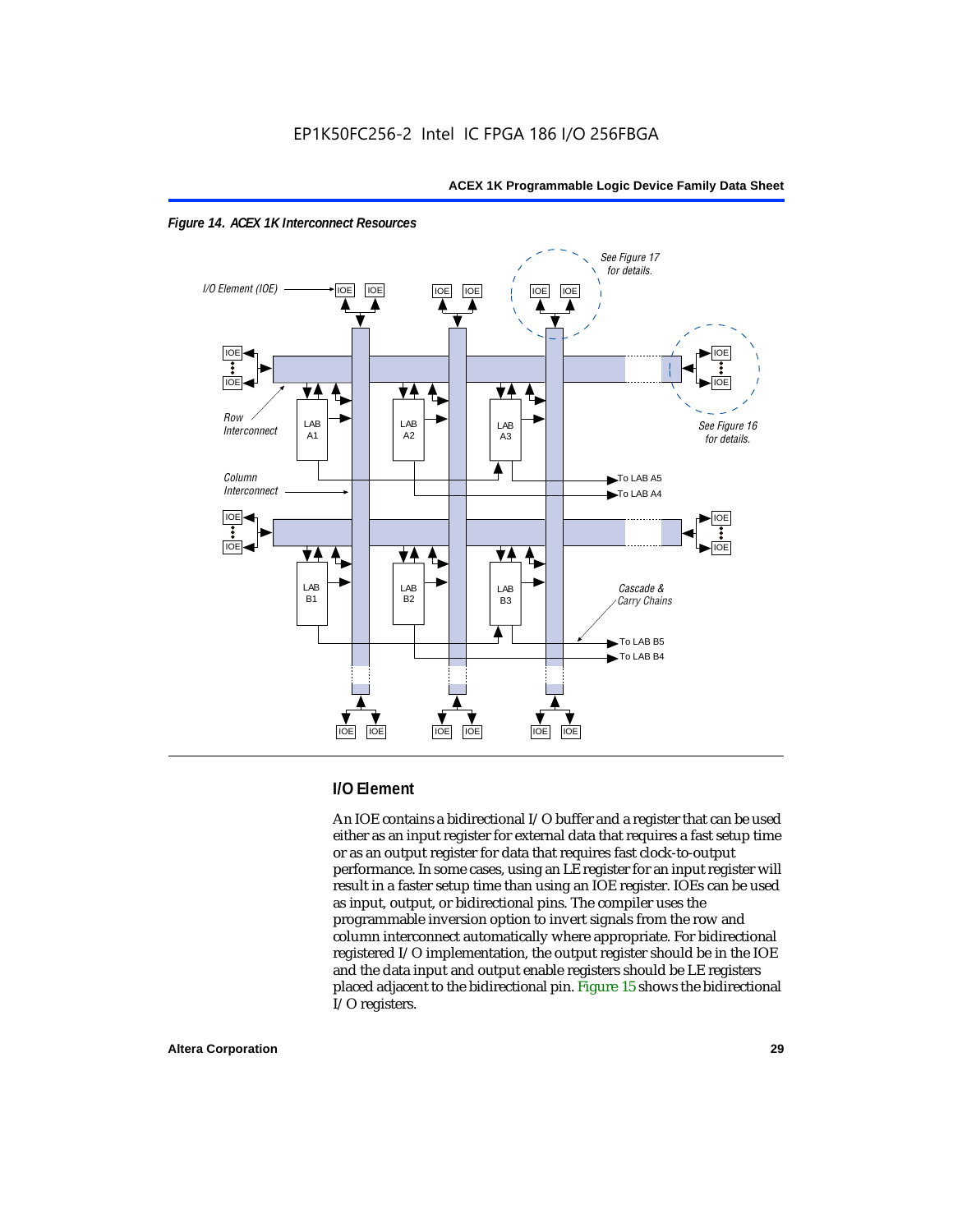*Figure 14. ACEX 1K Interconnect Resources*

### I/O Element

An IOE contains a bidirectional I/O buffer and a register that can be used either as an input register for external data that requires a fast setup time or as an output register for data that requires fast clock-to-output performance. In some cases, using an LE register for an input register will result in a faster setup time than using an IOE register. IOEs can be used as input, output, or bidirectional pins. The compiler uses the programmable inversion option to invert signals from the row and column interconnect automatically where appropriate. For bidirectional registered I/O implementation, the output register should be in the IOE and the data input and output enable registers should be LE registers placed adjacent to the bidirectional pin. Figure 15 shows the bidirectional I/O registers.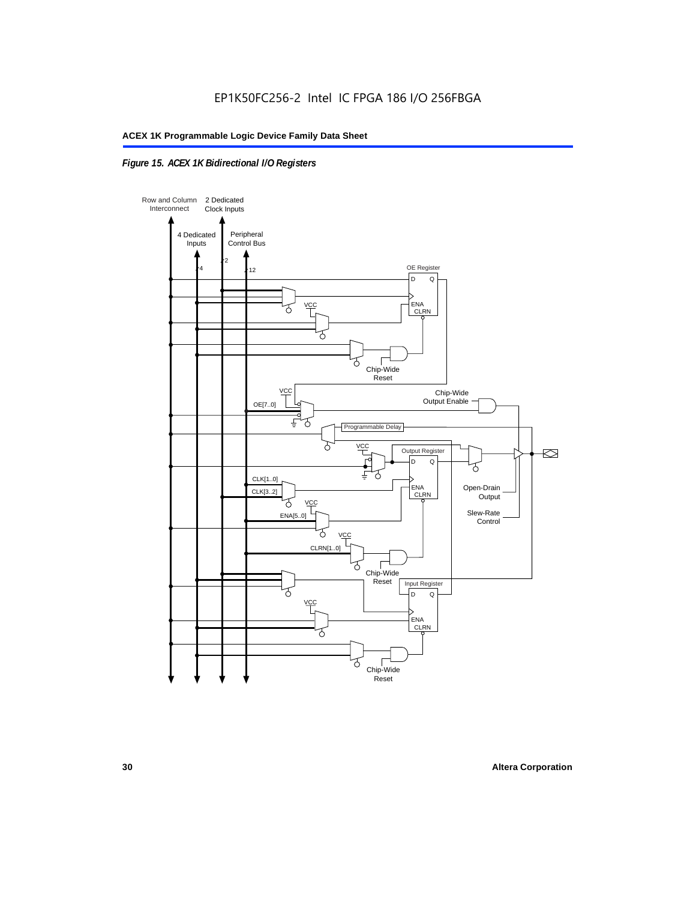*Figure 15. ACEX 1K Bidirectional I/O Registers*

Row and Column Interconnect

2 Dedicated Clock Inputs

4 Dedicated Inputs

Peripheral Control Bus

4

2

12

OE Register

D Q

ENA CLRN

VCC

Chip-Wide Reset

VCC

OE[7..0]

Chip-Wide Output Enable

Programmable Delay

VCC

Output Register

D Q

CLK[1..0]

CLK[3..2]

ENA CLRN

VCC

ENA[5..0]

Open-Drain Output

Slew-Rate Control

VCC

CLRN[1..0]

Chip-Wide Reset

Input Register

D Q

VCC

ENA CLRN

Chip-Wide Reset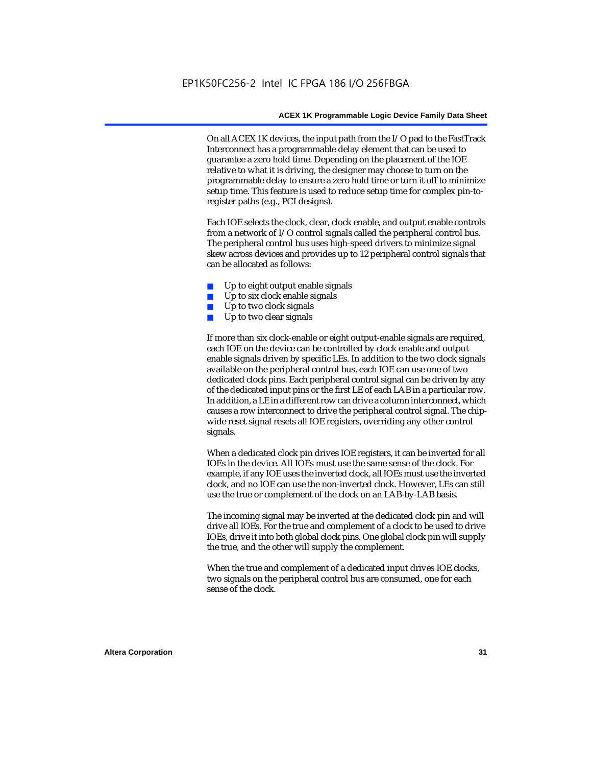On all ACEX 1K devices, the input path from the I/O pad to the FastTrack Interconnect has a programmable delay element that can be used to guarantee a zero hold time. Depending on the placement of the IOE relative to what it is driving, the designer may choose to turn on the programmable delay to ensure a zero hold time or turn it off to minimize setup time. This feature is used to reduce setup time for complex pin-to-register paths (e.g., PCI designs).

Each IOE selects the clock, clear, clock enable, and output enable controls from a network of I/O control signals called the peripheral control bus. The peripheral control bus uses high-speed drivers to minimize signal skew across devices and provides up to 12 peripheral control signals that can be allocated as follows:

- Up to eight output enable signals
- Up to six clock enable signals
- Up to two clock signals
- Up to two clear signals

If more than six clock-enable or eight output-enable signals are required, each IOE on the device can be controlled by clock enable and output enable signals driven by specific LEs. In addition to the two clock signals available on the peripheral control bus, each IOE can use one of two dedicated clock pins. Each peripheral control signal can be driven by any of the dedicated input pins or the first LE of each LAB in a particular row. In addition, a LE in a different row can drive a column interconnect, which causes a row interconnect to drive the peripheral control signal. The chip-wide reset signal resets all IOE registers, overriding any other control signals.

When a dedicated clock pin drives IOE registers, it can be inverted for all IOEs in the device. All IOEs must use the same sense of the clock. For example, if any IOE uses the inverted clock, all IOEs must use the inverted clock, and no IOE can use the non-inverted clock. However, LEs can still use the true or complement of the clock on an LAB-by-LAB basis.

The incoming signal may be inverted at the dedicated clock pin and will drive all IOEs. For the true and complement of a clock to be used to drive IOEs, drive it into both global clock pins. One global clock pin will supply the true, and the other will supply the complement.

When the true and complement of a dedicated input drives IOE clocks, two signals on the peripheral control bus are consumed, one for each sense of the clock.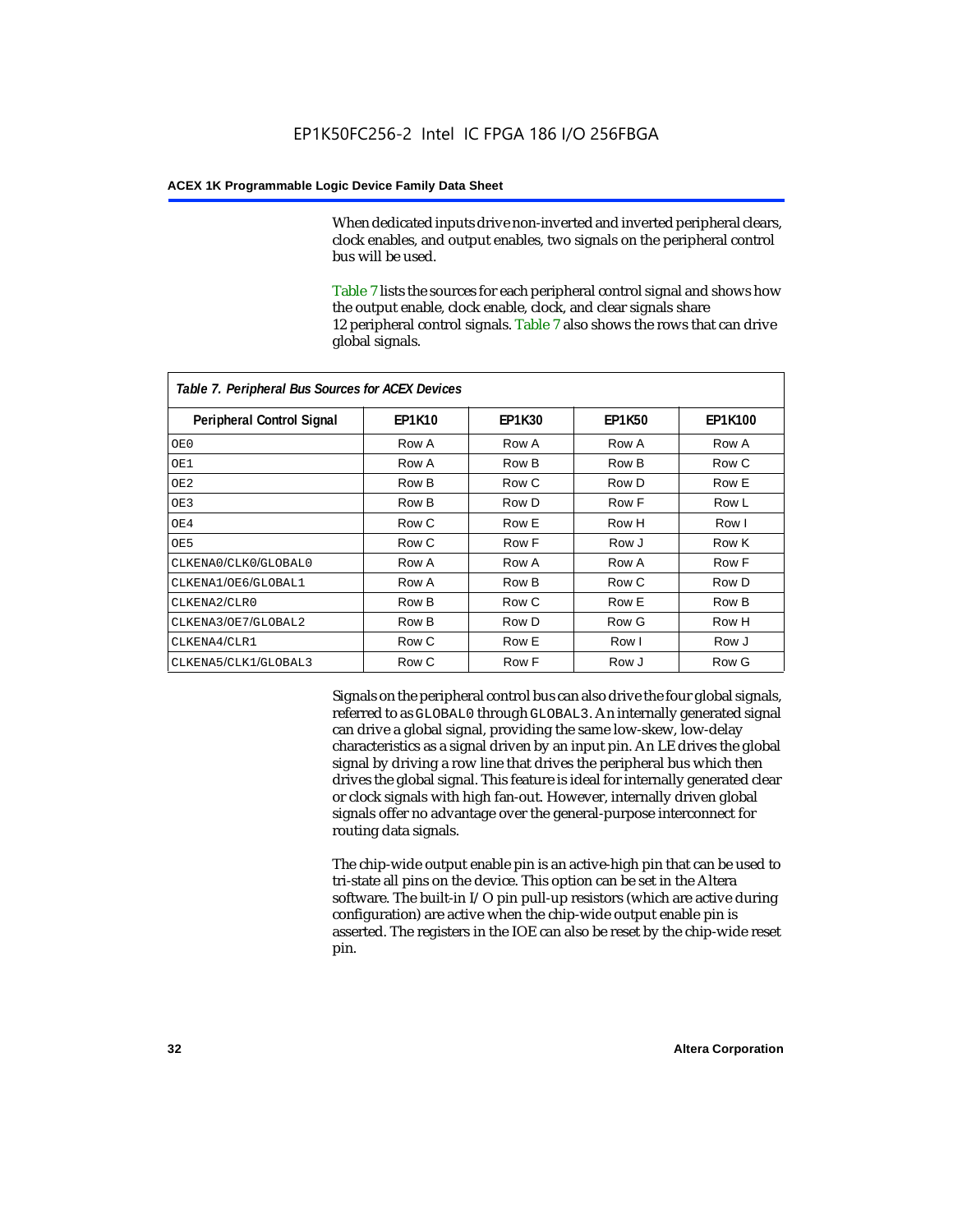When dedicated inputs drive non-inverted and inverted peripheral clears, clock enables, and output enables, two signals on the peripheral control bus will be used.

Table 7 lists the sources for each peripheral control signal and shows how the output enable, clock enable, clock, and clear signals share 12 peripheral control signals. Table 7 also shows the rows that can drive global signals.

*Table 7. Peripheral Bus Sources for ACEX Devices*

| Peripheral Control Signal | EP1K10 | EP1K30 | EP1K50 | EP1K100 |
|---|---|---|---|---|
| OE0 | Row A | Row A | Row A | Row A |
| OE1 | Row A | Row B | Row B | Row C |
| OE2 | Row B | Row C | Row D | Row E |
| OE3 | Row B | Row D | Row F | Row L |
| OE4 | Row C | Row E | Row H | Row I |
| OE5 | Row C | Row F | Row J | Row K |
| CLKENA0/CLK0/GLOBAL0 | Row A | Row A | Row A | Row F |
| CLKENA1/OE6/GLOBAL1 | Row A | Row B | Row C | Row D |
| CLKENA2/CLR0 | Row B | Row C | Row E | Row B |
| CLKENA3/OE7/GLOBAL2 | Row B | Row D | Row G | Row H |
| CLKENA4/CLR1 | Row C | Row E | Row I | Row J |
| CLKENA5/CLK1/GLOBAL3 | Row C | Row F | Row J | Row G |

Signals on the peripheral control bus can also drive the four global signals, referred to as GLOBAL0 through GLOBAL3. An internally generated signal can drive a global signal, providing the same low-skew, low-delay characteristics as a signal driven by an input pin. An LE drives the global signal by driving a row line that drives the peripheral bus which then drives the global signal. This feature is ideal for internally generated clear or clock signals with high fan-out. However, internally driven global signals offer no advantage over the general-purpose interconnect for routing data signals.

The chip-wide output enable pin is an active-high pin that can be used to tri-state all pins on the device. This option can be set in the Altera software. The built-in I/O pin pull-up resistors (which are active during configuration) are active when the chip-wide output enable pin is asserted. The registers in the IOE can also be reset by the chip-wide reset pin.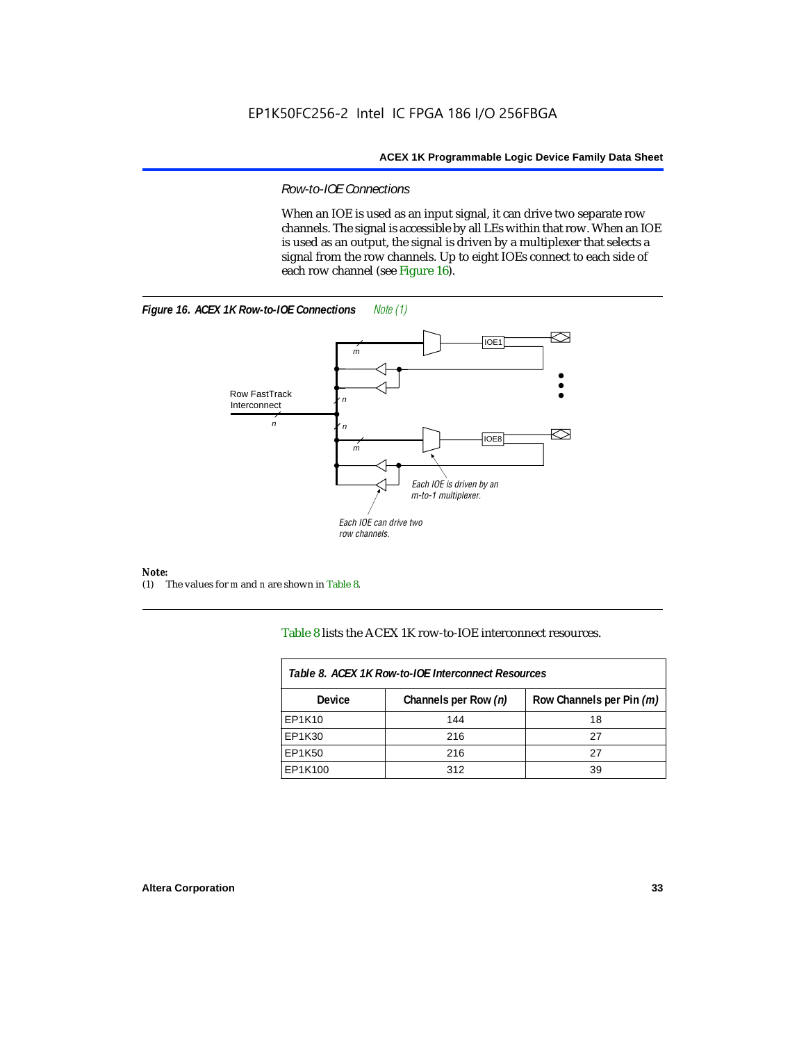### *Row-to-IOE Connections*

When an IOE is used as an input signal, it can drive two separate row channels. The signal is accessible by all LEs within that row. When an IOE is used as an output, the signal is driven by a multiplexer that selects a signal from the row channels. Up to eight IOEs connect to each side of each row channel (see Figure 16).

***Figure 16. ACEX 1K Row-to-IOE Connections*** *Note (1)*

**Note:**

(1) The values for *m* and *n* are shown in Table 8.

Table 8 lists the ACEX 1K row-to-IOE interconnect resources.

| *Table 8. ACEX 1K Row-to-IOE Interconnect Resources* | | |
|---|---|---|
| **Device** | **Channels per Row *(n)*** | **Row Channels per Pin *(m)*** |
| EP1K10 | 144 | 18 |
| EP1K30 | 216 | 27 |
| EP1K50 | 216 | 27 |
| EP1K100 | 312 | 39 |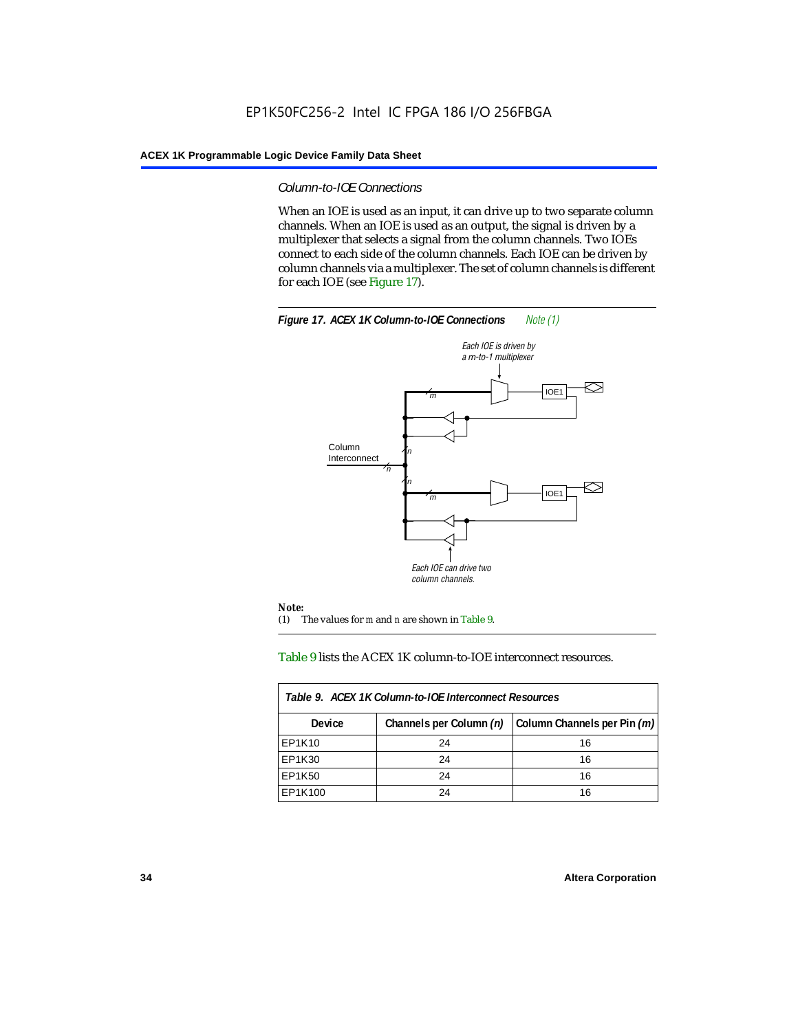### *Column-to-IOE Connections*

When an IOE is used as an input, it can drive up to two separate column channels. When an IOE is used as an output, the signal is driven by a multiplexer that selects a signal from the column channels. Two IOEs connect to each side of the column channels. Each IOE can be driven by column channels via a multiplexer. The set of column channels is different for each IOE (see Figure 17).

**Figure 17. ACEX 1K Column-to-IOE Connections** *Note (1)*

Each IOE is driven by a m-to-1 multiplexer

Column Interconnect

Each IOE can drive two column channels.

**Note:**

(1) The values for m and n are shown in Table 9.

Table 9 lists the ACEX 1K column-to-IOE interconnect resources.

**Table 9. ACEX 1K Column-to-IOE Interconnect Resources**

| Device | Channels per Column *(n)* | Column Channels per Pin *(m)* |
|---|---|---|
| EP1K10 | 24 | 16 |
| EP1K30 | 24 | 16 |
| EP1K50 | 24 | 16 |
| EP1K100 | 24 | 16 |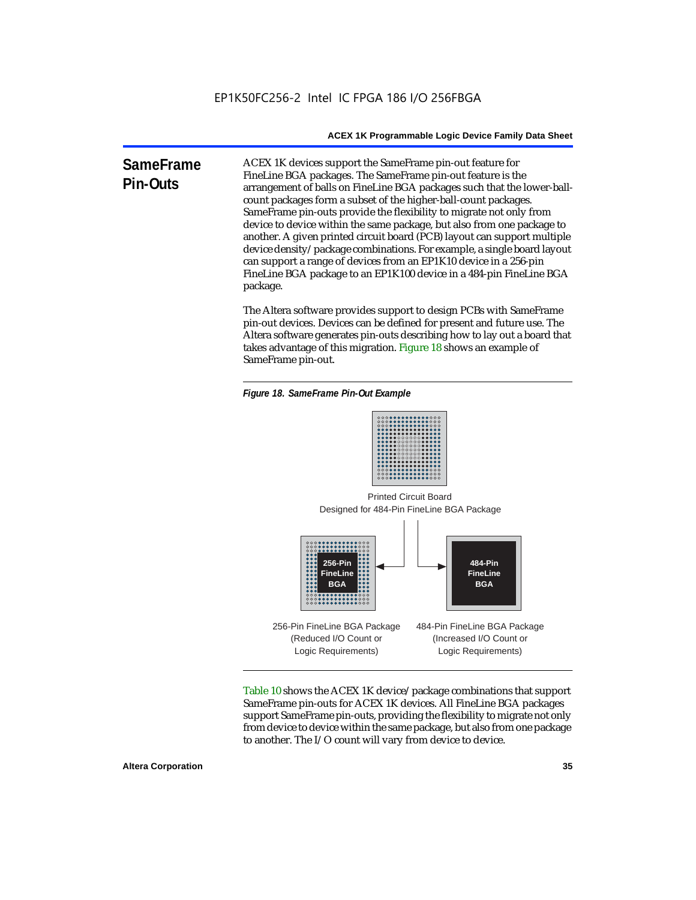## SameFrame Pin-Outs

ACEX 1K devices support the SameFrame pin-out feature for FineLine BGA packages. The SameFrame pin-out feature is the arrangement of balls on FineLine BGA packages such that the lower-ball-count packages form a subset of the higher-ball-count packages. SameFrame pin-outs provide the flexibility to migrate not only from device to device within the same package, but also from one package to another. A given printed circuit board (PCB) layout can support multiple device density/package combinations. For example, a single board layout can support a range of devices from an EP1K10 device in a 256-pin FineLine BGA package to an EP1K100 device in a 484-pin FineLine BGA package.

The Altera software provides support to design PCBs with SameFrame pin-out devices. Devices can be defined for present and future use. The Altera software generates pin-outs describing how to lay out a board that takes advantage of this migration. Figure 18 shows an example of SameFrame pin-out.

*Figure 18. SameFrame Pin-Out Example*

Printed Circuit Board
Designed for 484-Pin FineLine BGA Package

256-Pin FineLine BGA

484-Pin FineLine BGA

256-Pin FineLine BGA Package
(Reduced I/O Count or
Logic Requirements)

484-Pin FineLine BGA Package
(Increased I/O Count or
Logic Requirements)

Table 10 shows the ACEX 1K device/package combinations that support SameFrame pin-outs for ACEX 1K devices. All FineLine BGA packages support SameFrame pin-outs, providing the flexibility to migrate not only from device to device within the same package, but also from one package to another. The I/O count will vary from device to device.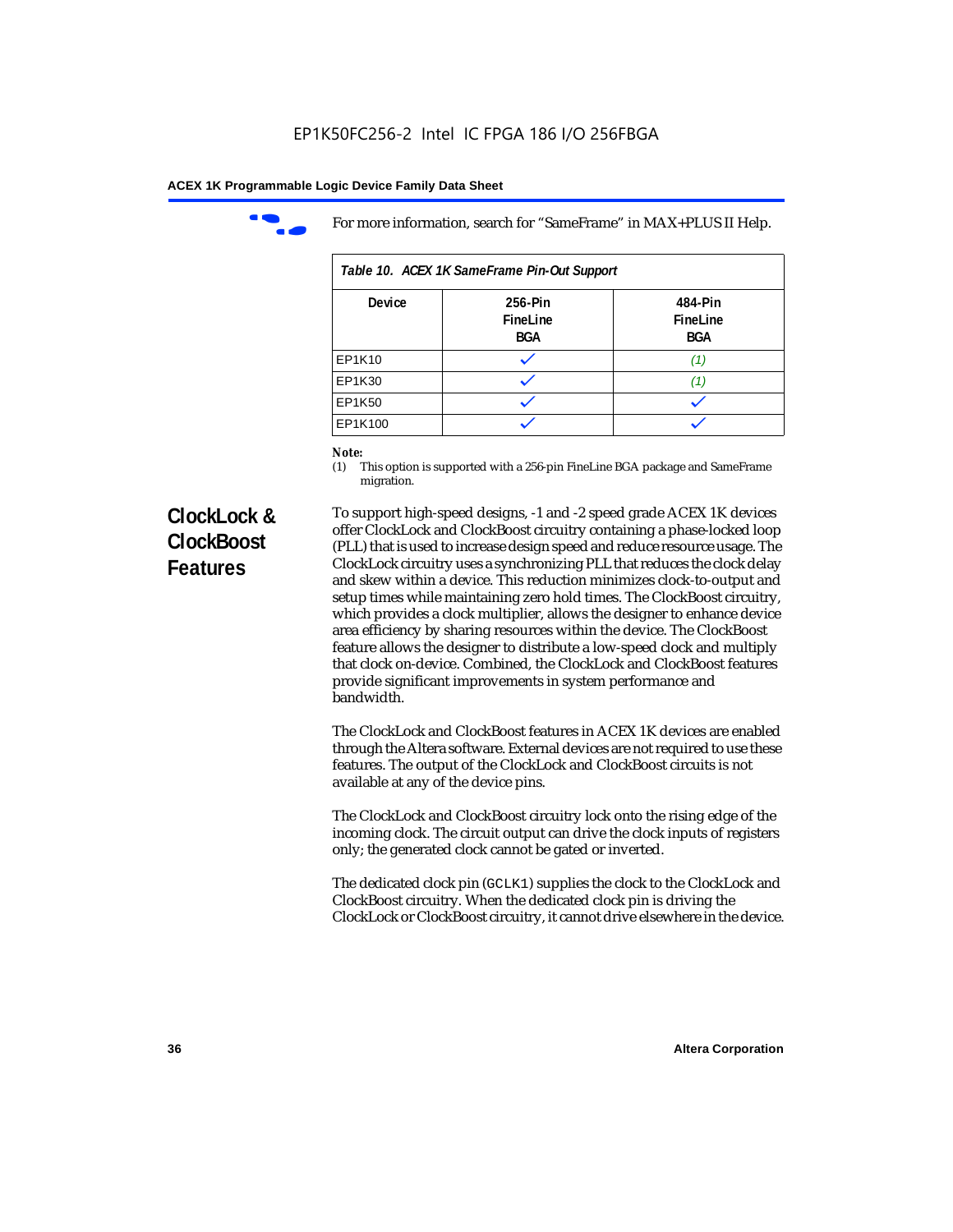For more information, search for "SameFrame" in MAX+PLUS II Help.

*Table 10. ACEX 1K SameFrame Pin-Out Support*

| Device | 256-Pin FineLine BGA | 484-Pin FineLine BGA |
|---|---|---|
| EP1K10 | ✓ | (1) |
| EP1K30 | ✓ | (1) |
| EP1K50 | ✓ | ✓ |
| EP1K100 | ✓ | ✓ |

*Note:*
(1) This option is supported with a 256-pin FineLine BGA package and SameFrame migration.

## ClockLock & ClockBoost Features

To support high-speed designs, -1 and -2 speed grade ACEX 1K devices offer ClockLock and ClockBoost circuitry containing a phase-locked loop (PLL) that is used to increase design speed and reduce resource usage. The ClockLock circuitry uses a synchronizing PLL that reduces the clock delay and skew within a device. This reduction minimizes clock-to-output and setup times while maintaining zero hold times. The ClockBoost circuitry, which provides a clock multiplier, allows the designer to enhance device area efficiency by sharing resources within the device. The ClockBoost feature allows the designer to distribute a low-speed clock and multiply that clock on-device. Combined, the ClockLock and ClockBoost features provide significant improvements in system performance and bandwidth.

The ClockLock and ClockBoost features in ACEX 1K devices are enabled through the Altera software. External devices are not required to use these features. The output of the ClockLock and ClockBoost circuits is not available at any of the device pins.

The ClockLock and ClockBoost circuitry lock onto the rising edge of the incoming clock. The circuit output can drive the clock inputs of registers only; the generated clock cannot be gated or inverted.

The dedicated clock pin (`GCLK1`) supplies the clock to the ClockLock and ClockBoost circuitry. When the dedicated clock pin is driving the ClockLock or ClockBoost circuitry, it cannot drive elsewhere in the device.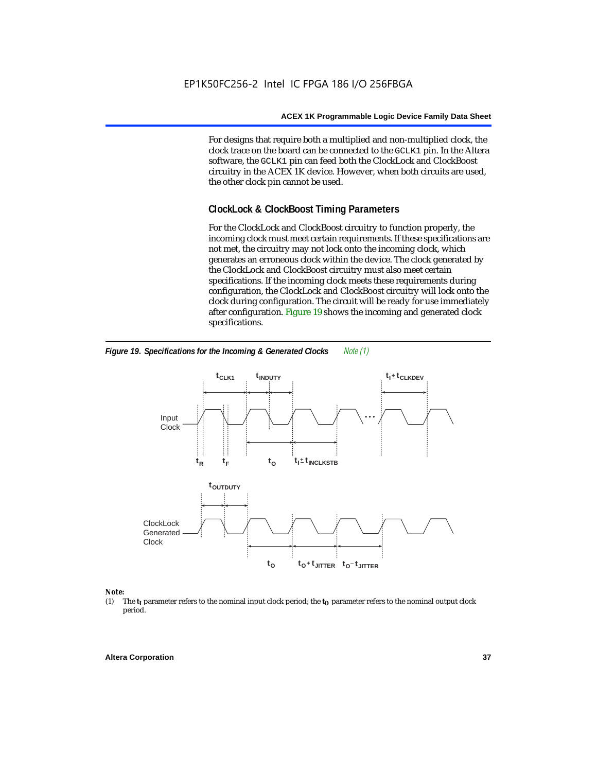For designs that require both a multiplied and non-multiplied clock, the clock trace on the board can be connected to the `GCLK1` pin. In the Altera software, the `GCLK1` pin can feed both the ClockLock and ClockBoost circuitry in the ACEX 1K device. However, when both circuits are used, the other clock pin cannot be used.

### ClockLock & ClockBoost Timing Parameters

For the ClockLock and ClockBoost circuitry to function properly, the incoming clock must meet certain requirements. If these specifications are not met, the circuitry may not lock onto the incoming clock, which generates an erroneous clock within the device. The clock generated by the ClockLock and ClockBoost circuitry must also meet certain specifications. If the incoming clock meets these requirements during configuration, the ClockLock and ClockBoost circuitry will lock onto the clock during configuration. The circuit will be ready for use immediately after configuration. Figure 19 shows the incoming and generated clock specifications.

***Figure 19. Specifications for the Incoming & Generated Clocks*** *Note (1)*

Input Clock: $t_{CLK1}$, $t_{INDUTY}$, $t_I \pm t_{CLKDEV}$, $t_R$, $t_F$, $t_O$, $t_I \pm t_{INCLKSTB}$

ClockLock Generated Clock: $t_{OUTDUTY}$, $t_O$, $t_O + t_{JITTER}$, $t_O - t_{JITTER}$

*Note:*

(1) The $t_I$ parameter refers to the nominal input clock period; the $t_O$ parameter refers to the nominal output clock period.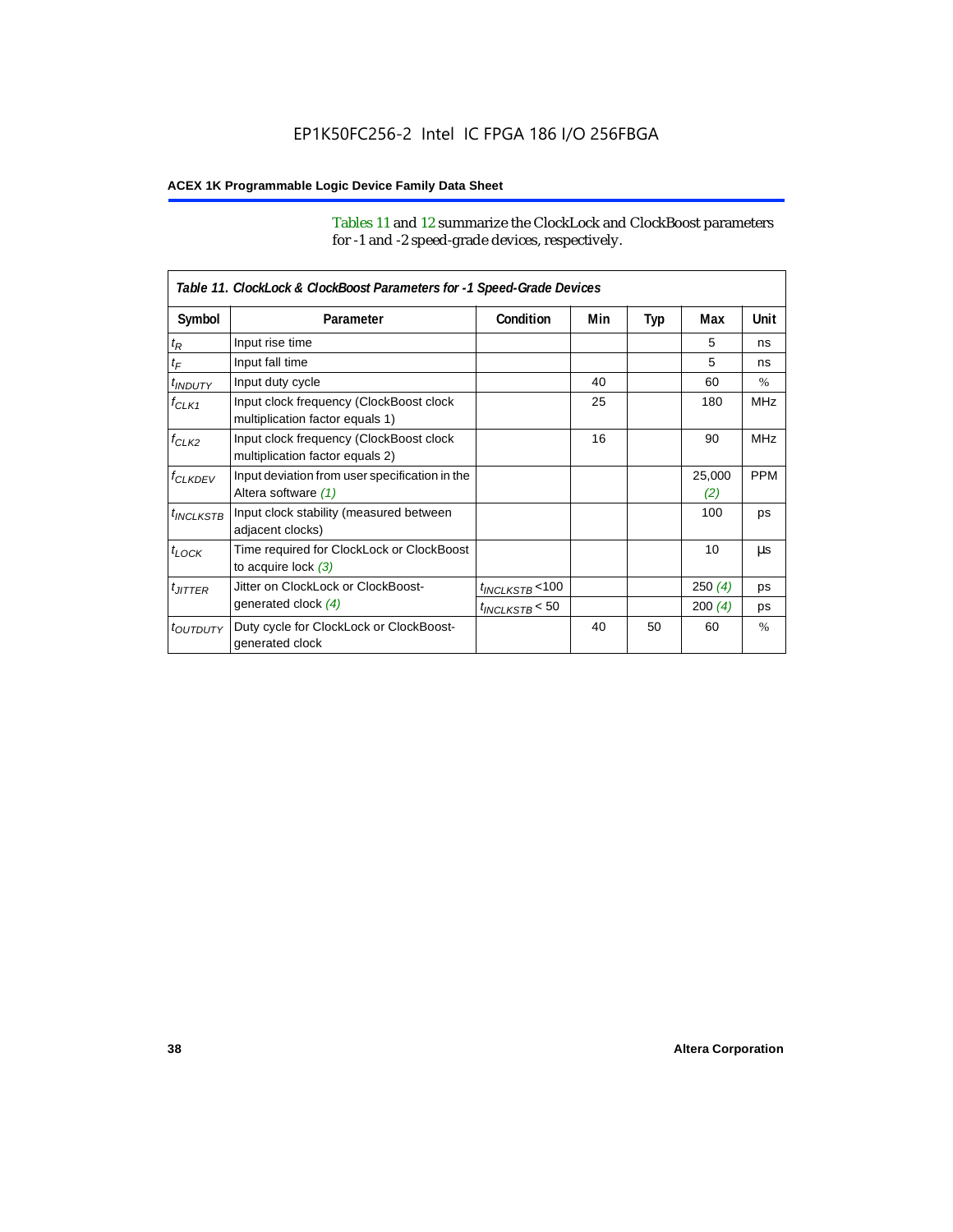Tables 11 and 12 summarize the ClockLock and ClockBoost parameters for -1 and -2 speed-grade devices, respectively.

**Table 11. ClockLock & ClockBoost Parameters for -1 Speed-Grade Devices**

| Symbol | Parameter | Condition | Min | Typ | Max | Unit |
|---|---|---|---|---|---|---|
| $t_R$ | Input rise time | | | | 5 | ns |
| $t_F$ | Input fall time | | | | 5 | ns |
| $t_{INDUTY}$ | Input duty cycle | | 40 | | 60 | % |
| $f_{CLK1}$ | Input clock frequency (ClockBoost clock multiplication factor equals 1) | | 25 | | 180 | MHz |
| $f_{CLK2}$ | Input clock frequency (ClockBoost clock multiplication factor equals 2) | | 16 | | 90 | MHz |
| $f_{CLKDEV}$ | Input deviation from user specification in the Altera software *(1)* | | | | 25,000 *(2)* | PPM |
| $t_{INCLKSTB}$ | Input clock stability (measured between adjacent clocks) | | | | 100 | ps |
| $t_{LOCK}$ | Time required for ClockLock or ClockBoost to acquire lock *(3)* | | | | 10 | µs |
| $t_{JITTER}$ | Jitter on ClockLock or ClockBoost-generated clock *(4)* | $t_{INCLKSTB}$ <100 | | | 250 *(4)* | ps |
| | | $t_{INCLKSTB}$ < 50 | | | 200 *(4)* | ps |
| $t_{OUTDUTY}$ | Duty cycle for ClockLock or ClockBoost-generated clock | | 40 | 50 | 60 | % |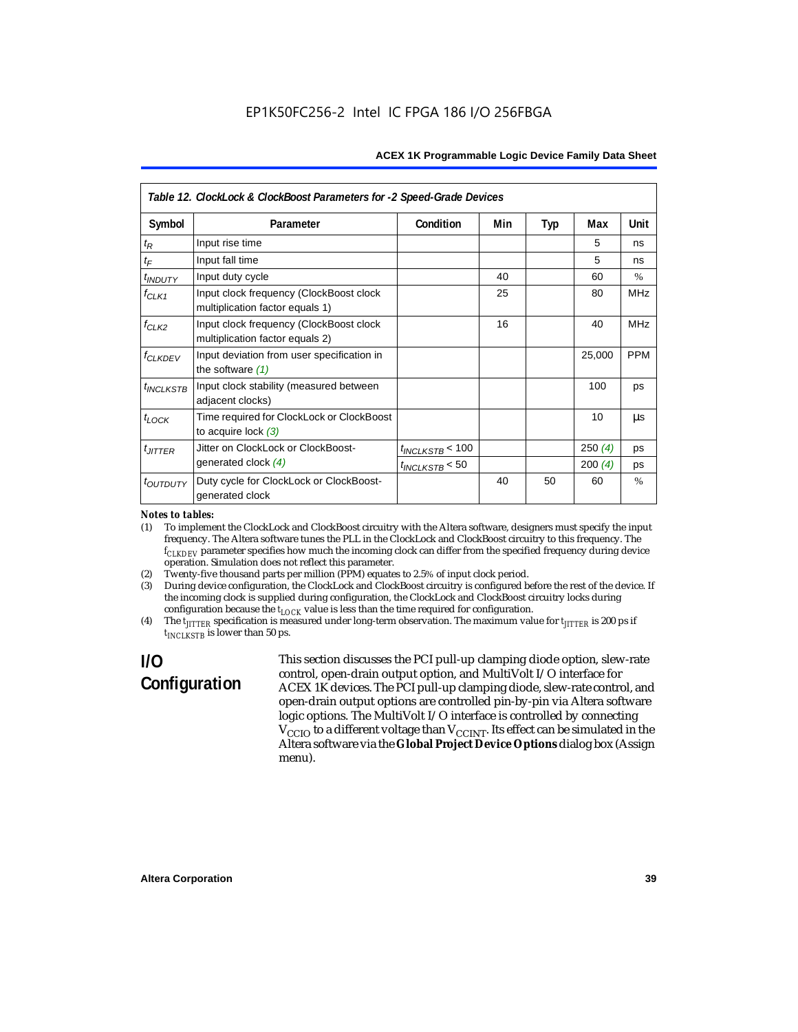Table 12. ClockLock & ClockBoost Parameters for -2 Speed-Grade Devices

| Symbol | Parameter | Condition | Min | Typ | Max | Unit |
|---|---|---|---|---|---|---|
| $t_R$ | Input rise time | | | | 5 | ns |
| $t_F$ | Input fall time | | | | 5 | ns |
| $t_{INDUTY}$ | Input duty cycle | | 40 | | 60 | % |
| $f_{CLK1}$ | Input clock frequency (ClockBoost clock multiplication factor equals 1) | | 25 | | 80 | MHz |
| $f_{CLK2}$ | Input clock frequency (ClockBoost clock multiplication factor equals 2) | | 16 | | 40 | MHz |
| $f_{CLKDEV}$ | Input deviation from user specification in the software *(1)* | | | | 25,000 | PPM |
| $t_{INCLKSTB}$ | Input clock stability (measured between adjacent clocks) | | | | 100 | ps |
| $t_{LOCK}$ | Time required for ClockLock or ClockBoost to acquire lock *(3)* | | | | 10 | µs |
| $t_{JITTER}$ | Jitter on ClockLock or ClockBoost-generated clock *(4)* | $t_{INCLKSTB} < 100$ | | | 250 *(4)* | ps |
| | | $t_{INCLKSTB} < 50$ | | | 200 *(4)* | ps |
| $t_{OUTDUTY}$ | Duty cycle for ClockLock or ClockBoost-generated clock | | 40 | 50 | 60 | % |

*Notes to tables:*

(1) To implement the ClockLock and ClockBoost circuitry with the Altera software, designers must specify the input frequency. The Altera software tunes the PLL in the ClockLock and ClockBoost circuitry to this frequency. The $f_{CLKDEV}$ parameter specifies how much the incoming clock can differ from the specified frequency during device operation. Simulation does not reflect this parameter.

(2) Twenty-five thousand parts per million (PPM) equates to 2.5% of input clock period.

(3) During device configuration, the ClockLock and ClockBoost circuitry is configured before the rest of the device. If the incoming clock is supplied during configuration, the ClockLock and ClockBoost circuitry locks during configuration because the $t_{LOCK}$ value is less than the time required for configuration.

(4) The $t_{JITTER}$ specification is measured under long-term observation. The maximum value for $t_{JITTER}$ is 200 ps if $t_{INCLKSTB}$ is lower than 50 ps.

## I/O Configuration

This section discusses the PCI pull-up clamping diode option, slew-rate control, open-drain output option, and MultiVolt I/O interface for ACEX 1K devices. The PCI pull-up clamping diode, slew-rate control, and open-drain output options are controlled pin-by-pin via Altera software logic options. The MultiVolt I/O interface is controlled by connecting $V_{CCIO}$ to a different voltage than $V_{CCINT}$. Its effect can be simulated in the Altera software via the **Global Project Device Options** dialog box (Assign menu).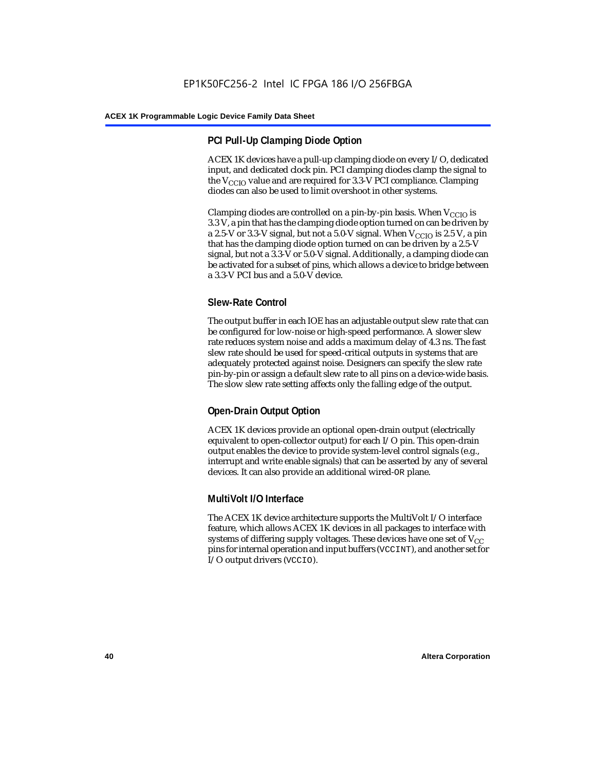### PCI Pull-Up Clamping Diode Option

ACEX 1K devices have a pull-up clamping diode on every I/O, dedicated input, and dedicated clock pin. PCI clamping diodes clamp the signal to the $V_{CCIO}$ value and are required for 3.3-V PCI compliance. Clamping diodes can also be used to limit overshoot in other systems.

Clamping diodes are controlled on a pin-by-pin basis. When $V_{CCIO}$ is 3.3 V, a pin that has the clamping diode option turned on can be driven by a 2.5-V or 3.3-V signal, but not a 5.0-V signal. When $V_{CCIO}$ is 2.5 V, a pin that has the clamping diode option turned on can be driven by a 2.5-V signal, but not a 3.3-V or 5.0-V signal. Additionally, a clamping diode can be activated for a subset of pins, which allows a device to bridge between a 3.3-V PCI bus and a 5.0-V device.

### Slew-Rate Control

The output buffer in each IOE has an adjustable output slew rate that can be configured for low-noise or high-speed performance. A slower slew rate reduces system noise and adds a maximum delay of 4.3 ns. The fast slew rate should be used for speed-critical outputs in systems that are adequately protected against noise. Designers can specify the slew rate pin-by-pin or assign a default slew rate to all pins on a device-wide basis. The slow slew rate setting affects only the falling edge of the output.

### Open-Drain Output Option

ACEX 1K devices provide an optional open-drain output (electrically equivalent to open-collector output) for each I/O pin. This open-drain output enables the device to provide system-level control signals (e.g., interrupt and write enable signals) that can be asserted by any of several devices. It can also provide an additional wired-OR plane.

### MultiVolt I/O Interface

The ACEX 1K device architecture supports the MultiVolt I/O interface feature, which allows ACEX 1K devices in all packages to interface with systems of differing supply voltages. These devices have one set of $V_{CC}$ pins for internal operation and input buffers (VCCINT), and another set for I/O output drivers (VCCIO).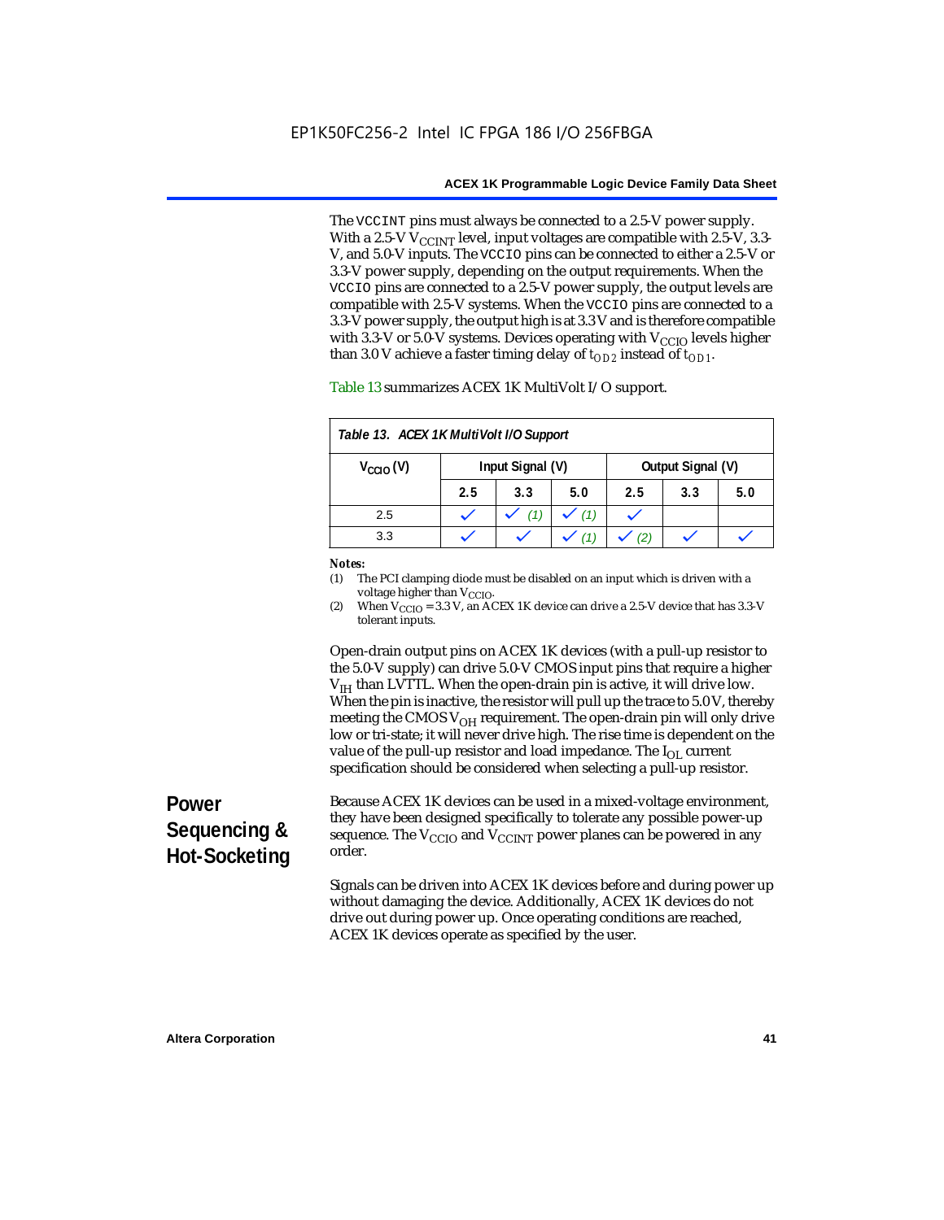The VCCINT pins must always be connected to a 2.5-V power supply. With a 2.5-V $V_{CCINT}$ level, input voltages are compatible with 2.5-V, 3.3-V, and 5.0-V inputs. The VCCIO pins can be connected to either a 2.5-V or 3.3-V power supply, depending on the output requirements. When the VCCIO pins are connected to a 2.5-V power supply, the output levels are compatible with 2.5-V systems. When the VCCIO pins are connected to a 3.3-V power supply, the output high is at 3.3 V and is therefore compatible with 3.3-V or 5.0-V systems. Devices operating with $V_{CCIO}$ levels higher than 3.0 V achieve a faster timing delay of $t_{OD2}$ instead of $t_{OD1}$.

Table 13 summarizes ACEX 1K MultiVolt I/O support.

*Table 13. ACEX 1K MultiVolt I/O Support*

| $V_{CCIO}$ (V) | Input Signal (V) | | | Output Signal (V) | | |
|---|---|---|---|---|---|---|
| | 2.5 | 3.3 | 5.0 | 2.5 | 3.3 | 5.0 |
| 2.5 | ✓ | ✓ (1) | ✓ (1) | ✓ | | |
| 3.3 | ✓ | ✓ | ✓ (1) | ✓ (2) | ✓ | ✓ |

*Notes:*
(1) The PCI clamping diode must be disabled on an input which is driven with a voltage higher than $V_{CCIO}$.
(2) When $V_{CCIO}$ = 3.3 V, an ACEX 1K device can drive a 2.5-V device that has 3.3-V tolerant inputs.

Open-drain output pins on ACEX 1K devices (with a pull-up resistor to the 5.0-V supply) can drive 5.0-V CMOS input pins that require a higher $V_{IH}$ than LVTTL. When the open-drain pin is active, it will drive low. When the pin is inactive, the resistor will pull up the trace to 5.0 V, thereby meeting the CMOS $V_{OH}$ requirement. The open-drain pin will only drive low or tri-state; it will never drive high. The rise time is dependent on the value of the pull-up resistor and load impedance. The $I_{OL}$ current specification should be considered when selecting a pull-up resistor.

## Power Sequencing & Hot-Socketing

Because ACEX 1K devices can be used in a mixed-voltage environment, they have been designed specifically to tolerate any possible power-up sequence. The $V_{CCIO}$ and $V_{CCINT}$ power planes can be powered in any order.

Signals can be driven into ACEX 1K devices before and during power up without damaging the device. Additionally, ACEX 1K devices do not drive out during power up. Once operating conditions are reached, ACEX 1K devices operate as specified by the user.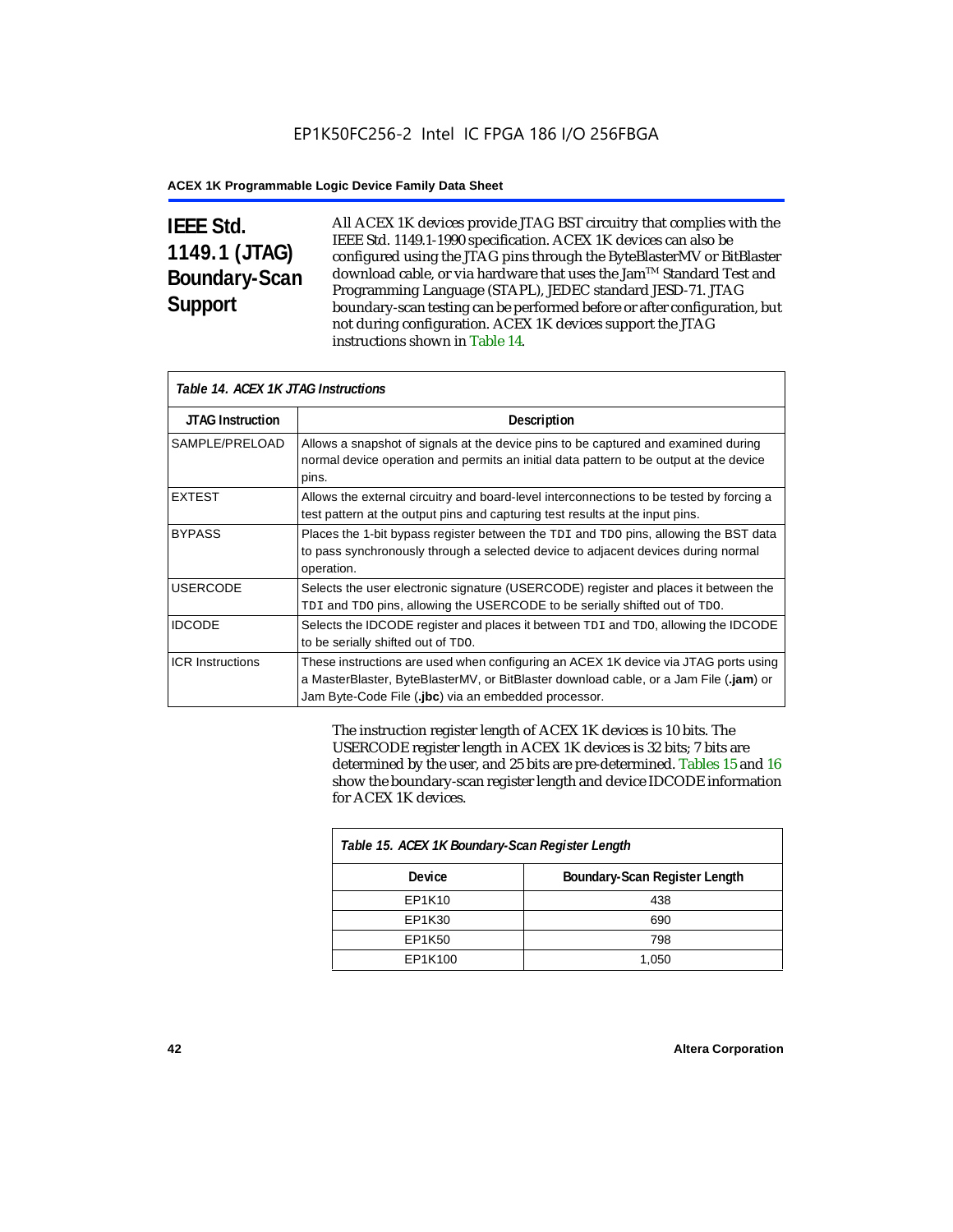## IEEE Std. 1149.1 (JTAG) Boundary-Scan Support

All ACEX 1K devices provide JTAG BST circuitry that complies with the IEEE Std. 1149.1-1990 specification. ACEX 1K devices can also be configured using the JTAG pins through the ByteBlasterMV or BitBlaster download cable, or via hardware that uses the Jam™ Standard Test and Programming Language (STAPL), JEDEC standard JESD-71. JTAG boundary-scan testing can be performed before or after configuration, but not during configuration. ACEX 1K devices support the JTAG instructions shown in Table 14.

*Table 14. ACEX 1K JTAG Instructions*

| JTAG Instruction | Description |
|---|---|
| SAMPLE/PRELOAD | Allows a snapshot of signals at the device pins to be captured and examined during normal device operation and permits an initial data pattern to be output at the device pins. |
| EXTEST | Allows the external circuitry and board-level interconnections to be tested by forcing a test pattern at the output pins and capturing test results at the input pins. |
| BYPASS | Places the 1-bit bypass register between the TDI and TDO pins, allowing the BST data to pass synchronously through a selected device to adjacent devices during normal operation. |
| USERCODE | Selects the user electronic signature (USERCODE) register and places it between the TDI and TDO pins, allowing the USERCODE to be serially shifted out of TDO. |
| IDCODE | Selects the IDCODE register and places it between TDI and TDO, allowing the IDCODE to be serially shifted out of TDO. |
| ICR Instructions | These instructions are used when configuring an ACEX 1K device via JTAG ports using a MasterBlaster, ByteBlasterMV, or BitBlaster download cable, or a Jam File (**.jam**) or Jam Byte-Code File (**.jbc**) via an embedded processor. |

The instruction register length of ACEX 1K devices is 10 bits. The USERCODE register length in ACEX 1K devices is 32 bits; 7 bits are determined by the user, and 25 bits are pre-determined. Tables 15 and 16 show the boundary-scan register length and device IDCODE information for ACEX 1K devices.

*Table 15. ACEX 1K Boundary-Scan Register Length*

| Device | Boundary-Scan Register Length |
|---|---|
| EP1K10 | 438 |
| EP1K30 | 690 |
| EP1K50 | 798 |
| EP1K100 | 1,050 |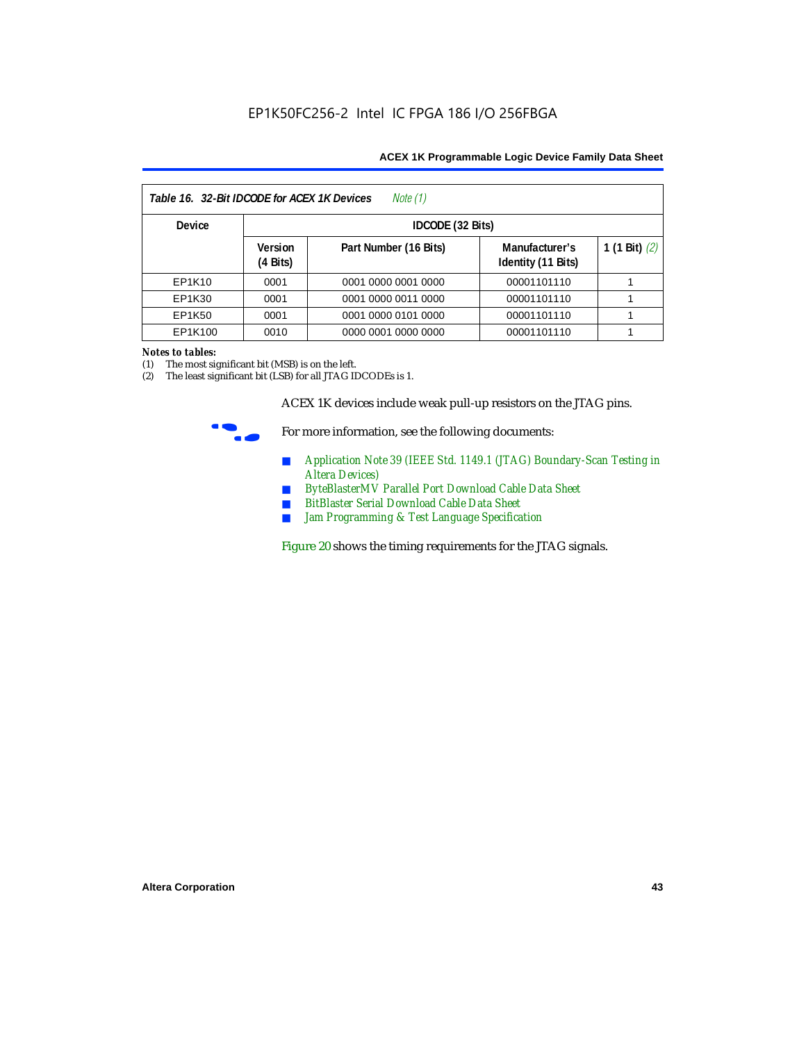| Table 16. 32-Bit IDCODE for ACEX 1K Devices *Note (1)* | | | | |
|---|---|---|---|---|
| Device | IDCODE (32 Bits) | | | |
| | Version (4 Bits) | Part Number (16 Bits) | Manufacturer's Identity (11 Bits) | 1 (1 Bit) *(2)* |
| EP1K10 | 0001 | 0001 0000 0001 0000 | 00001101110 | 1 |
| EP1K30 | 0001 | 0001 0000 0011 0000 | 00001101110 | 1 |
| EP1K50 | 0001 | 0001 0000 0101 0000 | 00001101110 | 1 |
| EP1K100 | 0010 | 0000 0001 0000 0000 | 00001101110 | 1 |

***Notes to tables:***

(1) The most significant bit (MSB) is on the left.

(2) The least significant bit (LSB) for all JTAG IDCODEs is 1.

ACEX 1K devices include weak pull-up resistors on the JTAG pins.

For more information, see the following documents:

- *Application Note 39 (IEEE Std. 1149.1 (JTAG) Boundary-Scan Testing in Altera Devices)*
- *ByteBlasterMV Parallel Port Download Cable Data Sheet*
- *BitBlaster Serial Download Cable Data Sheet*
- *Jam Programming & Test Language Specification*

Figure 20 shows the timing requirements for the JTAG signals.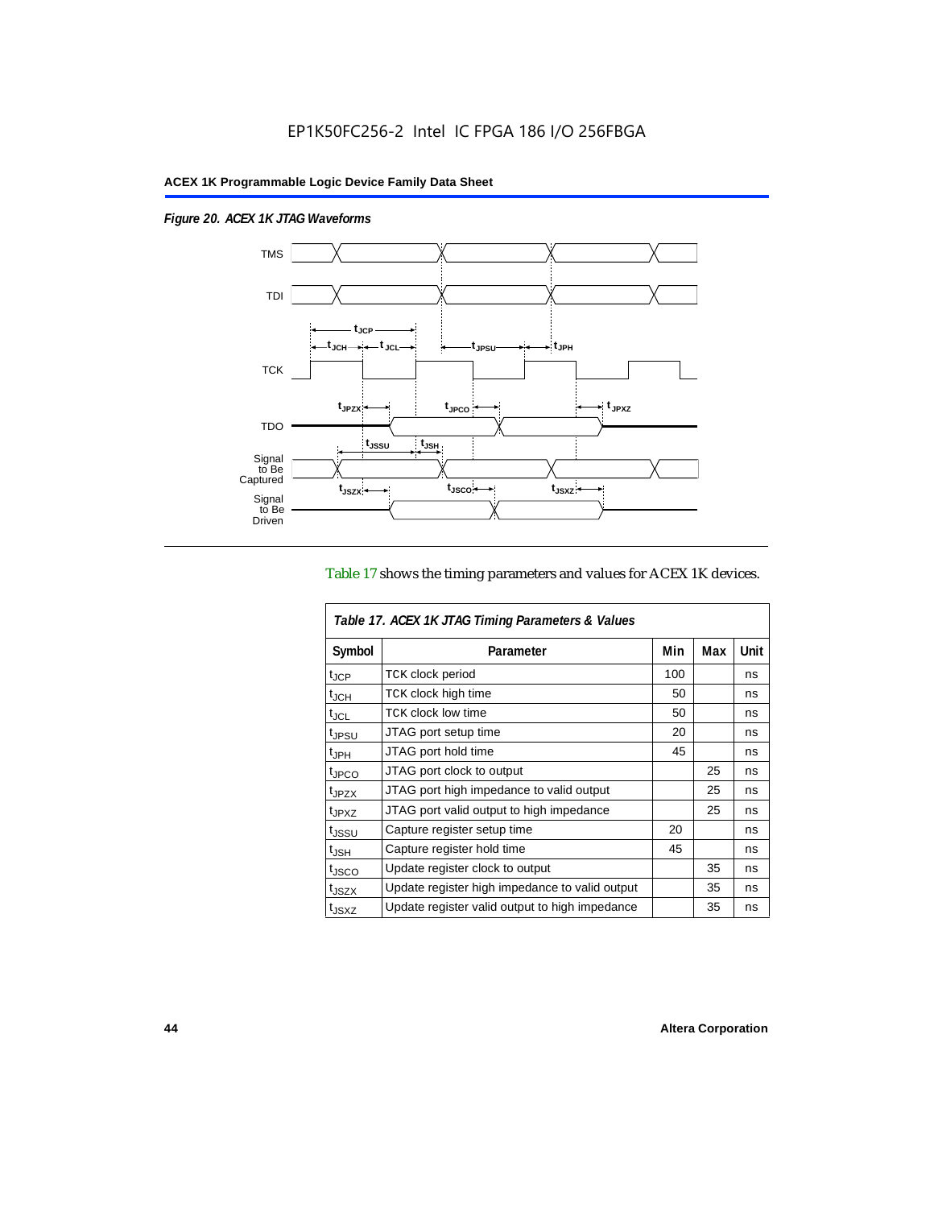*Figure 20. ACEX 1K JTAG Waveforms*

Table 17 shows the timing parameters and values for ACEX 1K devices.

*Table 17. ACEX 1K JTAG Timing Parameters & Values*

| Symbol | Parameter | Min | Max | Unit |
|---|---|---|---|---|
| $t_{JCP}$ | TCK clock period | 100 | | ns |
| $t_{JCH}$ | TCK clock high time | 50 | | ns |
| $t_{JCL}$ | TCK clock low time | 50 | | ns |
| $t_{JPSU}$ | JTAG port setup time | 20 | | ns |
| $t_{JPH}$ | JTAG port hold time | 45 | | ns |
| $t_{JPCO}$ | JTAG port clock to output | | 25 | ns |
| $t_{JPZX}$ | JTAG port high impedance to valid output | | 25 | ns |
| $t_{JPXZ}$ | JTAG port valid output to high impedance | | 25 | ns |
| $t_{JSSU}$ | Capture register setup time | 20 | | ns |
| $t_{JSH}$ | Capture register hold time | 45 | | ns |
| $t_{JSCO}$ | Update register clock to output | | 35 | ns |
| $t_{JSZX}$ | Update register high impedance to valid output | | 35 | ns |
| $t_{JSXZ}$ | Update register valid output to high impedance | | 35 | ns |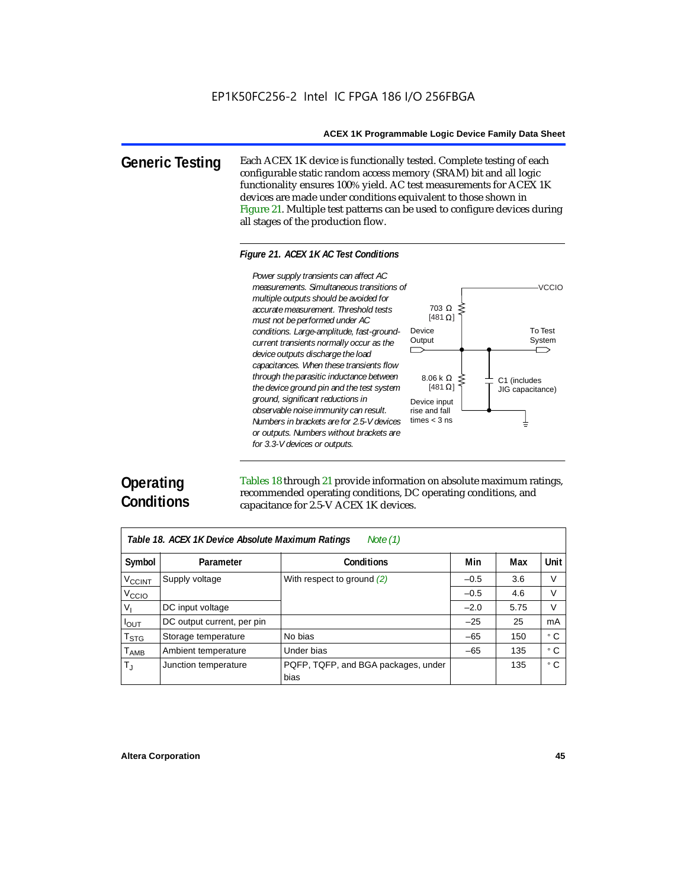## Generic Testing

Each ACEX 1K device is functionally tested. Complete testing of each configurable static random access memory (SRAM) bit and all logic functionality ensures 100% yield. AC test measurements for ACEX 1K devices are made under conditions equivalent to those shown in Figure 21. Multiple test patterns can be used to configure devices during all stages of the production flow.

*Figure 21. ACEX 1K AC Test Conditions*

*Power supply transients can affect AC measurements. Simultaneous transitions of multiple outputs should be avoided for accurate measurement. Threshold tests must not be performed under AC conditions. Large-amplitude, fast-ground-current transients normally occur as the device outputs discharge the load capacitances. When these transients flow through the parasitic inductance between the device ground pin and the test system ground, significant reductions in observable noise immunity can result. Numbers in brackets are for 2.5-V devices or outputs. Numbers without brackets are for 3.3-V devices or outputs.*

VCCIO

703 Ω [481 Ω]

Device Output

To Test System

8.06 k Ω [481 Ω]

C1 (includes JIG capacitance)

Device input rise and fall times < 3 ns

## Operating Conditions

Tables 18 through 21 provide information on absolute maximum ratings, recommended operating conditions, DC operating conditions, and capacitance for 2.5-V ACEX 1K devices.

| *Table 18. ACEX 1K Device Absolute Maximum Ratings* *Note (1)* | | | | | |
|---|---|---|---|---|---|
| **Symbol** | **Parameter** | **Conditions** | **Min** | **Max** | **Unit** |
| $V_{CCINT}$ | Supply voltage | With respect to ground *(2)* | –0.5 | 3.6 | V |
| $V_{CCIO}$ | | | –0.5 | 4.6 | V |
| $V_I$ | DC input voltage | | –2.0 | 5.75 | V |
| $I_{OUT}$ | DC output current, per pin | | –25 | 25 | mA |
| $T_{STG}$ | Storage temperature | No bias | –65 | 150 | ° C |
| $T_{AMB}$ | Ambient temperature | Under bias | –65 | 135 | ° C |
| $T_J$ | Junction temperature | PQFP, TQFP, and BGA packages, under bias | | 135 | ° C |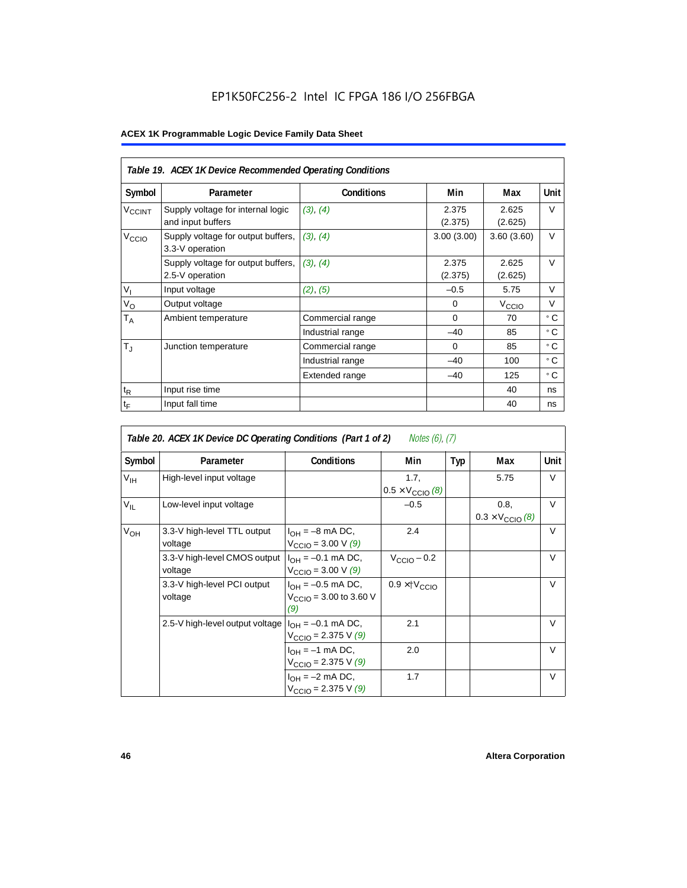EP1K50FC256-2 Intel IC FPGA 186 I/O 256FBGA

**ACEX 1K Programmable Logic Device Family Data Sheet**

| *Table 19. ACEX 1K Device Recommended Operating Conditions* | | | | | |
|---|---|---|---|---|---|
| **Symbol** | **Parameter** | **Conditions** | **Min** | **Max** | **Unit** |
| $V_{CCINT}$ | Supply voltage for internal logic and input buffers | *(3), (4)* | 2.375 (2.375) | 2.625 (2.625) | V |
| $V_{CCIO}$ | Supply voltage for output buffers, 3.3-V operation | *(3), (4)* | 3.00 (3.00) | 3.60 (3.60) | V |
| | Supply voltage for output buffers, 2.5-V operation | *(3), (4)* | 2.375 (2.375) | 2.625 (2.625) | V |
| $V_I$ | Input voltage | *(2), (5)* | –0.5 | 5.75 | V |
| $V_O$ | Output voltage | | 0 | $V_{CCIO}$ | V |
| $T_A$ | Ambient temperature | Commercial range | 0 | 70 | ° C |
| | | Industrial range | –40 | 85 | ° C |
| $T_J$ | Junction temperature | Commercial range | 0 | 85 | ° C |
| | | Industrial range | –40 | 100 | ° C |
| | | Extended range | –40 | 125 | ° C |
| $t_R$ | Input rise time | | | 40 | ns |
| $t_F$ | Input fall time | | | 40 | ns |

| *Table 20. ACEX 1K Device DC Operating Conditions (Part 1 of 2)* *Notes (6), (7)* | | | | | | |
|---|---|---|---|---|---|---|
| **Symbol** | **Parameter** | **Conditions** | **Min** | **Typ** | **Max** | **Unit** |
| $V_{IH}$ | High-level input voltage | | 1.7, $0.5 \times V_{CCIO}$ *(8)* | | 5.75 | V |
| $V_{IL}$ | Low-level input voltage | | –0.5 | | 0.8, $0.3 \times V_{CCIO}$ *(8)* | V |
| $V_{OH}$ | 3.3-V high-level TTL output voltage | $I_{OH}$ = –8 mA DC, $V_{CCIO}$ = 3.00 V *(9)* | 2.4 | | | V |
| | 3.3-V high-level CMOS output voltage | $I_{OH}$ = –0.1 mA DC, $V_{CCIO}$ = 3.00 V *(9)* | $V_{CCIO}$ – 0.2 | | | V |
| | 3.3-V high-level PCI output voltage | $I_{OH}$ = –0.5 mA DC, $V_{CCIO}$ = 3.00 to 3.60 V *(9)* | $0.9 \times V_{CCIO}$ | | | V |
| | 2.5-V high-level output voltage | $I_{OH}$ = –0.1 mA DC, $V_{CCIO}$ = 2.375 V *(9)* | 2.1 | | | V |
| | | $I_{OH}$ = –1 mA DC, $V_{CCIO}$ = 2.375 V *(9)* | 2.0 | | | V |
| | | $I_{OH}$ = –2 mA DC, $V_{CCIO}$ = 2.375 V *(9)* | 1.7 | | | V |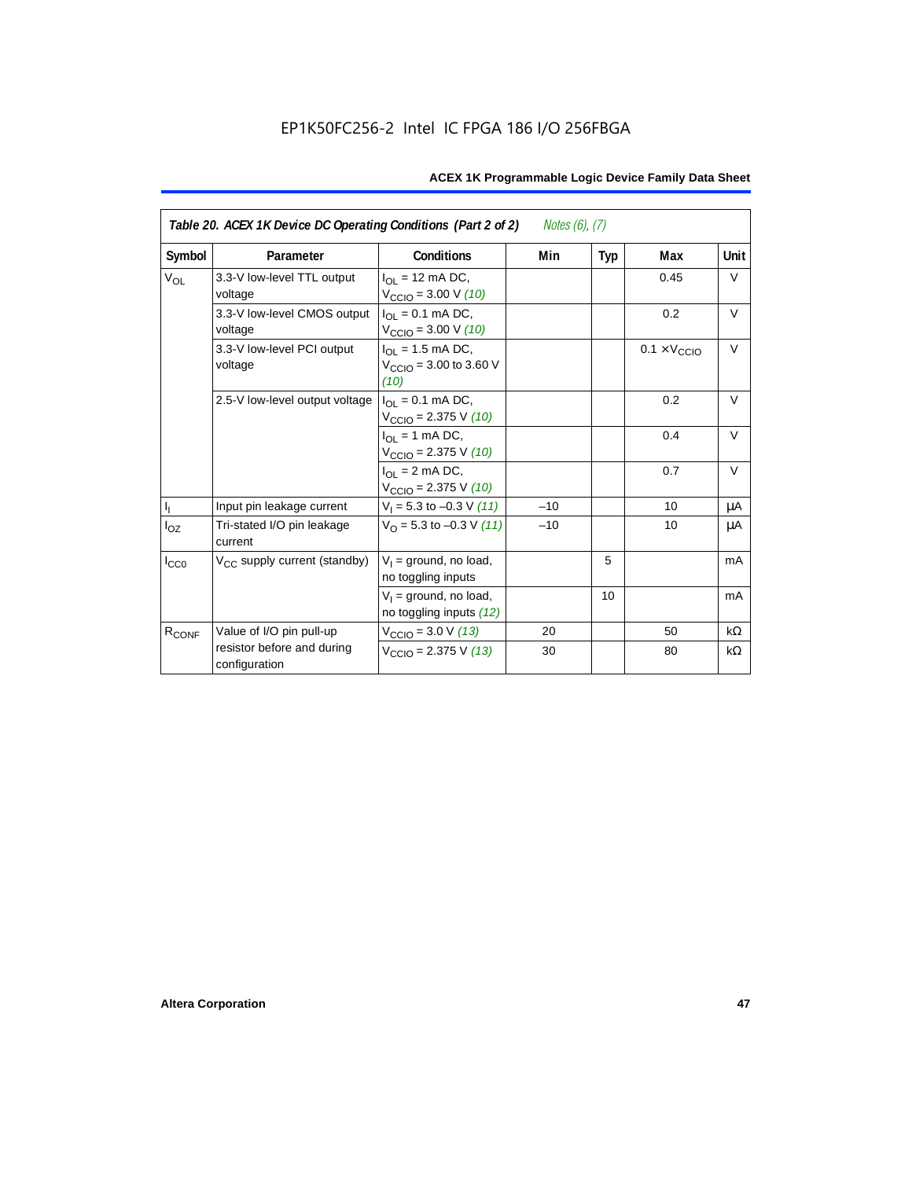EP1K50FC256-2 Intel IC FPGA 186 I/O 256FBGA

**Table 20. ACEX 1K Device DC Operating Conditions (Part 2 of 2)** *Notes (6), (7)*

| Symbol | Parameter | Conditions | Min | Typ | Max | Unit |
|---|---|---|---|---|---|---|
| $V_{OL}$ | 3.3-V low-level TTL output voltage | $I_{OL}$ = 12 mA DC, $V_{CCIO}$ = 3.00 V *(10)* | | | 0.45 | V |
| | 3.3-V low-level CMOS output voltage | $I_{OL}$ = 0.1 mA DC, $V_{CCIO}$ = 3.00 V *(10)* | | | 0.2 | V |
| | 3.3-V low-level PCI output voltage | $I_{OL}$ = 1.5 mA DC, $V_{CCIO}$ = 3.00 to 3.60 V *(10)* | | | 0.1 × $V_{CCIO}$ | V |
| | 2.5-V low-level output voltage | $I_{OL}$ = 0.1 mA DC, $V_{CCIO}$ = 2.375 V *(10)* | | | 0.2 | V |
| | | $I_{OL}$ = 1 mA DC, $V_{CCIO}$ = 2.375 V *(10)* | | | 0.4 | V |
| | | $I_{OL}$ = 2 mA DC, $V_{CCIO}$ = 2.375 V *(10)* | | | 0.7 | V |
| $I_I$ | Input pin leakage current | $V_I$ = 5.3 to –0.3 V *(11)* | –10 | | 10 | μA |
| $I_{OZ}$ | Tri-stated I/O pin leakage current | $V_O$ = 5.3 to –0.3 V *(11)* | –10 | | 10 | μA |
| $I_{CC0}$ | $V_{CC}$ supply current (standby) | $V_I$ = ground, no load, no toggling inputs | | 5 | | mA |
| | | $V_I$ = ground, no load, no toggling inputs *(12)* | | 10 | | mA |
| $R_{CONF}$ | Value of I/O pin pull-up resistor before and during configuration | $V_{CCIO}$ = 3.0 V *(13)* | 20 | | 50 | kΩ |
| | | $V_{CCIO}$ = 2.375 V *(13)* | 30 | | 80 | kΩ |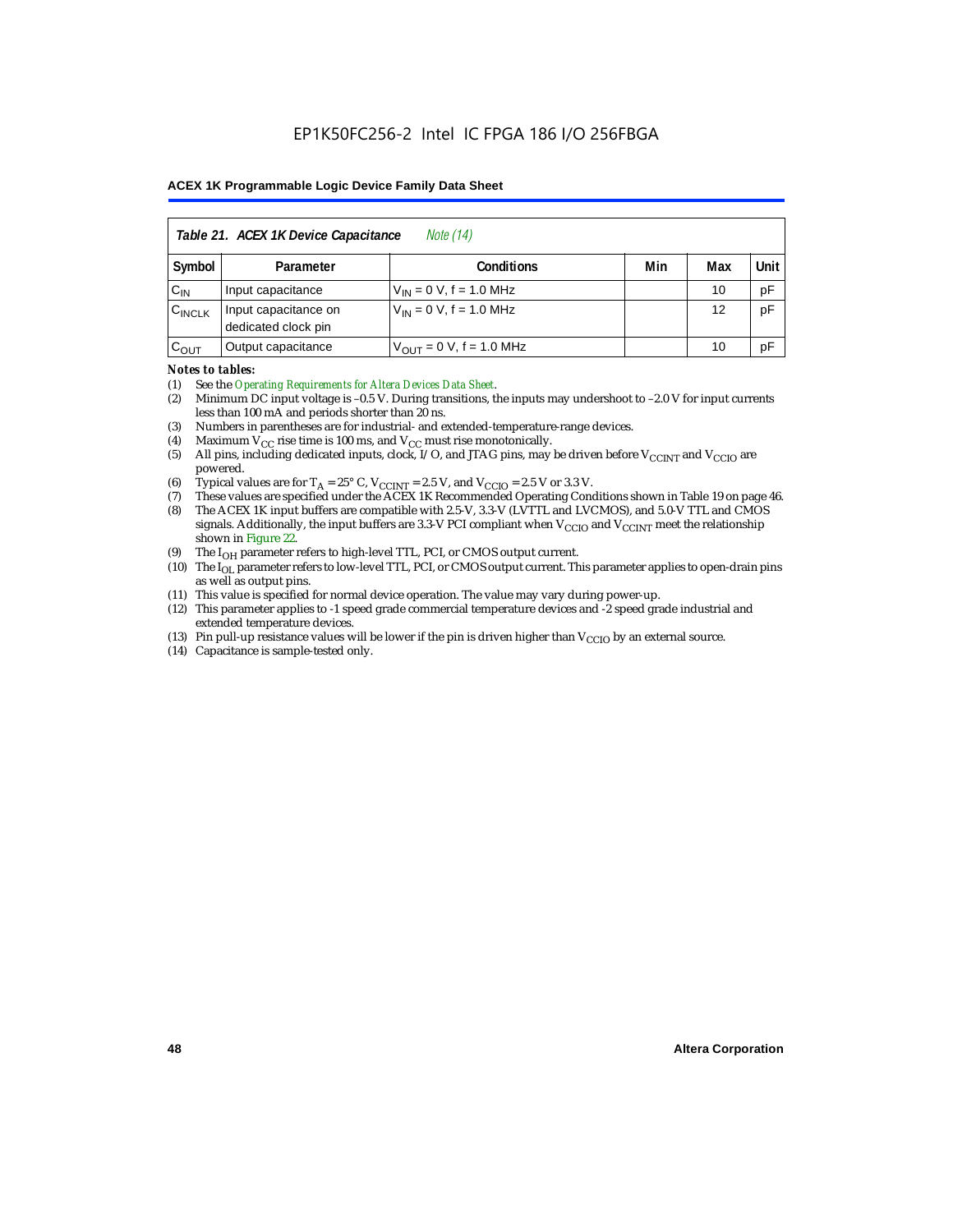Table 21. ACEX 1K Device Capacitance *Note (14)*

| Symbol | Parameter | Conditions | Min | Max | Unit |
|---|---|---|---|---|---|
| $C_{IN}$ | Input capacitance | $V_{IN}$ = 0 V, f = 1.0 MHz | | 10 | pF |
| $C_{INCLK}$ | Input capacitance on dedicated clock pin | $V_{IN}$ = 0 V, f = 1.0 MHz | | 12 | pF |
| $C_{OUT}$ | Output capacitance | $V_{OUT}$ = 0 V, f = 1.0 MHz | | 10 | pF |

*Notes to tables:*

(1) See the *Operating Requirements for Altera Devices Data Sheet*.
(2) Minimum DC input voltage is –0.5 V. During transitions, the inputs may undershoot to –2.0 V for input currents less than 100 mA and periods shorter than 20 ns.
(3) Numbers in parentheses are for industrial- and extended-temperature-range devices.
(4) Maximum $V_{CC}$ rise time is 100 ms, and $V_{CC}$ must rise monotonically.
(5) All pins, including dedicated inputs, clock, I/O, and JTAG pins, may be driven before $V_{CCINT}$ and $V_{CCIO}$ are powered.
(6) Typical values are for $T_A$ = 25° C, $V_{CCINT}$ = 2.5 V, and $V_{CCIO}$ = 2.5 V or 3.3 V.
(7) These values are specified under the ACEX 1K Recommended Operating Conditions shown in Table 19 on page 46.
(8) The ACEX 1K input buffers are compatible with 2.5-V, 3.3-V (LVTTL and LVCMOS), and 5.0-V TTL and CMOS signals. Additionally, the input buffers are 3.3-V PCI compliant when $V_{CCIO}$ and $V_{CCINT}$ meet the relationship shown in Figure 22.
(9) The $I_{OH}$ parameter refers to high-level TTL, PCI, or CMOS output current.
(10) The $I_{OL}$ parameter refers to low-level TTL, PCI, or CMOS output current. This parameter applies to open-drain pins as well as output pins.
(11) This value is specified for normal device operation. The value may vary during power-up.
(12) This parameter applies to -1 speed grade commercial temperature devices and -2 speed grade industrial and extended temperature devices.
(13) Pin pull-up resistance values will be lower if the pin is driven higher than $V_{CCIO}$ by an external source.
(14) Capacitance is sample-tested only.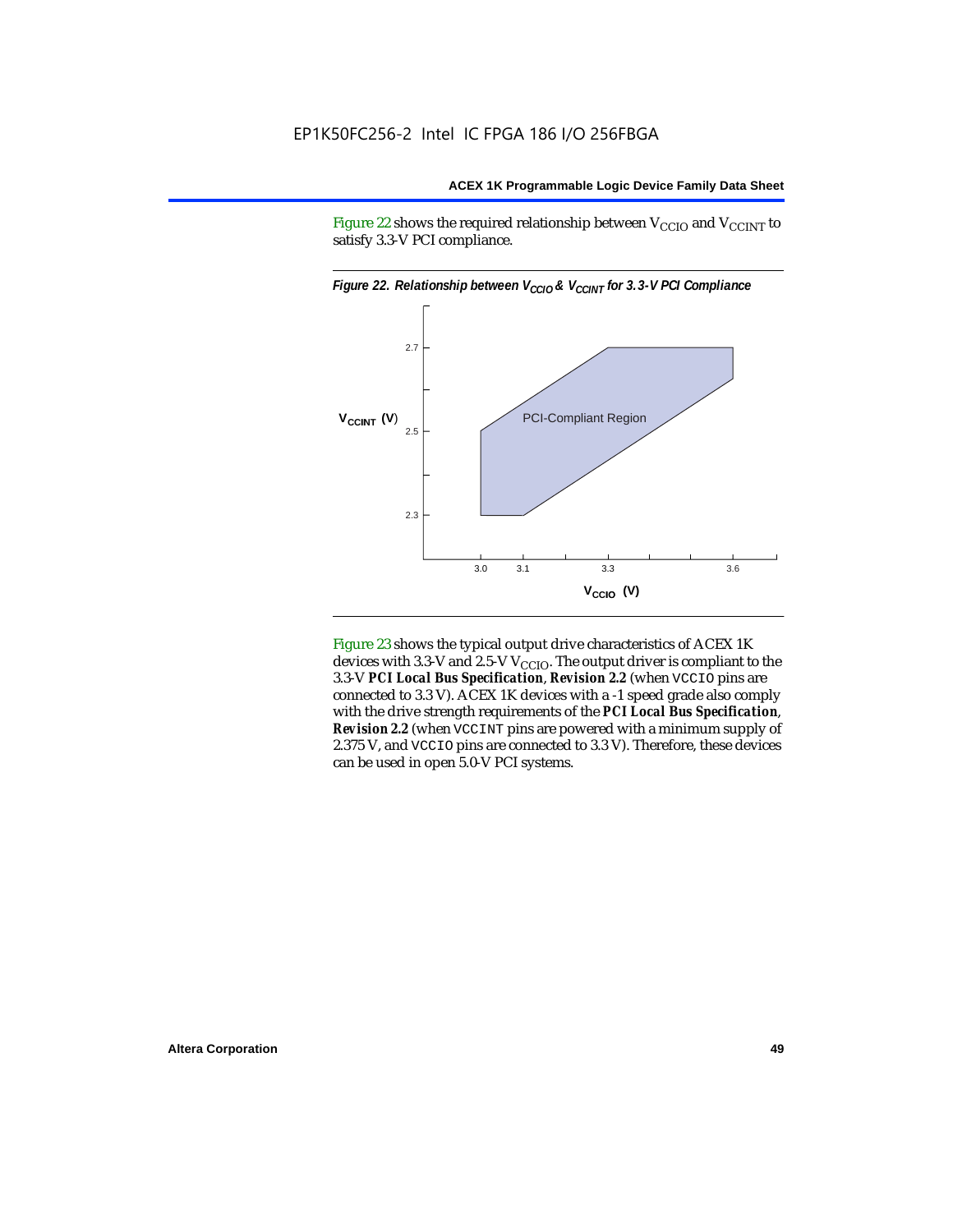Figure 22 shows the required relationship between $V_{CCIO}$ and $V_{CCINT}$ to satisfy 3.3-V PCI compliance.

*Figure 22. Relationship between $V_{CCIO}$ & $V_{CCINT}$ for 3.3-V PCI Compliance*

Figure 23 shows the typical output drive characteristics of ACEX 1K devices with 3.3-V and 2.5-V $V_{CCIO}$. The output driver is compliant to the 3.3-V ***PCI Local Bus Specification***, ***Revision 2.2*** (when VCCIO pins are connected to 3.3 V). ACEX 1K devices with a -1 speed grade also comply with the drive strength requirements of the ***PCI Local Bus Specification***, ***Revision 2.2*** (when VCCINT pins are powered with a minimum supply of 2.375 V, and VCCIO pins are connected to 3.3 V). Therefore, these devices can be used in open 5.0-V PCI systems.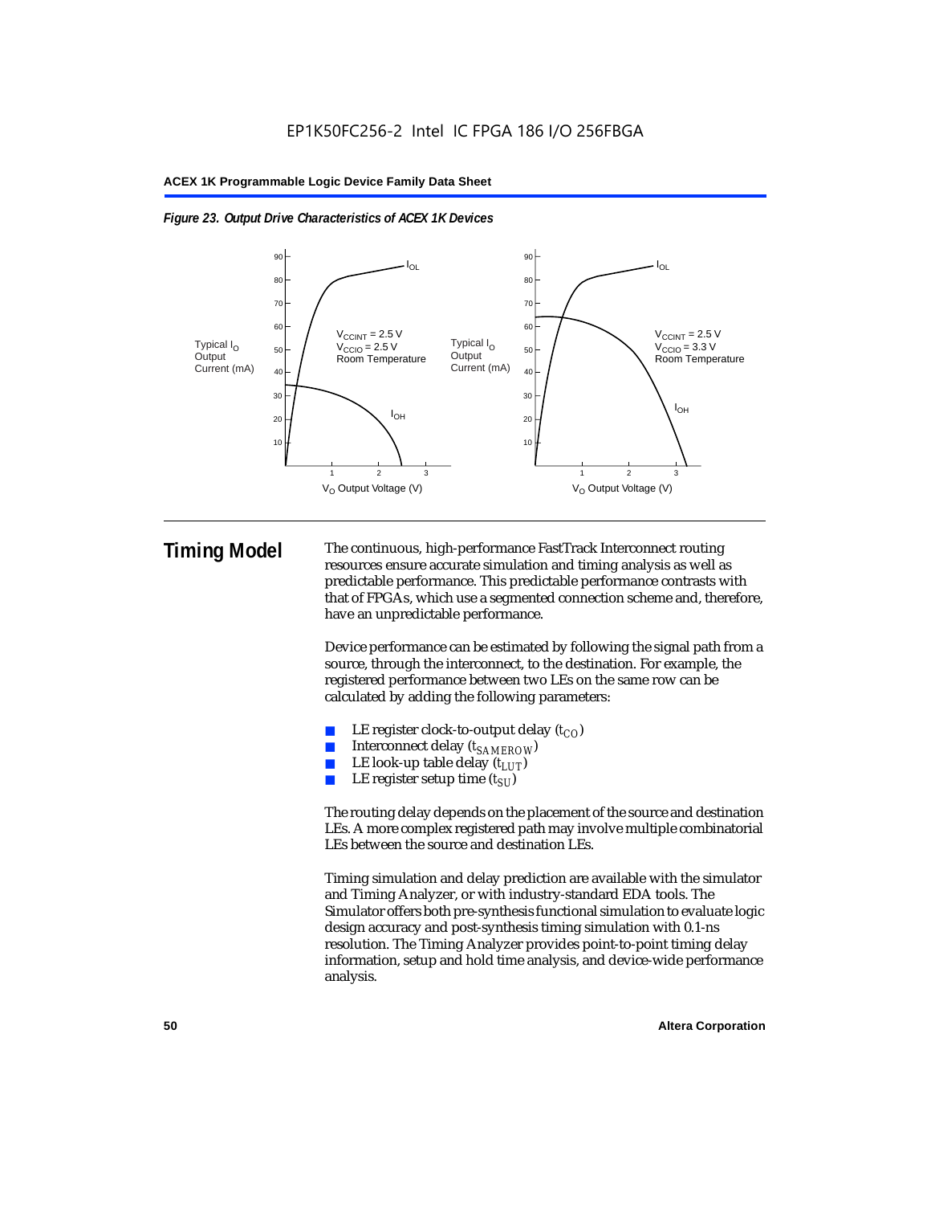*Figure 23. Output Drive Characteristics of ACEX 1K Devices*

## Timing Model

The continuous, high-performance FastTrack Interconnect routing resources ensure accurate simulation and timing analysis as well as predictable performance. This predictable performance contrasts with that of FPGAs, which use a segmented connection scheme and, therefore, have an unpredictable performance.

Device performance can be estimated by following the signal path from a source, through the interconnect, to the destination. For example, the registered performance between two LEs on the same row can be calculated by adding the following parameters:

- LE register clock-to-output delay ($t_{CO}$)
- Interconnect delay ($t_{SAMEROW}$)
- LE look-up table delay ($t_{LUT}$)
- LE register setup time ($t_{SU}$)

The routing delay depends on the placement of the source and destination LEs. A more complex registered path may involve multiple combinatorial LEs between the source and destination LEs.

Timing simulation and delay prediction are available with the simulator and Timing Analyzer, or with industry-standard EDA tools. The Simulator offers both pre-synthesis functional simulation to evaluate logic design accuracy and post-synthesis timing simulation with 0.1-ns resolution. The Timing Analyzer provides point-to-point timing delay information, setup and hold time analysis, and device-wide performance analysis.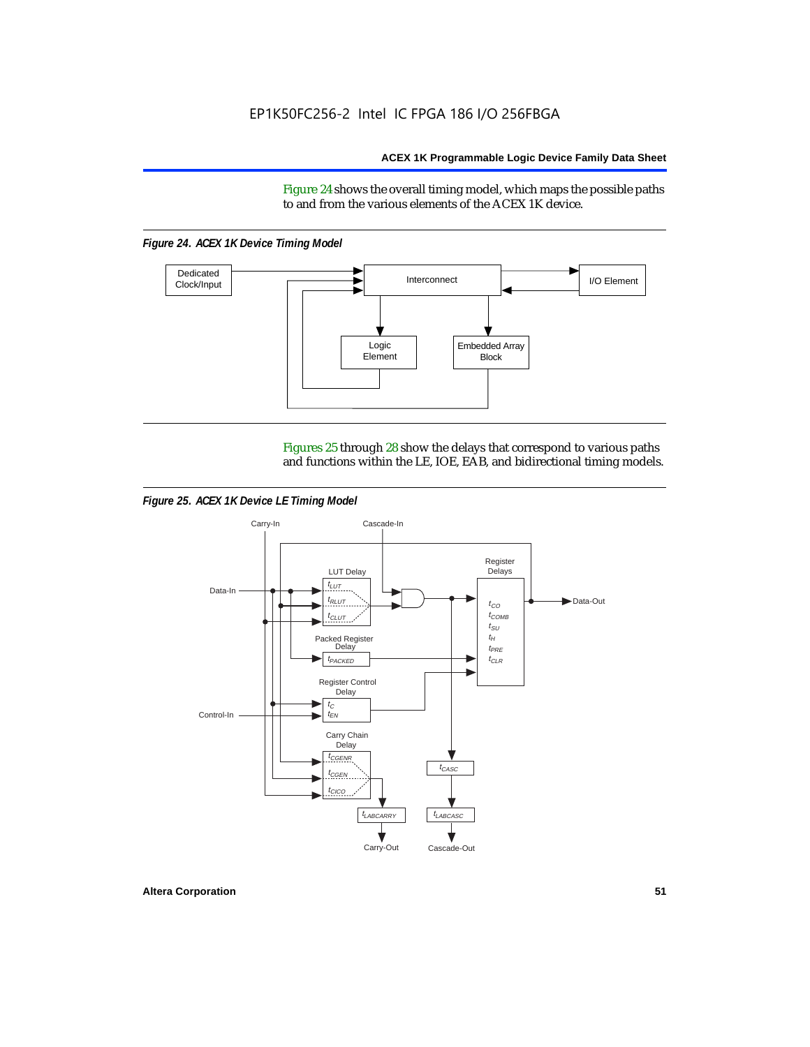Figure 24 shows the overall timing model, which maps the possible paths to and from the various elements of the ACEX 1K device.

*Figure 24. ACEX 1K Device Timing Model*

Figures 25 through 28 show the delays that correspond to various paths and functions within the LE, IOE, EAB, and bidirectional timing models.

*Figure 25. ACEX 1K Device LE Timing Model*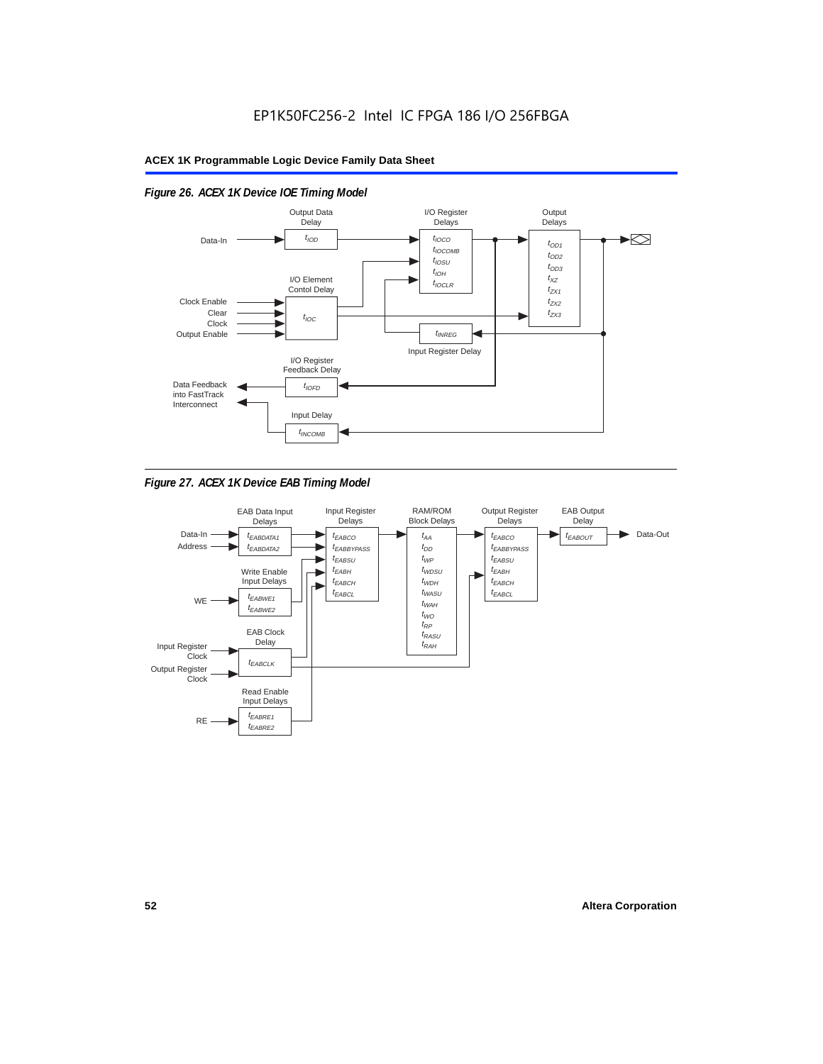EP1K50FC256-2 Intel IC FPGA 186 I/O 256FBGA

**ACEX 1K Programmable Logic Device Family Data Sheet**

*Figure 26. ACEX 1K Device IOE Timing Model*

Output Data Delay: $t_{IOD}$

I/O Register Delays: $t_{IOCO}$, $t_{IOCOMB}$, $t_{IOSU}$, $t_{IOH}$, $t_{IOCLR}$

Output Delays: $t_{OD1}$, $t_{OD2}$, $t_{OD3}$, $t_{XZ}$, $t_{ZX1}$, $t_{ZX2}$, $t_{ZX3}$

I/O Element Contol Delay: $t_{IOC}$

Input Register Delay: $t_{INREG}$

I/O Register Feedback Delay: $t_{IOFD}$

Input Delay: $t_{INCOMB}$

Data-In; Clock Enable; Clear; Clock; Output Enable; Data Feedback into FastTrack Interconnect

*Figure 27. ACEX 1K Device EAB Timing Model*

EAB Data Input Delays: $t_{EABDATA1}$, $t_{EABDATA2}$

Input Register Delays: $t_{EABCO}$, $t_{EABBYPASS}$, $t_{EABSU}$, $t_{EABH}$, $t_{EABCH}$, $t_{EABCL}$

RAM/ROM Block Delays: $t_{AA}$, $t_{DD}$, $t_{WP}$, $t_{WDSU}$, $t_{WDH}$, $t_{WASU}$, $t_{WAH}$, $t_{WO}$, $t_{RP}$, $t_{RASU}$, $t_{RAH}$

Output Register Delays: $t_{EABCO}$, $t_{EABBYPASS}$, $t_{EABSU}$, $t_{EABH}$, $t_{EABCH}$, $t_{EABCL}$

EAB Output Delay: $t_{EABOUT}$

Write Enable Input Delays: $t_{EABWE1}$, $t_{EABWE2}$

EAB Clock Delay: $t_{EABCLK}$

Read Enable Input Delays: $t_{EABRE1}$, $t_{EABRE2}$

Data-In; Address; WE; Input Register Clock; Output Register Clock; RE; Data-Out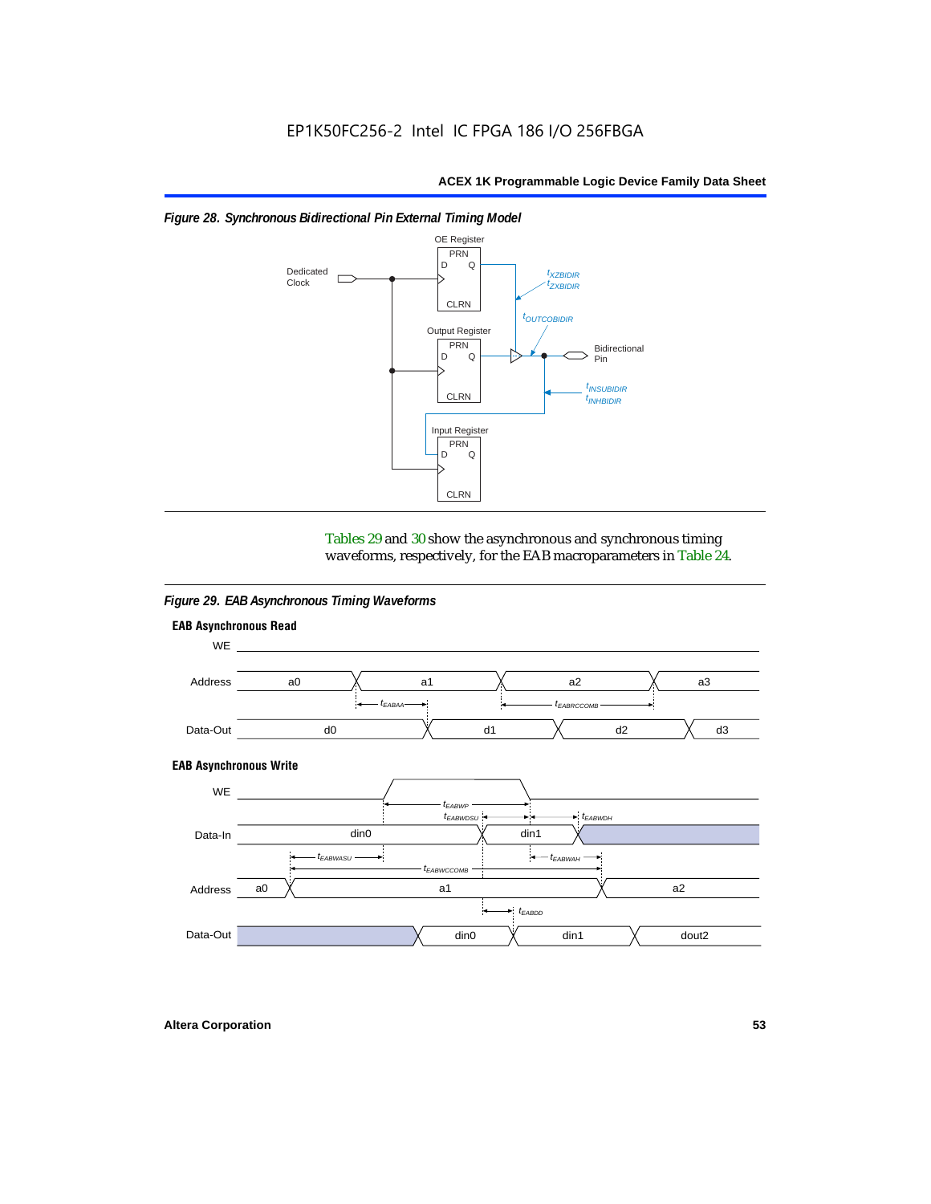*Figure 28. Synchronous Bidirectional Pin External Timing Model*

Tables 29 and 30 show the asynchronous and synchronous timing waveforms, respectively, for the EAB macroparameters in Table 24.

*Figure 29. EAB Asynchronous Timing Waveforms*

**EAB Asynchronous Read**

**EAB Asynchronous Write**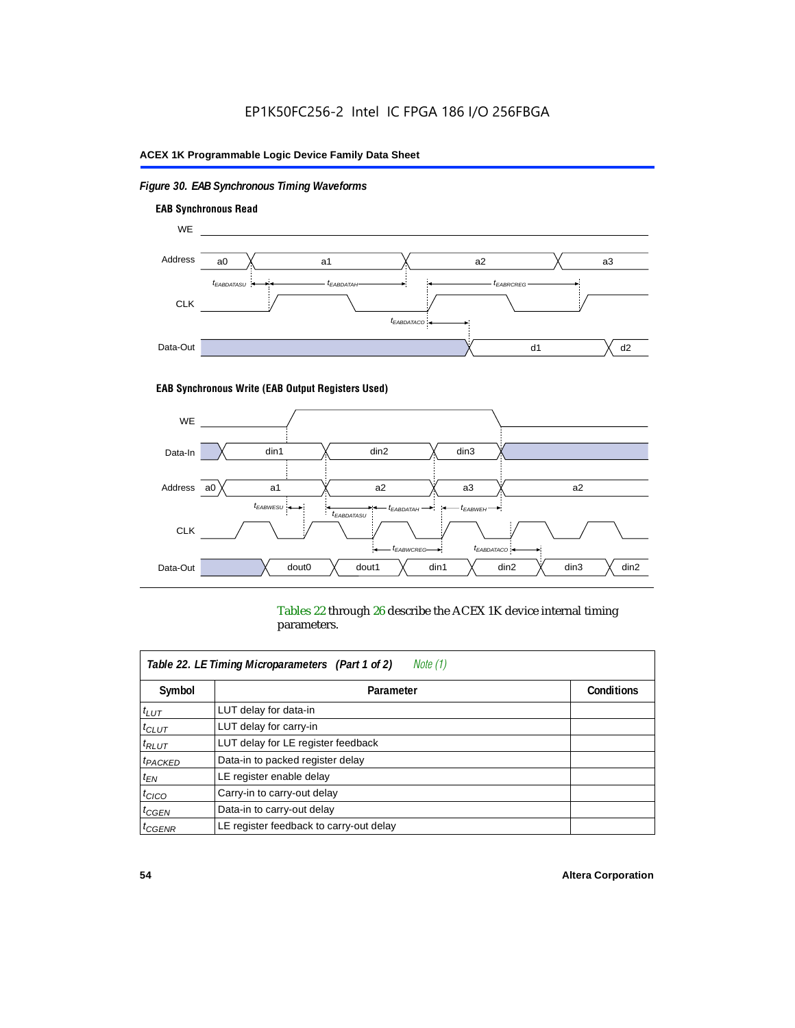*Figure 30. EAB Synchronous Timing Waveforms*

**EAB Synchronous Read**

**EAB Synchronous Write (EAB Output Registers Used)**

Tables 22 through 26 describe the ACEX 1K device internal timing parameters.

| *Table 22. LE Timing Microparameters (Part 1 of 2) Note (1)* | | |
|---|---|---|
| **Symbol** | **Parameter** | **Conditions** |
| $t_{LUT}$ | LUT delay for data-in | |
| $t_{CLUT}$ | LUT delay for carry-in | |
| $t_{RLUT}$ | LUT delay for LE register feedback | |
| $t_{PACKED}$ | Data-in to packed register delay | |
| $t_{EN}$ | LE register enable delay | |
| $t_{CICO}$ | Carry-in to carry-out delay | |
| $t_{CGEN}$ | Data-in to carry-out delay | |
| $t_{CGENR}$ | LE register feedback to carry-out delay | |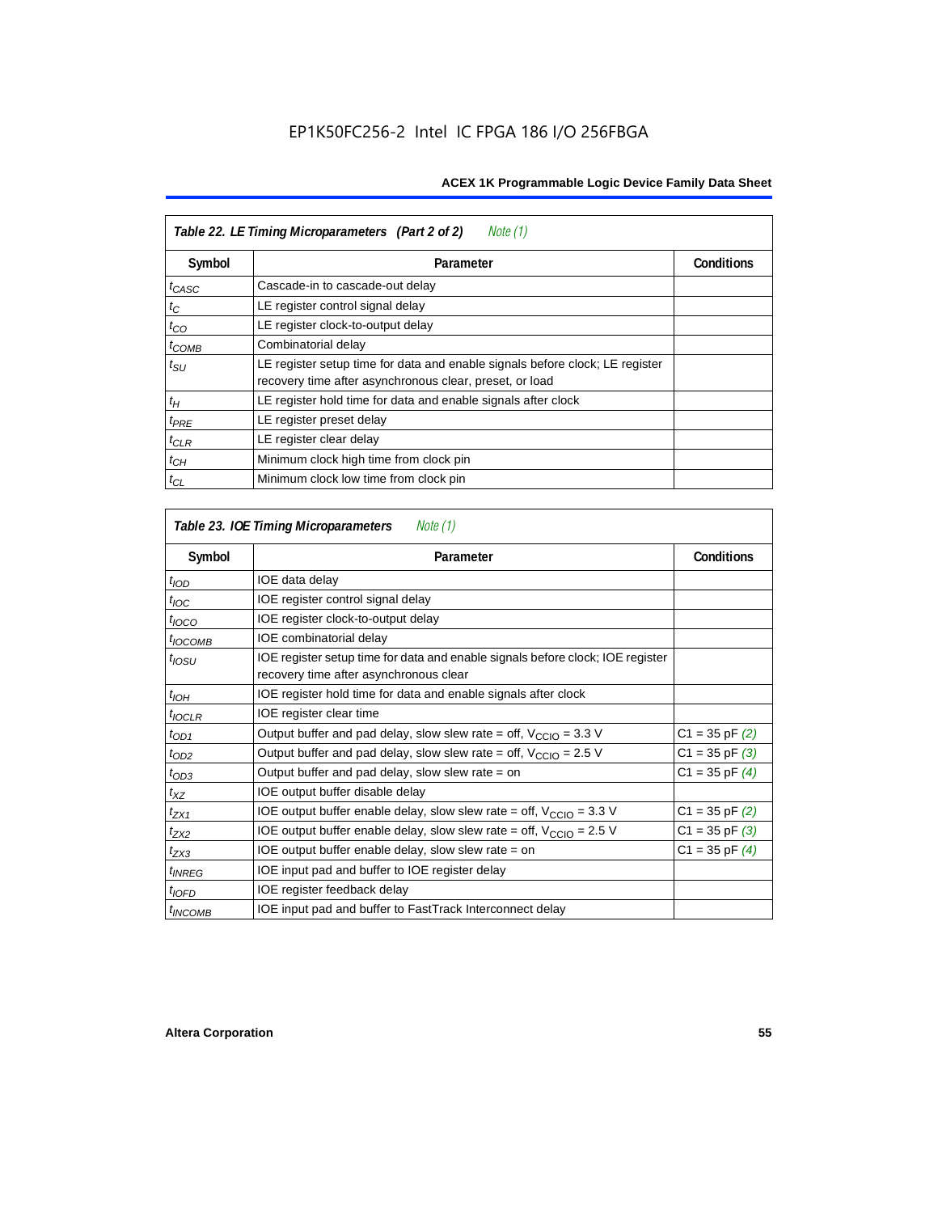| Table 22. LE Timing Microparameters (Part 2 of 2) *Note (1)* | | |
|---|---|---|
| Symbol | Parameter | Conditions |
| $t_{CASC}$ | Cascade-in to cascade-out delay | |
| $t_C$ | LE register control signal delay | |
| $t_{CO}$ | LE register clock-to-output delay | |
| $t_{COMB}$ | Combinatorial delay | |
| $t_{SU}$ | LE register setup time for data and enable signals before clock; LE register recovery time after asynchronous clear, preset, or load | |
| $t_H$ | LE register hold time for data and enable signals after clock | |
| $t_{PRE}$ | LE register preset delay | |
| $t_{CLR}$ | LE register clear delay | |
| $t_{CH}$ | Minimum clock high time from clock pin | |
| $t_{CL}$ | Minimum clock low time from clock pin | |

| Table 23. IOE Timing Microparameters *Note (1)* | | |
|---|---|---|
| Symbol | Parameter | Conditions |
| $t_{IOD}$ | IOE data delay | |
| $t_{IOC}$ | IOE register control signal delay | |
| $t_{IOCO}$ | IOE register clock-to-output delay | |
| $t_{IOCOMB}$ | IOE combinatorial delay | |
| $t_{IOSU}$ | IOE register setup time for data and enable signals before clock; IOE register recovery time after asynchronous clear | |
| $t_{IOH}$ | IOE register hold time for data and enable signals after clock | |
| $t_{IOCLR}$ | IOE register clear time | |
| $t_{OD1}$ | Output buffer and pad delay, slow slew rate = off, $V_{CCIO}$ = 3.3 V | C1 = 35 pF *(2)* |
| $t_{OD2}$ | Output buffer and pad delay, slow slew rate = off, $V_{CCIO}$ = 2.5 V | C1 = 35 pF *(3)* |
| $t_{OD3}$ | Output buffer and pad delay, slow slew rate = on | C1 = 35 pF *(4)* |
| $t_{XZ}$ | IOE output buffer disable delay | |
| $t_{ZX1}$ | IOE output buffer enable delay, slow slew rate = off, $V_{CCIO}$ = 3.3 V | C1 = 35 pF *(2)* |
| $t_{ZX2}$ | IOE output buffer enable delay, slow slew rate = off, $V_{CCIO}$ = 2.5 V | C1 = 35 pF *(3)* |
| $t_{ZX3}$ | IOE output buffer enable delay, slow slew rate = on | C1 = 35 pF *(4)* |
| $t_{INREG}$ | IOE input pad and buffer to IOE register delay | |
| $t_{IOFD}$ | IOE register feedback delay | |
| $t_{INCOMB}$ | IOE input pad and buffer to FastTrack Interconnect delay | |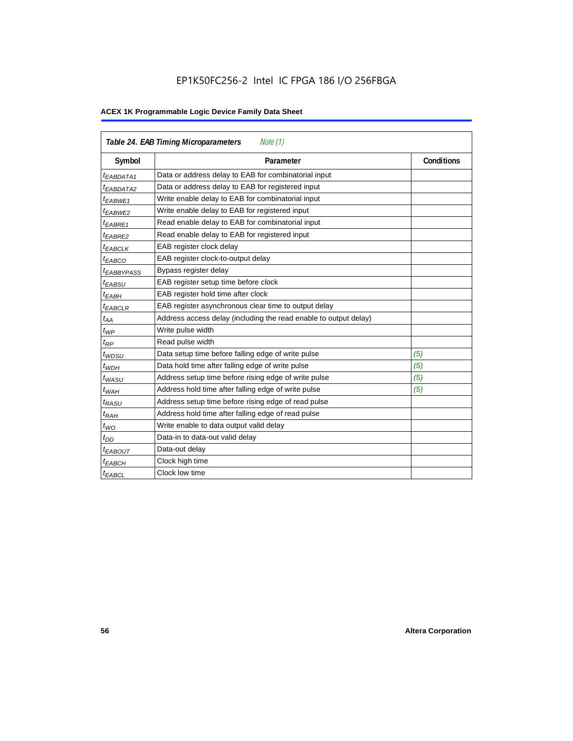## Table 24. EAB Timing Microparameters *Note (1)*

| Symbol | Parameter | Conditions |
|---|---|---|
| $t_{EABDATA1}$ | Data or address delay to EAB for combinatorial input | |
| $t_{EABDATA2}$ | Data or address delay to EAB for registered input | |
| $t_{EABWE1}$ | Write enable delay to EAB for combinatorial input | |
| $t_{EABWE2}$ | Write enable delay to EAB for registered input | |
| $t_{EABRE1}$ | Read enable delay to EAB for combinatorial input | |
| $t_{EABRE2}$ | Read enable delay to EAB for registered input | |
| $t_{EABCLK}$ | EAB register clock delay | |
| $t_{EABCO}$ | EAB register clock-to-output delay | |
| $t_{EABBYPASS}$ | Bypass register delay | |
| $t_{EABSU}$ | EAB register setup time before clock | |
| $t_{EABH}$ | EAB register hold time after clock | |
| $t_{EABCLR}$ | EAB register asynchronous clear time to output delay | |
| $t_{AA}$ | Address access delay (including the read enable to output delay) | |
| $t_{WP}$ | Write pulse width | |
| $t_{RP}$ | Read pulse width | |
| $t_{WDSU}$ | Data setup time before falling edge of write pulse | *(5)* |
| $t_{WDH}$ | Data hold time after falling edge of write pulse | *(5)* |
| $t_{WASU}$ | Address setup time before rising edge of write pulse | *(5)* |
| $t_{WAH}$ | Address hold time after falling edge of write pulse | *(5)* |
| $t_{RASU}$ | Address setup time before rising edge of read pulse | |
| $t_{RAH}$ | Address hold time after falling edge of read pulse | |
| $t_{WO}$ | Write enable to data output valid delay | |
| $t_{DD}$ | Data-in to data-out valid delay | |
| $t_{EABOUT}$ | Data-out delay | |
| $t_{EABCH}$ | Clock high time | |
| $t_{EABCL}$ | Clock low time | |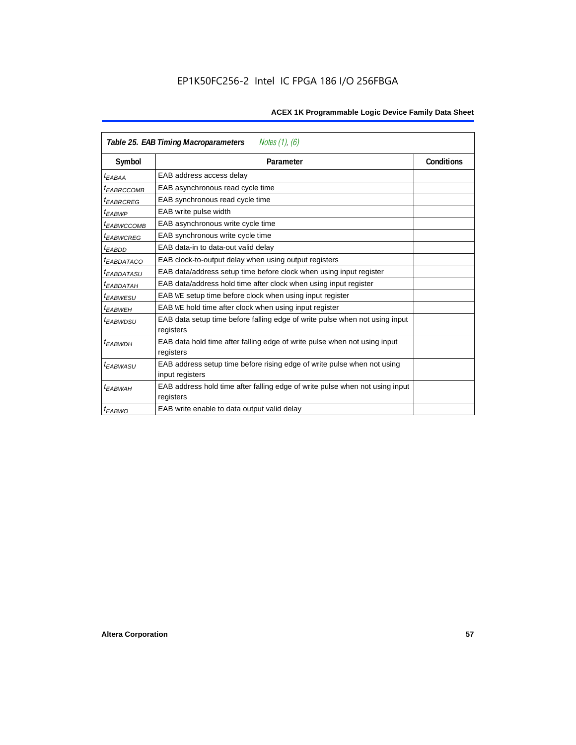EP1K50FC256-2 Intel IC FPGA 186 I/O 256FBGA

| *Table 25. EAB Timing Macroparameters* *Notes (1), (6)* | | |
|---|---|---|
| **Symbol** | **Parameter** | **Conditions** |
| $t_{EABAA}$ | EAB address access delay | |
| $t_{EABRCCOMB}$ | EAB asynchronous read cycle time | |
| $t_{EABRCREG}$ | EAB synchronous read cycle time | |
| $t_{EABWP}$ | EAB write pulse width | |
| $t_{EABWCCOMB}$ | EAB asynchronous write cycle time | |
| $t_{EABWCREG}$ | EAB synchronous write cycle time | |
| $t_{EABDD}$ | EAB data-in to data-out valid delay | |
| $t_{EABDATACO}$ | EAB clock-to-output delay when using output registers | |
| $t_{EABDATASU}$ | EAB data/address setup time before clock when using input register | |
| $t_{EABDATAH}$ | EAB data/address hold time after clock when using input register | |
| $t_{EABWESU}$ | EAB `WE` setup time before clock when using input register | |
| $t_{EABWEH}$ | EAB `WE` hold time after clock when using input register | |
| $t_{EABWDSU}$ | EAB data setup time before falling edge of write pulse when not using input registers | |
| $t_{EABWDH}$ | EAB data hold time after falling edge of write pulse when not using input registers | |
| $t_{EABWASU}$ | EAB address setup time before rising edge of write pulse when not using input registers | |
| $t_{EABWAH}$ | EAB address hold time after falling edge of write pulse when not using input registers | |
| $t_{EABWO}$ | EAB write enable to data output valid delay | |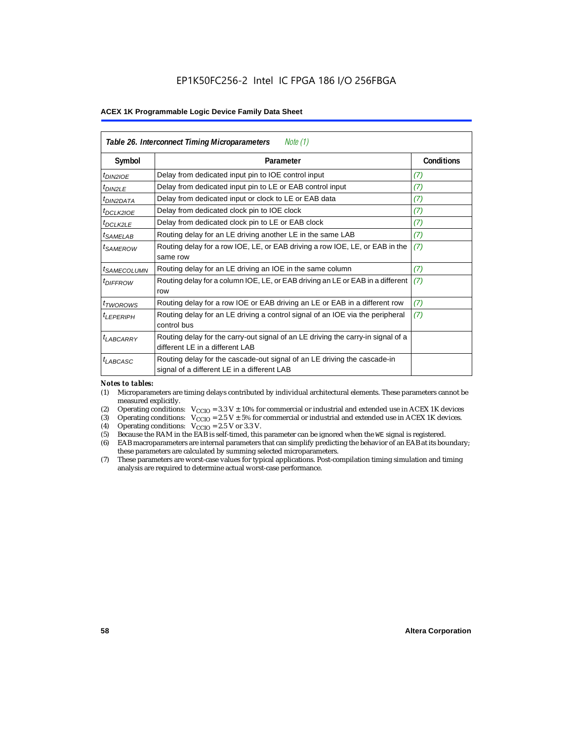**Table 26. Interconnect Timing Microparameters** *Note (1)*

| Symbol | Parameter | Conditions |
|---|---|---|
| $t_{DIN2IOE}$ | Delay from dedicated input pin to IOE control input | (7) |
| $t_{DIN2LE}$ | Delay from dedicated input pin to LE or EAB control input | (7) |
| $t_{DIN2DATA}$ | Delay from dedicated input or clock to LE or EAB data | (7) |
| $t_{DCLK2IOE}$ | Delay from dedicated clock pin to IOE clock | (7) |
| $t_{DCLK2LE}$ | Delay from dedicated clock pin to LE or EAB clock | (7) |
| $t_{SAMELAB}$ | Routing delay for an LE driving another LE in the same LAB | (7) |
| $t_{SAMEROW}$ | Routing delay for a row IOE, LE, or EAB driving a row IOE, LE, or EAB in the same row | (7) |
| $t_{SAMECOLUMN}$ | Routing delay for an LE driving an IOE in the same column | (7) |
| $t_{DIFFROW}$ | Routing delay for a column IOE, LE, or EAB driving an LE or EAB in a different row | (7) |
| $t_{TWOROWS}$ | Routing delay for a row IOE or EAB driving an LE or EAB in a different row | (7) |
| $t_{LEPERIPH}$ | Routing delay for an LE driving a control signal of an IOE via the peripheral control bus | (7) |
| $t_{LABCARRY}$ | Routing delay for the carry-out signal of an LE driving the carry-in signal of a different LE in a different LAB | |
| $t_{LABCASC}$ | Routing delay for the cascade-out signal of an LE driving the cascade-in signal of a different LE in a different LAB | |

*Notes to tables:*

(1) Microparameters are timing delays contributed by individual architectural elements. These parameters cannot be measured explicitly.

(2) Operating conditions: $V_{CCIO}$ = 3.3 V ± 10% for commercial or industrial and extended use in ACEX 1K devices

(3) Operating conditions: $V_{CCIO}$ = 2.5 V ± 5% for commercial or industrial and extended use in ACEX 1K devices.

(4) Operating conditions: $V_{CCIO}$ = 2.5 V or 3.3 V.

(5) Because the RAM in the EAB is self-timed, this parameter can be ignored when the WE signal is registered.

(6) EAB macroparameters are internal parameters that can simplify predicting the behavior of an EAB at its boundary; these parameters are calculated by summing selected microparameters.

(7) These parameters are worst-case values for typical applications. Post-compilation timing simulation and timing analysis are required to determine actual worst-case performance.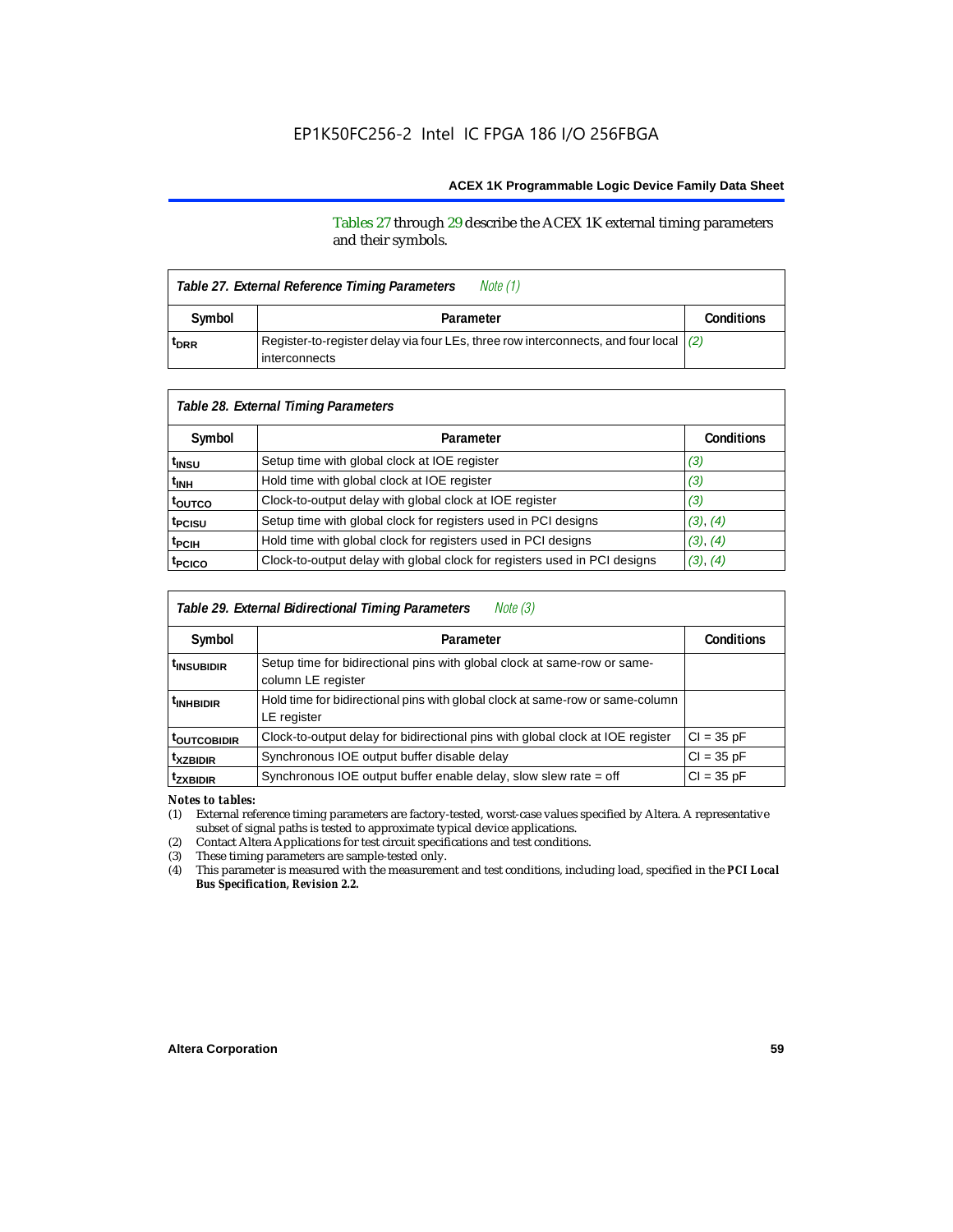Tables 27 through 29 describe the ACEX 1K external timing parameters and their symbols.

| *Table 27. External Reference Timing Parameters* *Note (1)* | | |
|---|---|---|
| **Symbol** | **Parameter** | **Conditions** |
| $t_{DRR}$ | Register-to-register delay via four LEs, three row interconnects, and four local interconnects | (2) |

| *Table 28. External Timing Parameters* | | |
|---|---|---|
| **Symbol** | **Parameter** | **Conditions** |
| $t_{INSU}$ | Setup time with global clock at IOE register | (3) |
| $t_{INH}$ | Hold time with global clock at IOE register | (3) |
| $t_{OUTCO}$ | Clock-to-output delay with global clock at IOE register | (3) |
| $t_{PCISU}$ | Setup time with global clock for registers used in PCI designs | (3), (4) |
| $t_{PCIH}$ | Hold time with global clock for registers used in PCI designs | (3), (4) |
| $t_{PCICO}$ | Clock-to-output delay with global clock for registers used in PCI designs | (3), (4) |

| *Table 29. External Bidirectional Timing Parameters* *Note (3)* | | |
|---|---|---|
| **Symbol** | **Parameter** | **Conditions** |
| $t_{INSUBIDIR}$ | Setup time for bidirectional pins with global clock at same-row or same-column LE register | |
| $t_{INHBIDIR}$ | Hold time for bidirectional pins with global clock at same-row or same-column LE register | |
| $t_{OUTCOBIDIR}$ | Clock-to-output delay for bidirectional pins with global clock at IOE register | CI = 35 pF |
| $t_{XZBIDIR}$ | Synchronous IOE output buffer disable delay | CI = 35 pF |
| $t_{ZXBIDIR}$ | Synchronous IOE output buffer enable delay, slow slew rate = off | CI = 35 pF |

*Notes to tables:*

(1) External reference timing parameters are factory-tested, worst-case values specified by Altera. A representative subset of signal paths is tested to approximate typical device applications.

(2) Contact Altera Applications for test circuit specifications and test conditions.

(3) These timing parameters are sample-tested only.

(4) This parameter is measured with the measurement and test conditions, including load, specified in the ***PCI Local Bus Specification, Revision 2.2.***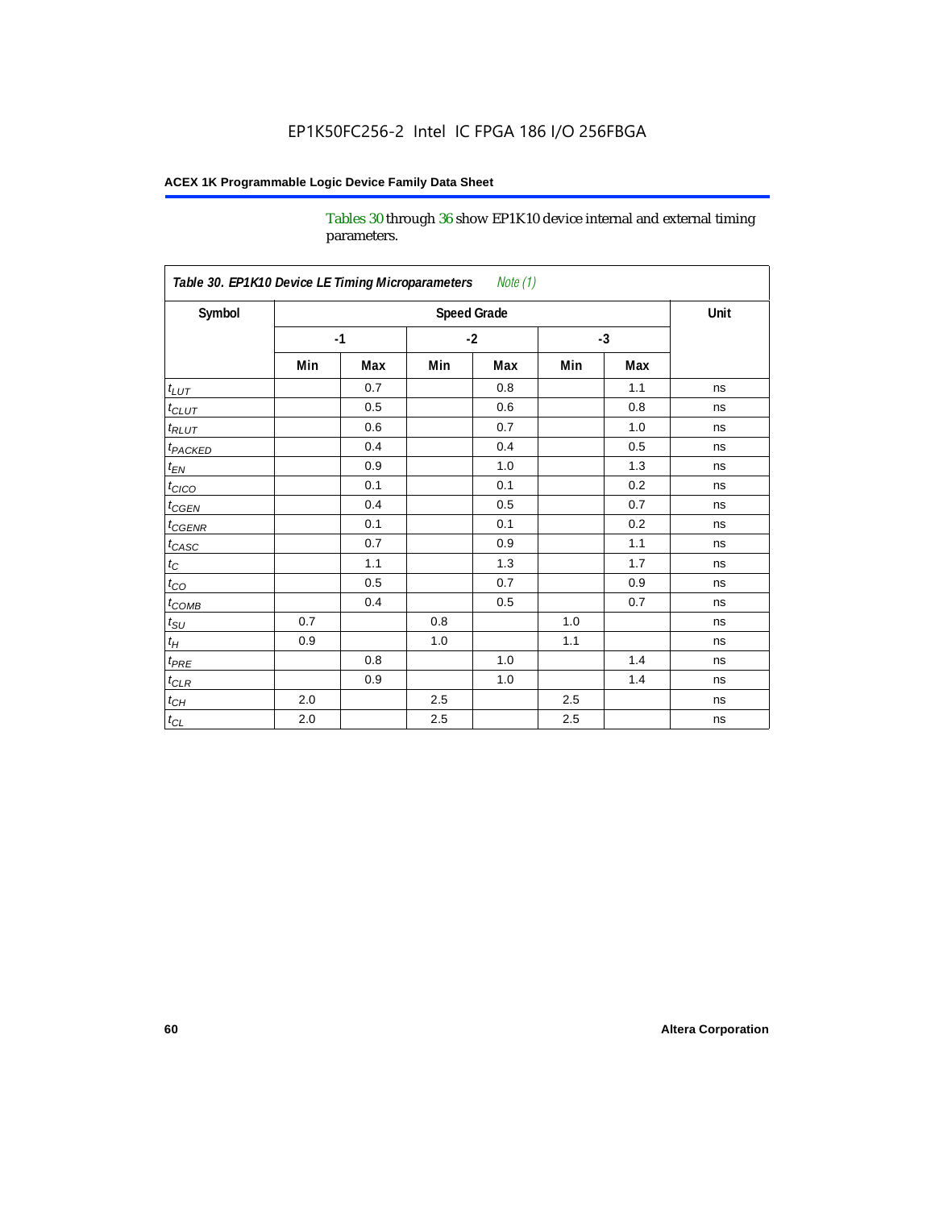Tables 30 through 36 show EP1K10 device internal and external timing parameters.

| Table 30. EP1K10 Device LE Timing Microparameters *Note (1)* | | | | | | | |
|---|---|---|---|---|---|---|---|
| Symbol | Speed Grade | | | | | | Unit |
| | -1 | | -2 | | -3 | | |
| | Min | Max | Min | Max | Min | Max | |
| $t_{LUT}$ | | 0.7 | | 0.8 | | 1.1 | ns |
| $t_{CLUT}$ | | 0.5 | | 0.6 | | 0.8 | ns |
| $t_{RLUT}$ | | 0.6 | | 0.7 | | 1.0 | ns |
| $t_{PACKED}$ | | 0.4 | | 0.4 | | 0.5 | ns |
| $t_{EN}$ | | 0.9 | | 1.0 | | 1.3 | ns |
| $t_{CICO}$ | | 0.1 | | 0.1 | | 0.2 | ns |
| $t_{CGEN}$ | | 0.4 | | 0.5 | | 0.7 | ns |
| $t_{CGENR}$ | | 0.1 | | 0.1 | | 0.2 | ns |
| $t_{CASC}$ | | 0.7 | | 0.9 | | 1.1 | ns |
| $t_C$ | | 1.1 | | 1.3 | | 1.7 | ns |
| $t_{CO}$ | | 0.5 | | 0.7 | | 0.9 | ns |
| $t_{COMB}$ | | 0.4 | | 0.5 | | 0.7 | ns |
| $t_{SU}$ | 0.7 | | 0.8 | | 1.0 | | ns |
| $t_H$ | 0.9 | | 1.0 | | 1.1 | | ns |
| $t_{PRE}$ | | 0.8 | | 1.0 | | 1.4 | ns |
| $t_{CLR}$ | | 0.9 | | 1.0 | | 1.4 | ns |
| $t_{CH}$ | 2.0 | | 2.5 | | 2.5 | | ns |
| $t_{CL}$ | 2.0 | | 2.5 | | 2.5 | | ns |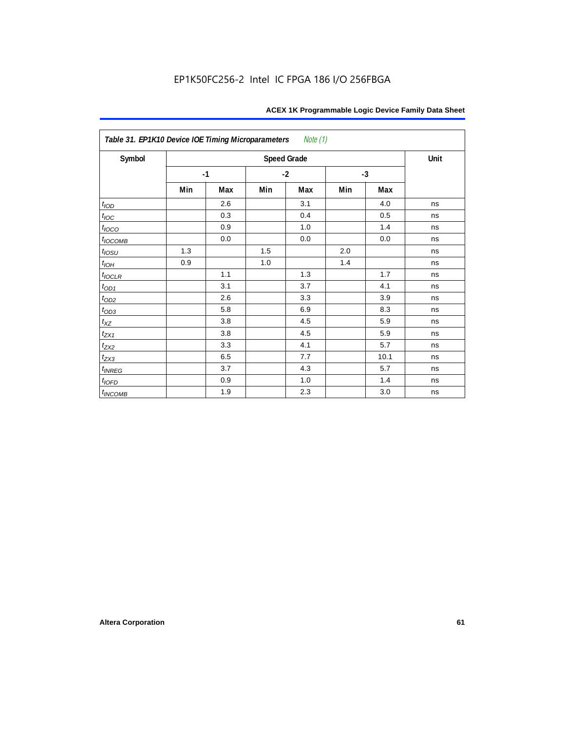| Table 31. EP1K10 Device IOE Timing Microparameters *Note (1)* | | | | | | | |
|---|---|---|---|---|---|---|---|
| Symbol | Speed Grade | | | | | | Unit |
| | -1 | | -2 | | -3 | | |
| | Min | Max | Min | Max | Min | Max | |
| $t_{IOD}$ | | 2.6 | | 3.1 | | 4.0 | ns |
| $t_{IOC}$ | | 0.3 | | 0.4 | | 0.5 | ns |
| $t_{IOCO}$ | | 0.9 | | 1.0 | | 1.4 | ns |
| $t_{IOCOMB}$ | | 0.0 | | 0.0 | | 0.0 | ns |
| $t_{IOSU}$ | 1.3 | | 1.5 | | 2.0 | | ns |
| $t_{IOH}$ | 0.9 | | 1.0 | | 1.4 | | ns |
| $t_{IOCLR}$ | | 1.1 | | 1.3 | | 1.7 | ns |
| $t_{OD1}$ | | 3.1 | | 3.7 | | 4.1 | ns |
| $t_{OD2}$ | | 2.6 | | 3.3 | | 3.9 | ns |
| $t_{OD3}$ | | 5.8 | | 6.9 | | 8.3 | ns |
| $t_{XZ}$ | | 3.8 | | 4.5 | | 5.9 | ns |
| $t_{ZX1}$ | | 3.8 | | 4.5 | | 5.9 | ns |
| $t_{ZX2}$ | | 3.3 | | 4.1 | | 5.7 | ns |
| $t_{ZX3}$ | | 6.5 | | 7.7 | | 10.1 | ns |
| $t_{INREG}$ | | 3.7 | | 4.3 | | 5.7 | ns |
| $t_{IOFD}$ | | 0.9 | | 1.0 | | 1.4 | ns |
| $t_{INCOMB}$ | | 1.9 | | 2.3 | | 3.0 | ns |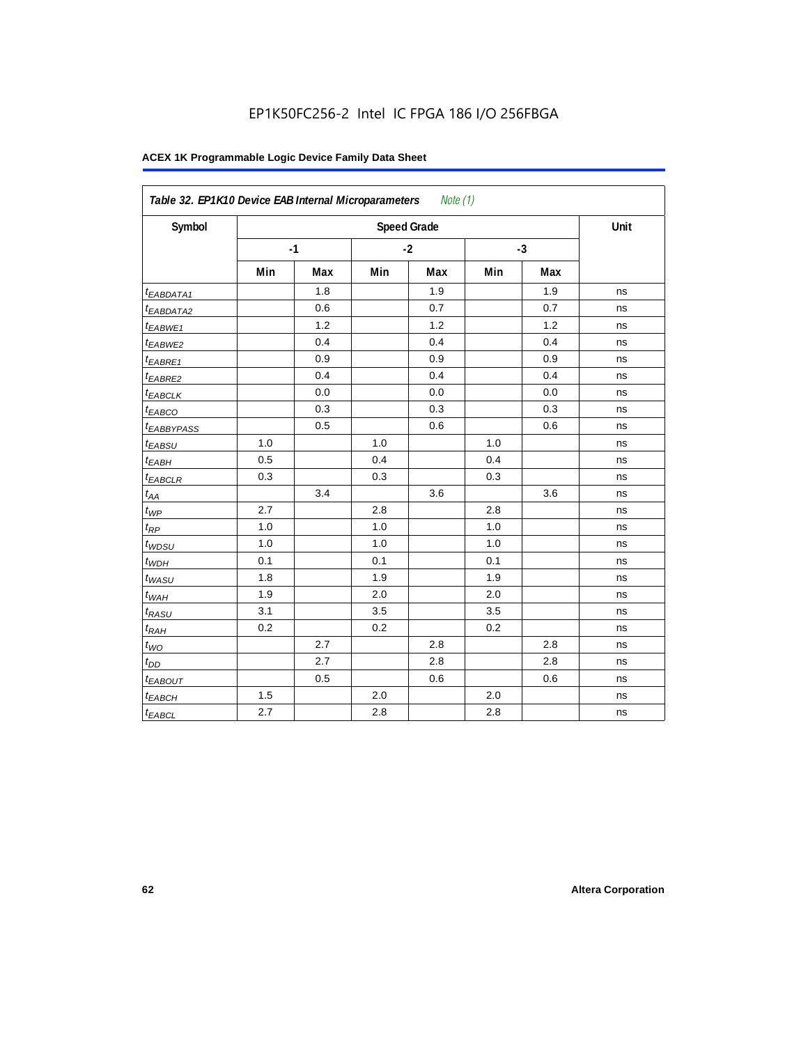EP1K50FC256-2 Intel IC FPGA 186 I/O 256FBGA

**ACEX 1K Programmable Logic Device Family Data Sheet**

| *Table 32. EP1K10 Device EAB Internal Microparameters* *Note (1)* | | | | | | | |
|---|---|---|---|---|---|---|---|
| **Symbol** | **Speed Grade** | | | | | | **Unit** |
| | **-1** | | **-2** | | **-3** | | |
| | **Min** | **Max** | **Min** | **Max** | **Min** | **Max** | |
| $t_{EABDATA1}$ | | 1.8 | | 1.9 | | 1.9 | ns |
| $t_{EABDATA2}$ | | 0.6 | | 0.7 | | 0.7 | ns |
| $t_{EABWE1}$ | | 1.2 | | 1.2 | | 1.2 | ns |
| $t_{EABWE2}$ | | 0.4 | | 0.4 | | 0.4 | ns |
| $t_{EABRE1}$ | | 0.9 | | 0.9 | | 0.9 | ns |
| $t_{EABRE2}$ | | 0.4 | | 0.4 | | 0.4 | ns |
| $t_{EABCLK}$ | | 0.0 | | 0.0 | | 0.0 | ns |
| $t_{EABCO}$ | | 0.3 | | 0.3 | | 0.3 | ns |
| $t_{EABBYPASS}$ | | 0.5 | | 0.6 | | 0.6 | ns |
| $t_{EABSU}$ | 1.0 | | 1.0 | | 1.0 | | ns |
| $t_{EABH}$ | 0.5 | | 0.4 | | 0.4 | | ns |
| $t_{EABCLR}$ | 0.3 | | 0.3 | | 0.3 | | ns |
| $t_{AA}$ | | 3.4 | | 3.6 | | 3.6 | ns |
| $t_{WP}$ | 2.7 | | 2.8 | | 2.8 | | ns |
| $t_{RP}$ | 1.0 | | 1.0 | | 1.0 | | ns |
| $t_{WDSU}$ | 1.0 | | 1.0 | | 1.0 | | ns |
| $t_{WDH}$ | 0.1 | | 0.1 | | 0.1 | | ns |
| $t_{WASU}$ | 1.8 | | 1.9 | | 1.9 | | ns |
| $t_{WAH}$ | 1.9 | | 2.0 | | 2.0 | | ns |
| $t_{RASU}$ | 3.1 | | 3.5 | | 3.5 | | ns |
| $t_{RAH}$ | 0.2 | | 0.2 | | 0.2 | | ns |
| $t_{WO}$ | | 2.7 | | 2.8 | | 2.8 | ns |
| $t_{DD}$ | | 2.7 | | 2.8 | | 2.8 | ns |
| $t_{EABOUT}$ | | 0.5 | | 0.6 | | 0.6 | ns |
| $t_{EABCH}$ | 1.5 | | 2.0 | | 2.0 | | ns |
| $t_{EABCL}$ | 2.7 | | 2.8 | | 2.8 | | ns |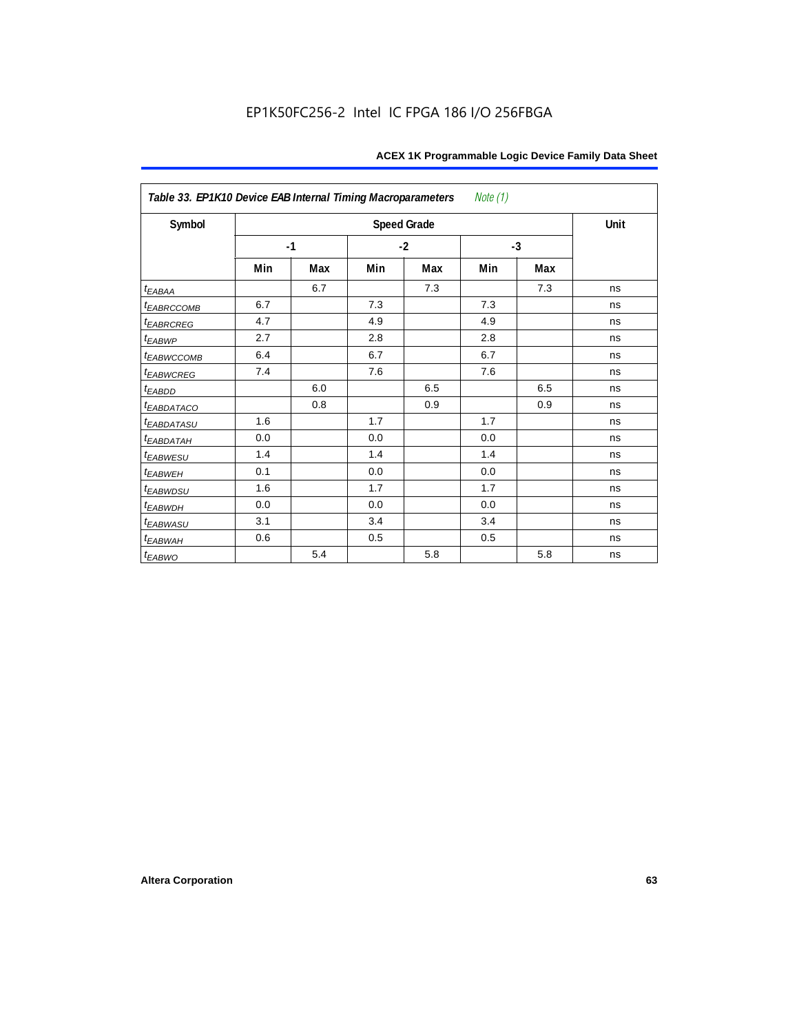EP1K50FC256-2 Intel IC FPGA 186 I/O 256FBGA

| *Table 33. EP1K10 Device EAB Internal Timing Macroparameters* *Note (1)* | | | | | | | |
|---|---|---|---|---|---|---|---|
| **Symbol** | **Speed Grade** | | | | | | **Unit** |
| | **-1** | | **-2** | | **-3** | | |
| | **Min** | **Max** | **Min** | **Max** | **Min** | **Max** | |
| $t_{EABAA}$ | | 6.7 | | 7.3 | | 7.3 | ns |
| $t_{EABRCCOMB}$ | 6.7 | | 7.3 | | 7.3 | | ns |
| $t_{EABRCREG}$ | 4.7 | | 4.9 | | 4.9 | | ns |
| $t_{EABWP}$ | 2.7 | | 2.8 | | 2.8 | | ns |
| $t_{EABWCCOMB}$ | 6.4 | | 6.7 | | 6.7 | | ns |
| $t_{EABWCREG}$ | 7.4 | | 7.6 | | 7.6 | | ns |
| $t_{EABDD}$ | | 6.0 | | 6.5 | | 6.5 | ns |
| $t_{EABDATACO}$ | | 0.8 | | 0.9 | | 0.9 | ns |
| $t_{EABDATASU}$ | 1.6 | | 1.7 | | 1.7 | | ns |
| $t_{EABDATAH}$ | 0.0 | | 0.0 | | 0.0 | | ns |
| $t_{EABWESU}$ | 1.4 | | 1.4 | | 1.4 | | ns |
| $t_{EABWEH}$ | 0.1 | | 0.0 | | 0.0 | | ns |
| $t_{EABWDSU}$ | 1.6 | | 1.7 | | 1.7 | | ns |
| $t_{EABWDH}$ | 0.0 | | 0.0 | | 0.0 | | ns |
| $t_{EABWASU}$ | 3.1 | | 3.4 | | 3.4 | | ns |
| $t_{EABWAH}$ | 0.6 | | 0.5 | | 0.5 | | ns |
| $t_{EABWO}$ | | 5.4 | | 5.8 | | 5.8 | ns |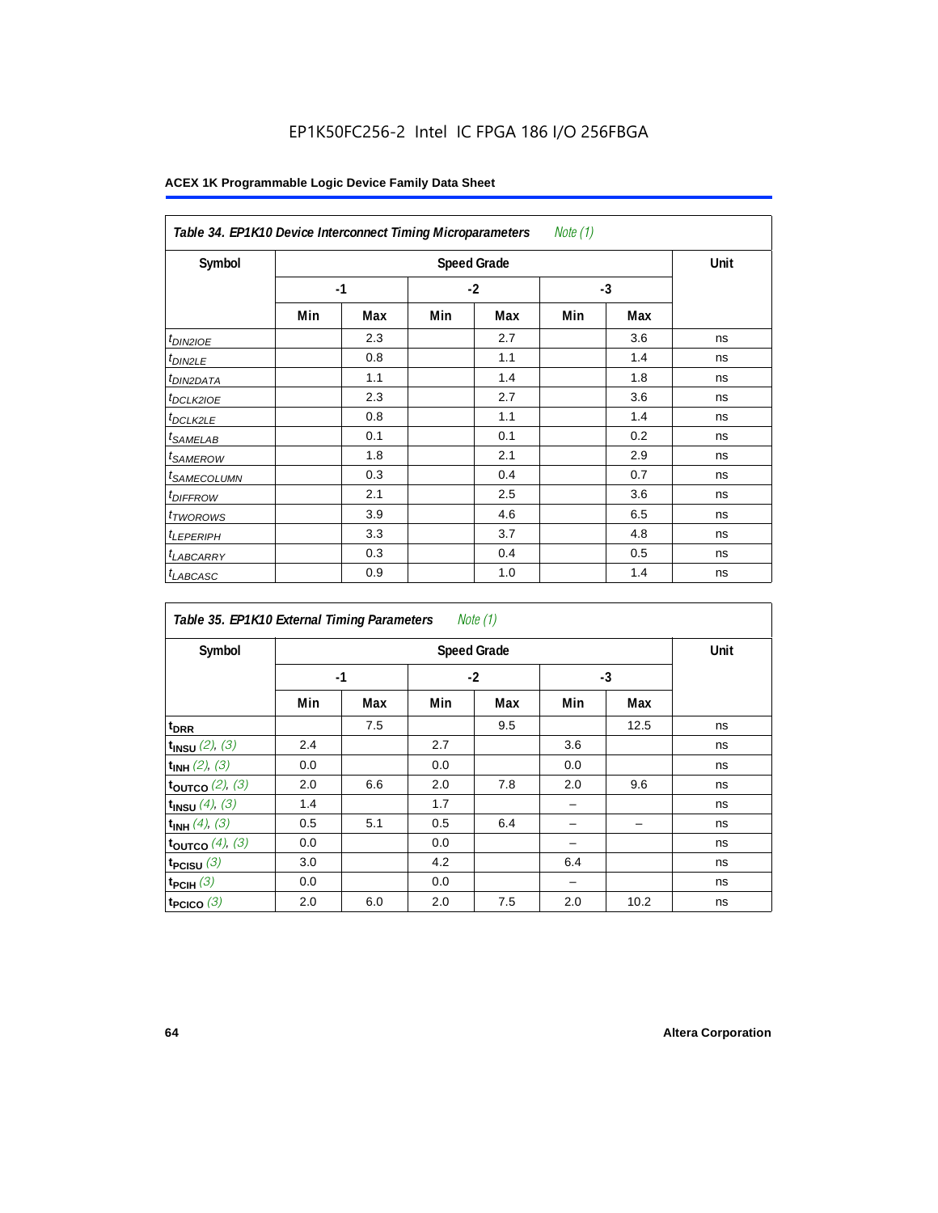EP1K50FC256-2 Intel IC FPGA 186 I/O 256FBGA

**ACEX 1K Programmable Logic Device Family Data Sheet**

| *Table 34. EP1K10 Device Interconnect Timing Microparameters* *Note (1)* | | | | | | | |
|---|---|---|---|---|---|---|---|
| **Symbol** | **Speed Grade** | | | | | | **Unit** |
| | **-1** | | **-2** | | **-3** | | |
| | **Min** | **Max** | **Min** | **Max** | **Min** | **Max** | |
| $t_{DIN2IOE}$ | | 2.3 | | 2.7 | | 3.6 | ns |
| $t_{DIN2LE}$ | | 0.8 | | 1.1 | | 1.4 | ns |
| $t_{DIN2DATA}$ | | 1.1 | | 1.4 | | 1.8 | ns |
| $t_{DCLK2IOE}$ | | 2.3 | | 2.7 | | 3.6 | ns |
| $t_{DCLK2LE}$ | | 0.8 | | 1.1 | | 1.4 | ns |
| $t_{SAMELAB}$ | | 0.1 | | 0.1 | | 0.2 | ns |
| $t_{SAMEROW}$ | | 1.8 | | 2.1 | | 2.9 | ns |
| $t_{SAMECOLUMN}$ | | 0.3 | | 0.4 | | 0.7 | ns |
| $t_{DIFFROW}$ | | 2.1 | | 2.5 | | 3.6 | ns |
| $t_{TWOROWS}$ | | 3.9 | | 4.6 | | 6.5 | ns |
| $t_{LEPERIPH}$ | | 3.3 | | 3.7 | | 4.8 | ns |
| $t_{LABCARRY}$ | | 0.3 | | 0.4 | | 0.5 | ns |
| $t_{LABCASC}$ | | 0.9 | | 1.0 | | 1.4 | ns |

| *Table 35. EP1K10 External Timing Parameters* *Note (1)* | | | | | | | |
|---|---|---|---|---|---|---|---|
| **Symbol** | **Speed Grade** | | | | | | **Unit** |
| | **-1** | | **-2** | | **-3** | | |
| | **Min** | **Max** | **Min** | **Max** | **Min** | **Max** | |
| $t_{DRR}$ | | 7.5 | | 9.5 | | 12.5 | ns |
| $t_{INSU}$ *(2), (3)* | 2.4 | | 2.7 | | 3.6 | | ns |
| $t_{INH}$ *(2), (3)* | 0.0 | | 0.0 | | 0.0 | | ns |
| $t_{OUTCO}$ *(2), (3)* | 2.0 | 6.6 | 2.0 | 7.8 | 2.0 | 9.6 | ns |
| $t_{INSU}$ *(4), (3)* | 1.4 | | 1.7 | | – | | ns |
| $t_{INH}$ *(4), (3)* | 0.5 | 5.1 | 0.5 | 6.4 | – | – | ns |
| $t_{OUTCO}$ *(4), (3)* | 0.0 | | 0.0 | | – | | ns |
| $t_{PCISU}$ *(3)* | 3.0 | | 4.2 | | 6.4 | | ns |
| $t_{PCIH}$ *(3)* | 0.0 | | 0.0 | | – | | ns |
| $t_{PCICO}$ *(3)* | 2.0 | 6.0 | 2.0 | 7.5 | 2.0 | 10.2 | ns |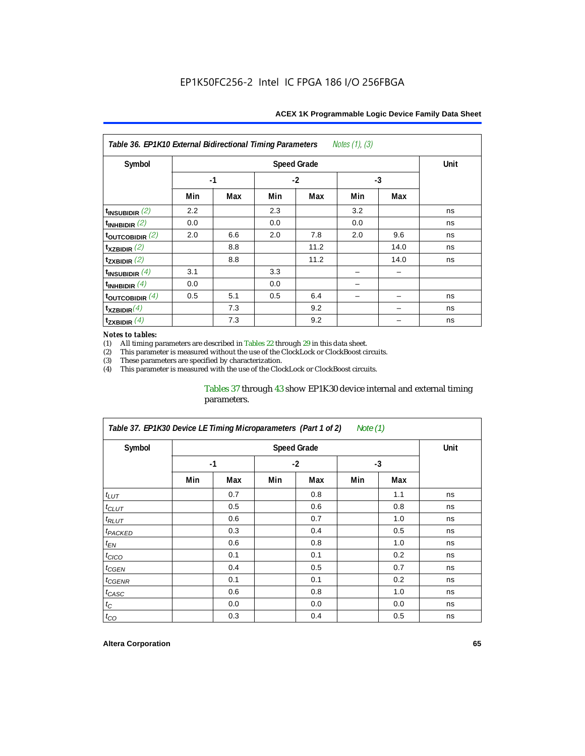**Table 36. EP1K10 External Bidirectional Timing Parameters** *Notes (1), (3)*

| Symbol | Speed Grade | | | | | | Unit |
|---|---|---|---|---|---|---|---|
| | -1 | | -2 | | -3 | | |
| | Min | Max | Min | Max | Min | Max | |
| $t_{INSUBIDIR}$ (2) | 2.2 | | 2.3 | | 3.2 | | ns |
| $t_{INHBIDIR}$ (2) | 0.0 | | 0.0 | | 0.0 | | ns |
| $t_{OUTCOBIDIR}$ (2) | 2.0 | 6.6 | 2.0 | 7.8 | 2.0 | 9.6 | ns |
| $t_{XZBIDIR}$ (2) | | 8.8 | | 11.2 | | 14.0 | ns |
| $t_{ZXBIDIR}$ (2) | | 8.8 | | 11.2 | | 14.0 | ns |
| $t_{INSUBIDIR}$ (4) | 3.1 | | 3.3 | | – | – | |
| $t_{INHBIDIR}$ (4) | 0.0 | | 0.0 | | – | | |
| $t_{OUTCOBIDIR}$ (4) | 0.5 | 5.1 | 0.5 | 6.4 | – | – | ns |
| $t_{XZBIDIR}$ (4) | | 7.3 | | 9.2 | | – | ns |
| $t_{ZXBIDIR}$ (4) | | 7.3 | | 9.2 | | – | ns |

*Notes to tables:*

(1) All timing parameters are described in Tables 22 through 29 in this data sheet.
(2) This parameter is measured without the use of the ClockLock or ClockBoost circuits.
(3) These parameters are specified by characterization.
(4) This parameter is measured with the use of the ClockLock or ClockBoost circuits.

Tables 37 through 43 show EP1K30 device internal and external timing parameters.

**Table 37. EP1K30 Device LE Timing Microparameters (Part 1 of 2)** *Note (1)*

| Symbol | Speed Grade | | | | | | Unit |
|---|---|---|---|---|---|---|---|
| | -1 | | -2 | | -3 | | |
| | Min | Max | Min | Max | Min | Max | |
| $t_{LUT}$ | | 0.7 | | 0.8 | | 1.1 | ns |
| $t_{CLUT}$ | | 0.5 | | 0.6 | | 0.8 | ns |
| $t_{RLUT}$ | | 0.6 | | 0.7 | | 1.0 | ns |
| $t_{PACKED}$ | | 0.3 | | 0.4 | | 0.5 | ns |
| $t_{EN}$ | | 0.6 | | 0.8 | | 1.0 | ns |
| $t_{CICO}$ | | 0.1 | | 0.1 | | 0.2 | ns |
| $t_{CGEN}$ | | 0.4 | | 0.5 | | 0.7 | ns |
| $t_{CGENR}$ | | 0.1 | | 0.1 | | 0.2 | ns |
| $t_{CASC}$ | | 0.6 | | 0.8 | | 1.0 | ns |
| $t_C$ | | 0.0 | | 0.0 | | 0.0 | ns |
| $t_{CO}$ | | 0.3 | | 0.4 | | 0.5 | ns |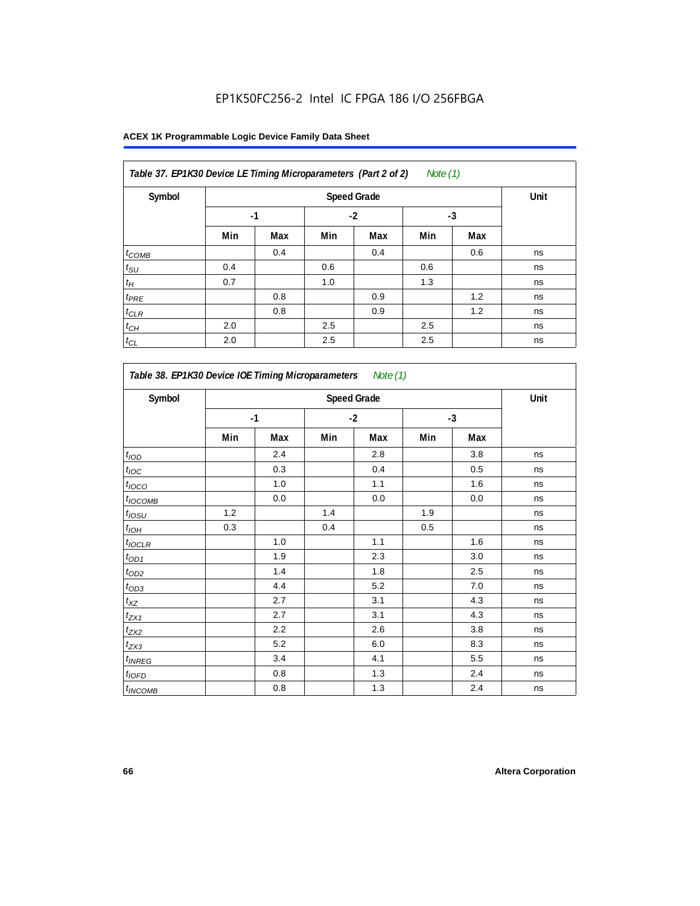## Table 37. EP1K30 Device LE Timing Microparameters (Part 2 of 2) Note (1)

| Symbol | Speed Grade | | | | | | Unit |
|---|---|---|---|---|---|---|---|
| | -1 | | -2 | | -3 | | |
| | Min | Max | Min | Max | Min | Max | |
| $t_{COMB}$ | | 0.4 | | 0.4 | | 0.6 | ns |
| $t_{SU}$ | 0.4 | | 0.6 | | 0.6 | | ns |
| $t_{H}$ | 0.7 | | 1.0 | | 1.3 | | ns |
| $t_{PRE}$ | | 0.8 | | 0.9 | | 1.2 | ns |
| $t_{CLR}$ | | 0.8 | | 0.9 | | 1.2 | ns |
| $t_{CH}$ | 2.0 | | 2.5 | | 2.5 | | ns |
| $t_{CL}$ | 2.0 | | 2.5 | | 2.5 | | ns |

## Table 38. EP1K30 Device IOE Timing Microparameters Note (1)

| Symbol | Speed Grade | | | | | | Unit |
|---|---|---|---|---|---|---|---|
| | -1 | | -2 | | -3 | | |
| | Min | Max | Min | Max | Min | Max | |
| $t_{IOD}$ | | 2.4 | | 2.8 | | 3.8 | ns |
| $t_{IOC}$ | | 0.3 | | 0.4 | | 0.5 | ns |
| $t_{IOCO}$ | | 1.0 | | 1.1 | | 1.6 | ns |
| $t_{IOCOMB}$ | | 0.0 | | 0.0 | | 0.0 | ns |
| $t_{IOSU}$ | 1.2 | | 1.4 | | 1.9 | | ns |
| $t_{IOH}$ | 0.3 | | 0.4 | | 0.5 | | ns |
| $t_{IOCLR}$ | | 1.0 | | 1.1 | | 1.6 | ns |
| $t_{OD1}$ | | 1.9 | | 2.3 | | 3.0 | ns |
| $t_{OD2}$ | | 1.4 | | 1.8 | | 2.5 | ns |
| $t_{OD3}$ | | 4.4 | | 5.2 | | 7.0 | ns |
| $t_{XZ}$ | | 2.7 | | 3.1 | | 4.3 | ns |
| $t_{ZX1}$ | | 2.7 | | 3.1 | | 4.3 | ns |
| $t_{ZX2}$ | | 2.2 | | 2.6 | | 3.8 | ns |
| $t_{ZX3}$ | | 5.2 | | 6.0 | | 8.3 | ns |
| $t_{INREG}$ | | 3.4 | | 4.1 | | 5.5 | ns |
| $t_{IOFD}$ | | 0.8 | | 1.3 | | 2.4 | ns |
| $t_{INCOMB}$ | | 0.8 | | 1.3 | | 2.4 | ns |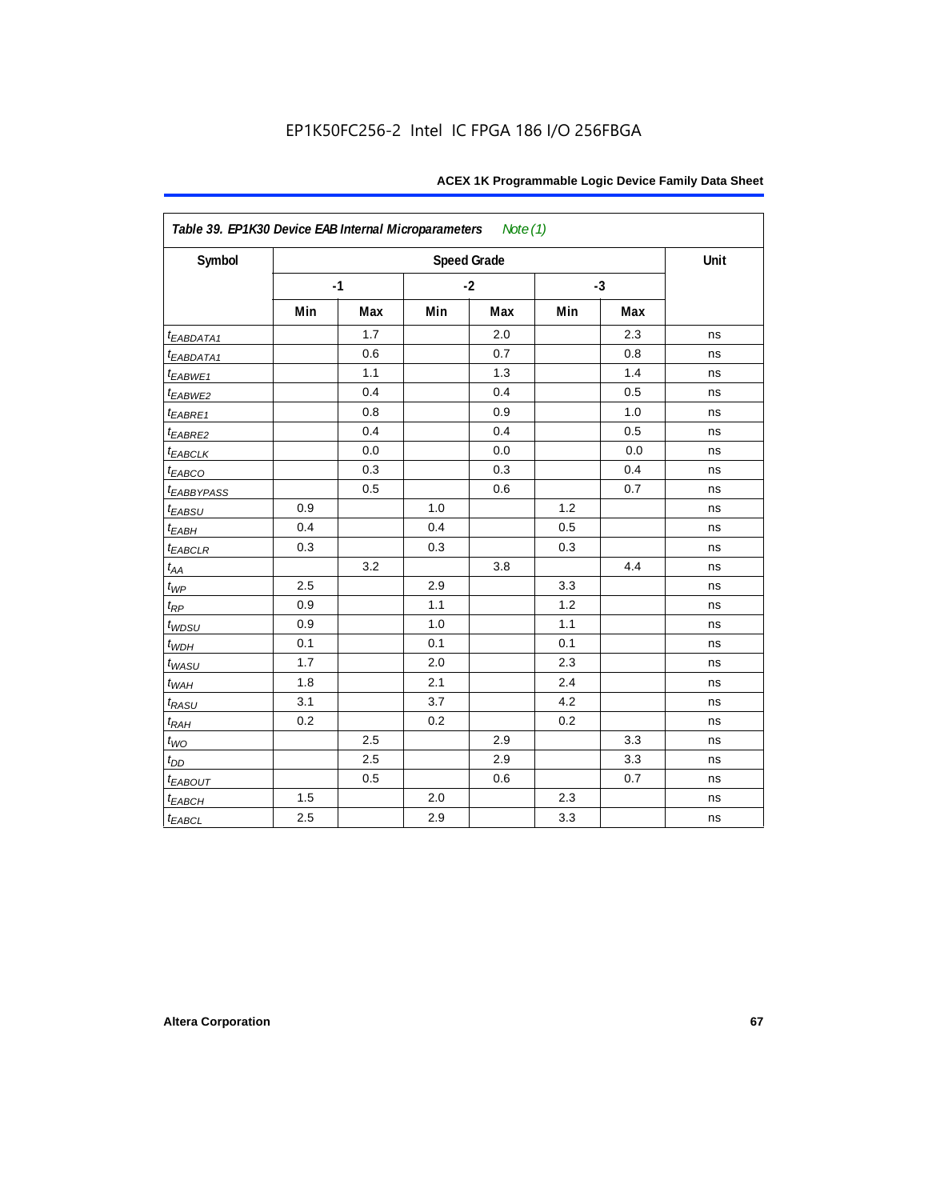EP1K50FC256-2 Intel IC FPGA 186 I/O 256FBGA

| Table 39. EP1K30 Device EAB Internal Microparameters Note (1) | | | | | | | |
|---|---|---|---|---|---|---|---|
| Symbol | Speed Grade | | | | | | Unit |
| | -1 | | -2 | | -3 | | |
| | Min | Max | Min | Max | Min | Max | |
| $t_{EABDATA1}$ | | 1.7 | | 2.0 | | 2.3 | ns |
| $t_{EABDATA1}$ | | 0.6 | | 0.7 | | 0.8 | ns |
| $t_{EABWE1}$ | | 1.1 | | 1.3 | | 1.4 | ns |
| $t_{EABWE2}$ | | 0.4 | | 0.4 | | 0.5 | ns |
| $t_{EABRE1}$ | | 0.8 | | 0.9 | | 1.0 | ns |
| $t_{EABRE2}$ | | 0.4 | | 0.4 | | 0.5 | ns |
| $t_{EABCLK}$ | | 0.0 | | 0.0 | | 0.0 | ns |
| $t_{EABCO}$ | | 0.3 | | 0.3 | | 0.4 | ns |
| $t_{EABBYPASS}$ | | 0.5 | | 0.6 | | 0.7 | ns |
| $t_{EABSU}$ | 0.9 | | 1.0 | | 1.2 | | ns |
| $t_{EABH}$ | 0.4 | | 0.4 | | 0.5 | | ns |
| $t_{EABCLR}$ | 0.3 | | 0.3 | | 0.3 | | ns |
| $t_{AA}$ | | 3.2 | | 3.8 | | 4.4 | ns |
| $t_{WP}$ | 2.5 | | 2.9 | | 3.3 | | ns |
| $t_{RP}$ | 0.9 | | 1.1 | | 1.2 | | ns |
| $t_{WDSU}$ | 0.9 | | 1.0 | | 1.1 | | ns |
| $t_{WDH}$ | 0.1 | | 0.1 | | 0.1 | | ns |
| $t_{WASU}$ | 1.7 | | 2.0 | | 2.3 | | ns |
| $t_{WAH}$ | 1.8 | | 2.1 | | 2.4 | | ns |
| $t_{RASU}$ | 3.1 | | 3.7 | | 4.2 | | ns |
| $t_{RAH}$ | 0.2 | | 0.2 | | 0.2 | | ns |
| $t_{WO}$ | | 2.5 | | 2.9 | | 3.3 | ns |
| $t_{DD}$ | | 2.5 | | 2.9 | | 3.3 | ns |
| $t_{EABOUT}$ | | 0.5 | | 0.6 | | 0.7 | ns |
| $t_{EABCH}$ | 1.5 | | 2.0 | | 2.3 | | ns |
| $t_{EABCL}$ | 2.5 | | 2.9 | | 3.3 | | ns |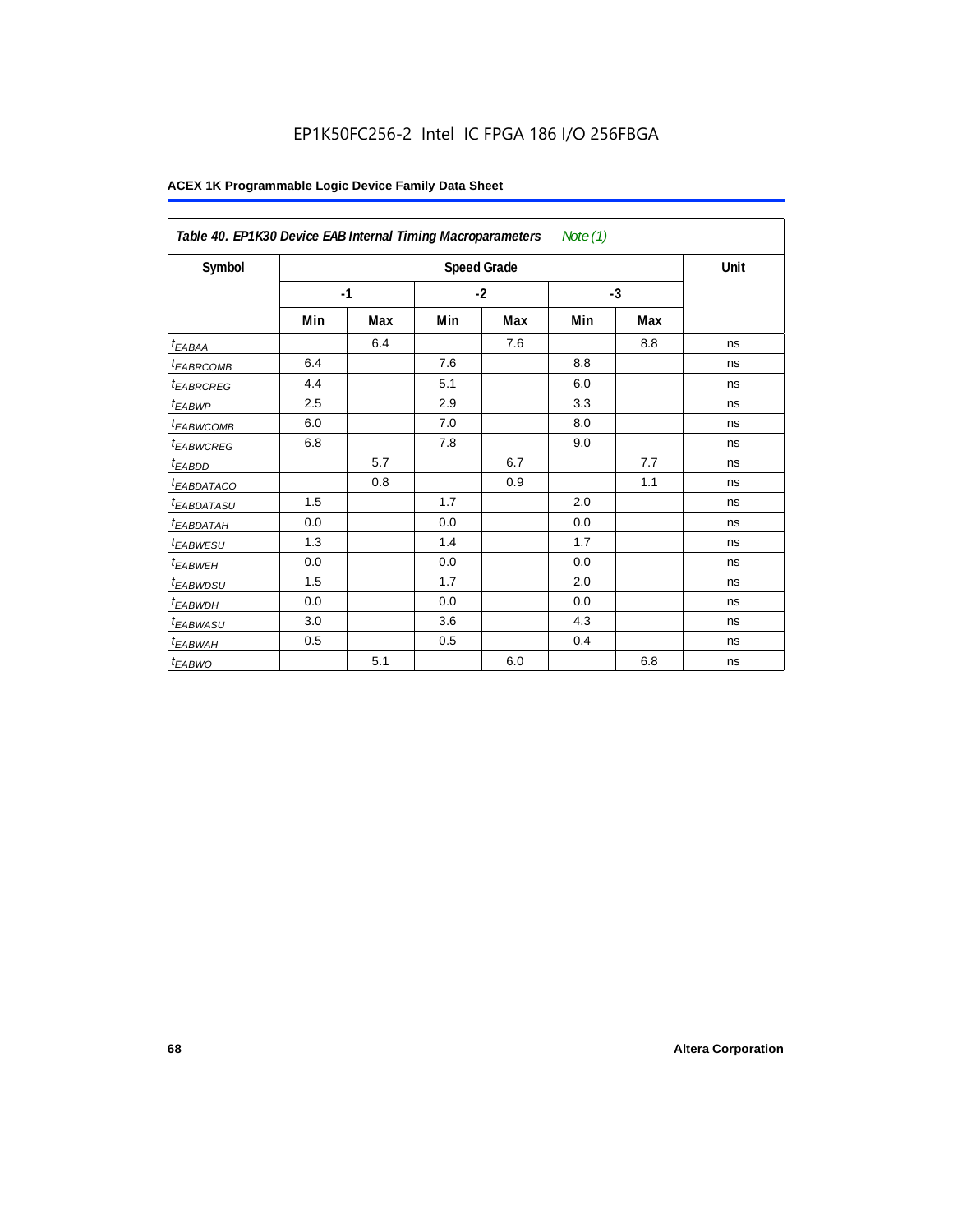EP1K50FC256-2 Intel IC FPGA 186 I/O 256FBGA

**ACEX 1K Programmable Logic Device Family Data Sheet**

| *Table 40. EP1K30 Device EAB Internal Timing Macroparameters Note (1)* | | | | | | | |
|---|---|---|---|---|---|---|---|
| **Symbol** | **Speed Grade** | | | | | | **Unit** |
| | **-1** | | **-2** | | **-3** | | |
| | **Min** | **Max** | **Min** | **Max** | **Min** | **Max** | |
| $t_{EABAA}$ | | 6.4 | | 7.6 | | 8.8 | ns |
| $t_{EABRCOMB}$ | 6.4 | | 7.6 | | 8.8 | | ns |
| $t_{EABRCREG}$ | 4.4 | | 5.1 | | 6.0 | | ns |
| $t_{EABWP}$ | 2.5 | | 2.9 | | 3.3 | | ns |
| $t_{EABWCOMB}$ | 6.0 | | 7.0 | | 8.0 | | ns |
| $t_{EABWCREG}$ | 6.8 | | 7.8 | | 9.0 | | ns |
| $t_{EABDD}$ | | 5.7 | | 6.7 | | 7.7 | ns |
| $t_{EABDATACO}$ | | 0.8 | | 0.9 | | 1.1 | ns |
| $t_{EABDATASU}$ | 1.5 | | 1.7 | | 2.0 | | ns |
| $t_{EABDATAH}$ | 0.0 | | 0.0 | | 0.0 | | ns |
| $t_{EABWESU}$ | 1.3 | | 1.4 | | 1.7 | | ns |
| $t_{EABWEH}$ | 0.0 | | 0.0 | | 0.0 | | ns |
| $t_{EABWDSU}$ | 1.5 | | 1.7 | | 2.0 | | ns |
| $t_{EABWDH}$ | 0.0 | | 0.0 | | 0.0 | | ns |
| $t_{EABWASU}$ | 3.0 | | 3.6 | | 4.3 | | ns |
| $t_{EABWAH}$ | 0.5 | | 0.5 | | 0.4 | | ns |
| $t_{EABWO}$ | | 5.1 | | 6.0 | | 6.8 | ns |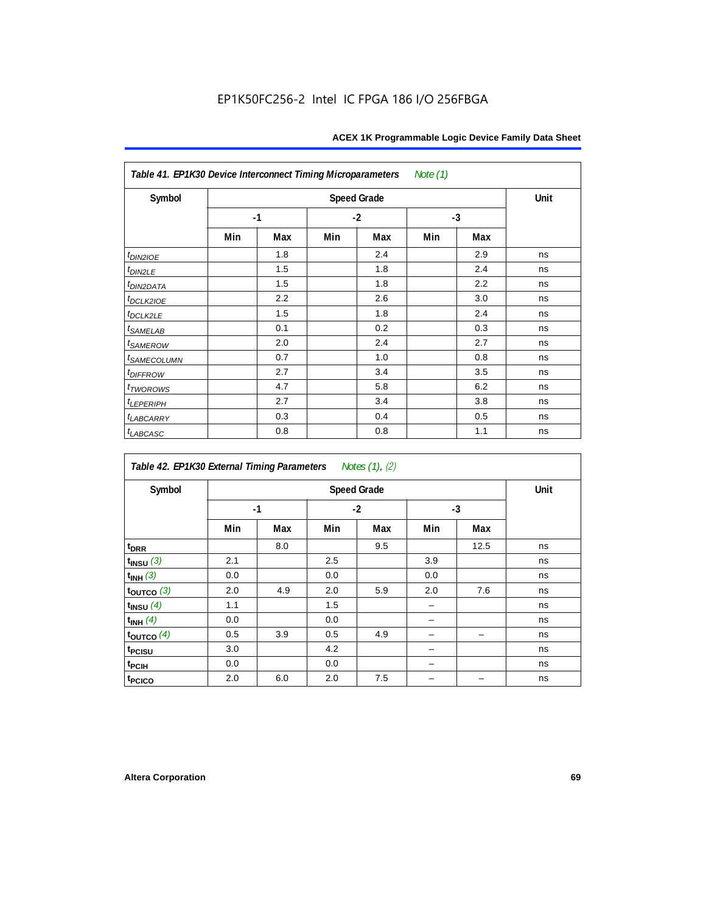EP1K50FC256-2 Intel IC FPGA 186 I/O 256FBGA

| Table 41. EP1K30 Device Interconnect Timing Microparameters *Note (1)* | | | | | | | |
|---|---|---|---|---|---|---|---|
| Symbol | Speed Grade | | | | | | Unit |
| | -1 | | -2 | | -3 | | |
| | Min | Max | Min | Max | Min | Max | |
| $t_{DIN2IOE}$ | | 1.8 | | 2.4 | | 2.9 | ns |
| $t_{DIN2LE}$ | | 1.5 | | 1.8 | | 2.4 | ns |
| $t_{DIN2DATA}$ | | 1.5 | | 1.8 | | 2.2 | ns |
| $t_{DCLK2IOE}$ | | 2.2 | | 2.6 | | 3.0 | ns |
| $t_{DCLK2LE}$ | | 1.5 | | 1.8 | | 2.4 | ns |
| $t_{SAMELAB}$ | | 0.1 | | 0.2 | | 0.3 | ns |
| $t_{SAMEROW}$ | | 2.0 | | 2.4 | | 2.7 | ns |
| $t_{SAMECOLUMN}$ | | 0.7 | | 1.0 | | 0.8 | ns |
| $t_{DIFFROW}$ | | 2.7 | | 3.4 | | 3.5 | ns |
| $t_{TWOROWS}$ | | 4.7 | | 5.8 | | 6.2 | ns |
| $t_{LEPERIPH}$ | | 2.7 | | 3.4 | | 3.8 | ns |
| $t_{LABCARRY}$ | | 0.3 | | 0.4 | | 0.5 | ns |
| $t_{LABCASC}$ | | 0.8 | | 0.8 | | 1.1 | ns |

| Table 42. EP1K30 External Timing Parameters *Notes (1), (2)* | | | | | | | |
|---|---|---|---|---|---|---|---|
| Symbol | Speed Grade | | | | | | Unit |
| | -1 | | -2 | | -3 | | |
| | Min | Max | Min | Max | Min | Max | |
| $t_{DRR}$ | | 8.0 | | 9.5 | | 12.5 | ns |
| $t_{INSU}$ *(3)* | 2.1 | | 2.5 | | 3.9 | | ns |
| $t_{INH}$ *(3)* | 0.0 | | 0.0 | | 0.0 | | ns |
| $t_{OUTCO}$ *(3)* | 2.0 | 4.9 | 2.0 | 5.9 | 2.0 | 7.6 | ns |
| $t_{INSU}$ *(4)* | 1.1 | | 1.5 | | – | | ns |
| $t_{INH}$ *(4)* | 0.0 | | 0.0 | | – | | ns |
| $t_{OUTCO}$ *(4)* | 0.5 | 3.9 | 0.5 | 4.9 | – | – | ns |
| $t_{PCISU}$ | 3.0 | | 4.2 | | – | | ns |
| $t_{PCIH}$ | 0.0 | | 0.0 | | – | | ns |
| $t_{PCICO}$ | 2.0 | 6.0 | 2.0 | 7.5 | – | – | ns |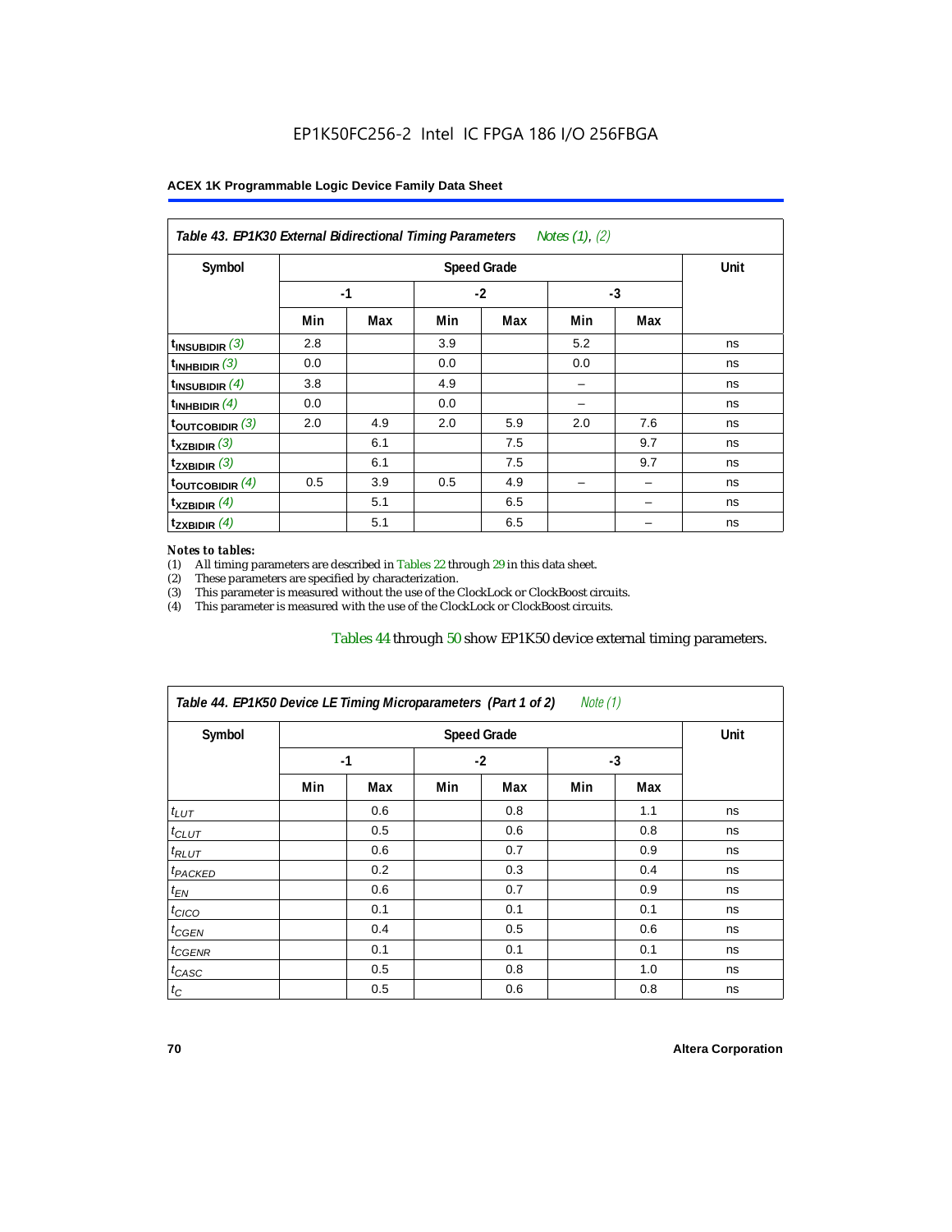### Table 43. EP1K30 External Bidirectional Timing Parameters *Notes (1), (2)*

| Symbol | Speed Grade | | | | | | Unit |
|---|---|---|---|---|---|---|---|
| | -1 | | -2 | | -3 | | |
| | Min | Max | Min | Max | Min | Max | |
| $t_{INSUBIDIR}$ (3) | 2.8 | | 3.9 | | 5.2 | | ns |
| $t_{INHBIDIR}$ (3) | 0.0 | | 0.0 | | 0.0 | | ns |
| $t_{INSUBIDIR}$ (4) | 3.8 | | 4.9 | | – | | ns |
| $t_{INHBIDIR}$ (4) | 0.0 | | 0.0 | | – | | ns |
| $t_{OUTCOBIDIR}$ (3) | 2.0 | 4.9 | 2.0 | 5.9 | 2.0 | 7.6 | ns |
| $t_{XZBIDIR}$ (3) | | 6.1 | | 7.5 | | 9.7 | ns |
| $t_{ZXBIDIR}$ (3) | | 6.1 | | 7.5 | | 9.7 | ns |
| $t_{OUTCOBIDIR}$ (4) | 0.5 | 3.9 | 0.5 | 4.9 | – | – | ns |
| $t_{XZBIDIR}$ (4) | | 5.1 | | 6.5 | | – | ns |
| $t_{ZXBIDIR}$ (4) | | 5.1 | | 6.5 | | – | ns |

*Notes to tables:*

(1) All timing parameters are described in Tables 22 through 29 in this data sheet.
(2) These parameters are specified by characterization.
(3) This parameter is measured without the use of the ClockLock or ClockBoost circuits.
(4) This parameter is measured with the use of the ClockLock or ClockBoost circuits.

Tables 44 through 50 show EP1K50 device external timing parameters.

### Table 44. EP1K50 Device LE Timing Microparameters (Part 1 of 2) *Note (1)*

| Symbol | Speed Grade | | | | | | Unit |
|---|---|---|---|---|---|---|---|
| | -1 | | -2 | | -3 | | |
| | Min | Max | Min | Max | Min | Max | |
| $t_{LUT}$ | | 0.6 | | 0.8 | | 1.1 | ns |
| $t_{CLUT}$ | | 0.5 | | 0.6 | | 0.8 | ns |
| $t_{RLUT}$ | | 0.6 | | 0.7 | | 0.9 | ns |
| $t_{PACKED}$ | | 0.2 | | 0.3 | | 0.4 | ns |
| $t_{EN}$ | | 0.6 | | 0.7 | | 0.9 | ns |
| $t_{CICO}$ | | 0.1 | | 0.1 | | 0.1 | ns |
| $t_{CGEN}$ | | 0.4 | | 0.5 | | 0.6 | ns |
| $t_{CGENR}$ | | 0.1 | | 0.1 | | 0.1 | ns |
| $t_{CASC}$ | | 0.5 | | 0.8 | | 1.0 | ns |
| $t_{C}$ | | 0.5 | | 0.6 | | 0.8 | ns |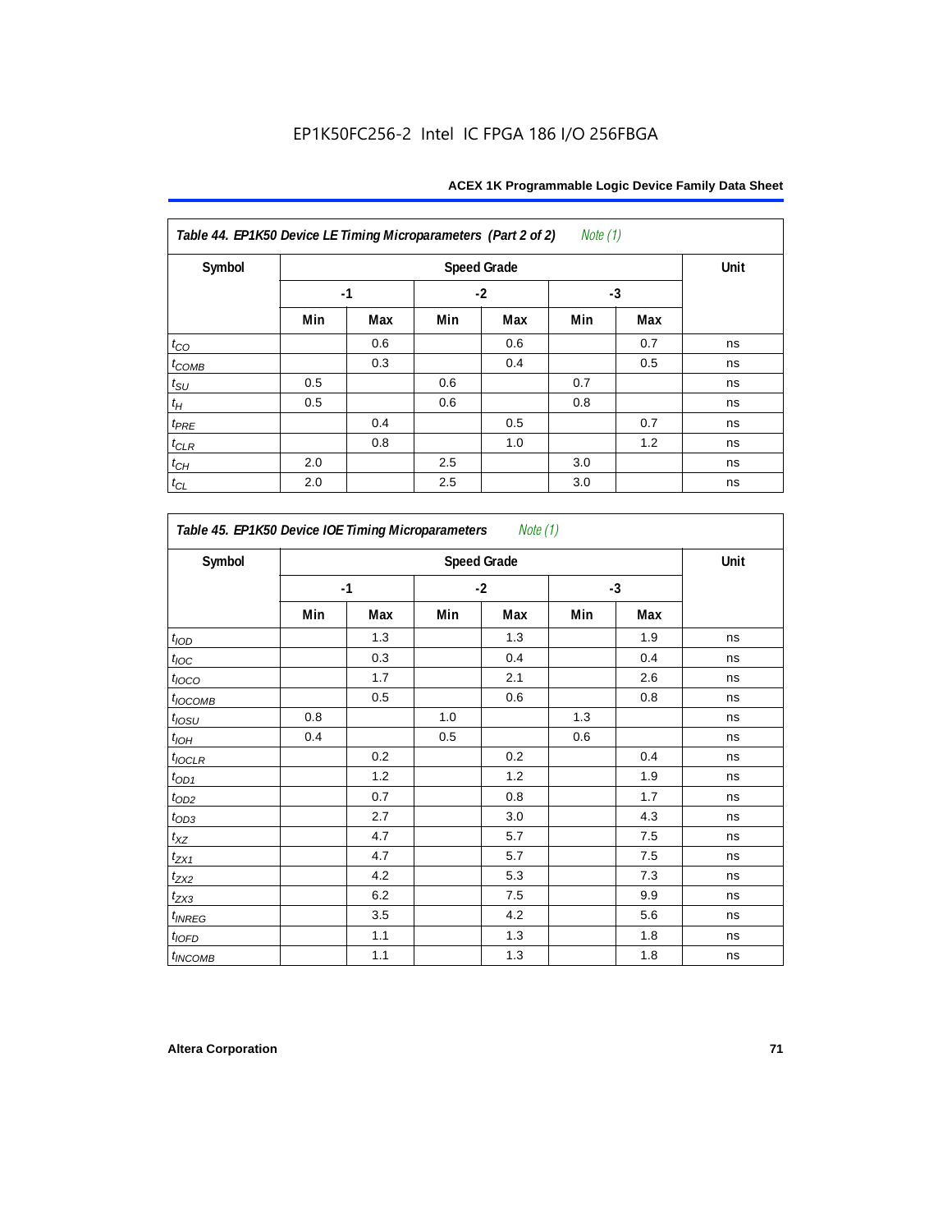EP1K50FC256-2 Intel IC FPGA 186 I/O 256FBGA

| *Table 44. EP1K50 Device LE Timing Microparameters (Part 2 of 2) Note (1)* | | | | | | | |
|---|---|---|---|---|---|---|---|
| **Symbol** | **Speed Grade** | | | | | | **Unit** |
| | **-1** | | **-2** | | **-3** | | |
| | **Min** | **Max** | **Min** | **Max** | **Min** | **Max** | |
| $t_{CO}$ | | 0.6 | | 0.6 | | 0.7 | ns |
| $t_{COMB}$ | | 0.3 | | 0.4 | | 0.5 | ns |
| $t_{SU}$ | 0.5 | | 0.6 | | 0.7 | | ns |
| $t_{H}$ | 0.5 | | 0.6 | | 0.8 | | ns |
| $t_{PRE}$ | | 0.4 | | 0.5 | | 0.7 | ns |
| $t_{CLR}$ | | 0.8 | | 1.0 | | 1.2 | ns |
| $t_{CH}$ | 2.0 | | 2.5 | | 3.0 | | ns |
| $t_{CL}$ | 2.0 | | 2.5 | | 3.0 | | ns |

| *Table 45. EP1K50 Device IOE Timing Microparameters Note (1)* | | | | | | | |
|---|---|---|---|---|---|---|---|
| **Symbol** | **Speed Grade** | | | | | | **Unit** |
| | **-1** | | **-2** | | **-3** | | |
| | **Min** | **Max** | **Min** | **Max** | **Min** | **Max** | |
| $t_{IOD}$ | | 1.3 | | 1.3 | | 1.9 | ns |
| $t_{IOC}$ | | 0.3 | | 0.4 | | 0.4 | ns |
| $t_{IOCO}$ | | 1.7 | | 2.1 | | 2.6 | ns |
| $t_{IOCOMB}$ | | 0.5 | | 0.6 | | 0.8 | ns |
| $t_{IOSU}$ | 0.8 | | 1.0 | | 1.3 | | ns |
| $t_{IOH}$ | 0.4 | | 0.5 | | 0.6 | | ns |
| $t_{IOCLR}$ | | 0.2 | | 0.2 | | 0.4 | ns |
| $t_{OD1}$ | | 1.2 | | 1.2 | | 1.9 | ns |
| $t_{OD2}$ | | 0.7 | | 0.8 | | 1.7 | ns |
| $t_{OD3}$ | | 2.7 | | 3.0 | | 4.3 | ns |
| $t_{XZ}$ | | 4.7 | | 5.7 | | 7.5 | ns |
| $t_{ZX1}$ | | 4.7 | | 5.7 | | 7.5 | ns |
| $t_{ZX2}$ | | 4.2 | | 5.3 | | 7.3 | ns |
| $t_{ZX3}$ | | 6.2 | | 7.5 | | 9.9 | ns |
| $t_{INREG}$ | | 3.5 | | 4.2 | | 5.6 | ns |
| $t_{IOFD}$ | | 1.1 | | 1.3 | | 1.8 | ns |
| $t_{INCOMB}$ | | 1.1 | | 1.3 | | 1.8 | ns |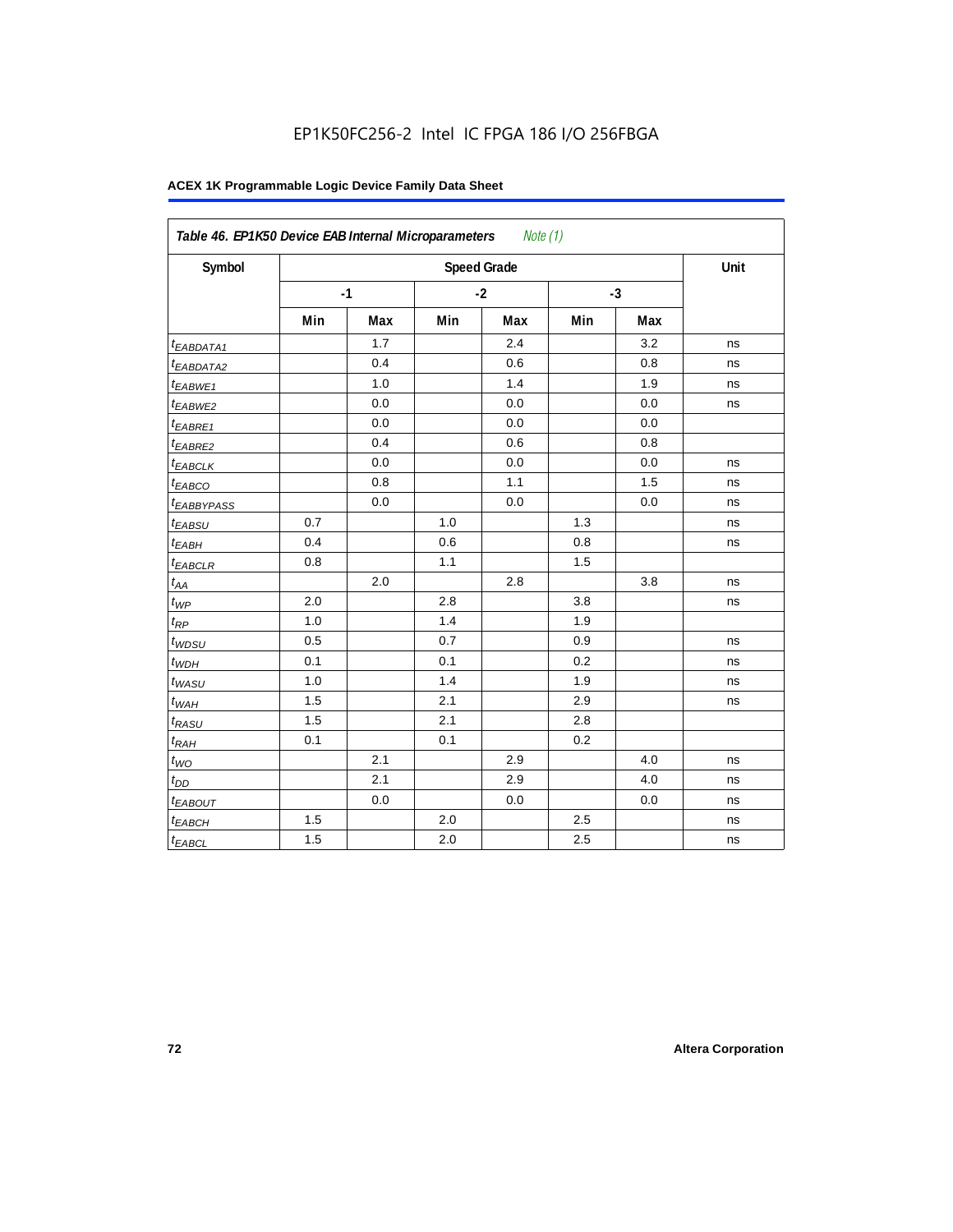EP1K50FC256-2 Intel IC FPGA 186 I/O 256FBGA

**ACEX 1K Programmable Logic Device Family Data Sheet**

| *Table 46. EP1K50 Device EAB Internal Microparameters* *Note (1)* | | | | | | | |
|---|---|---|---|---|---|---|---|
| Symbol | Speed Grade | | | | | | Unit |
| | -1 | | -2 | | -3 | | |
| | Min | Max | Min | Max | Min | Max | |
| $t_{EABDATA1}$ | | 1.7 | | 2.4 | | 3.2 | ns |
| $t_{EABDATA2}$ | | 0.4 | | 0.6 | | 0.8 | ns |
| $t_{EABWE1}$ | | 1.0 | | 1.4 | | 1.9 | ns |
| $t_{EABWE2}$ | | 0.0 | | 0.0 | | 0.0 | ns |
| $t_{EABRE1}$ | | 0.0 | | 0.0 | | 0.0 | |
| $t_{EABRE2}$ | | 0.4 | | 0.6 | | 0.8 | |
| $t_{EABCLK}$ | | 0.0 | | 0.0 | | 0.0 | ns |
| $t_{EABCO}$ | | 0.8 | | 1.1 | | 1.5 | ns |
| $t_{EABBYPASS}$ | | 0.0 | | 0.0 | | 0.0 | ns |
| $t_{EABSU}$ | 0.7 | | 1.0 | | 1.3 | | ns |
| $t_{EABH}$ | 0.4 | | 0.6 | | 0.8 | | ns |
| $t_{EABCLR}$ | 0.8 | | 1.1 | | 1.5 | | |
| $t_{AA}$ | | 2.0 | | 2.8 | | 3.8 | ns |
| $t_{WP}$ | 2.0 | | 2.8 | | 3.8 | | ns |
| $t_{RP}$ | 1.0 | | 1.4 | | 1.9 | | |
| $t_{WDSU}$ | 0.5 | | 0.7 | | 0.9 | | ns |
| $t_{WDH}$ | 0.1 | | 0.1 | | 0.2 | | ns |
| $t_{WASU}$ | 1.0 | | 1.4 | | 1.9 | | ns |
| $t_{WAH}$ | 1.5 | | 2.1 | | 2.9 | | ns |
| $t_{RASU}$ | 1.5 | | 2.1 | | 2.8 | | |
| $t_{RAH}$ | 0.1 | | 0.1 | | 0.2 | | |
| $t_{WO}$ | | 2.1 | | 2.9 | | 4.0 | ns |
| $t_{DD}$ | | 2.1 | | 2.9 | | 4.0 | ns |
| $t_{EABOUT}$ | | 0.0 | | 0.0 | | 0.0 | ns |
| $t_{EABCH}$ | 1.5 | | 2.0 | | 2.5 | | ns |
| $t_{EABCL}$ | 1.5 | | 2.0 | | 2.5 | | ns |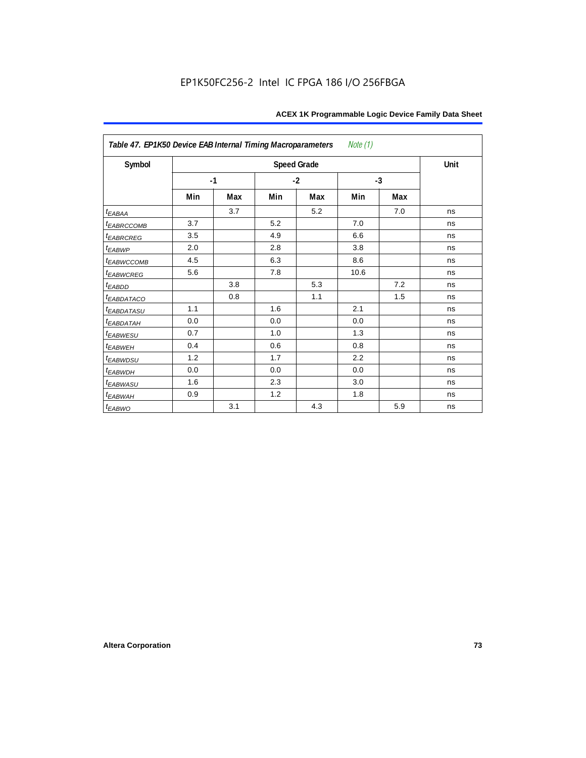EP1K50FC256-2 Intel IC FPGA 186 I/O 256FBGA

**Table 47. EP1K50 Device EAB Internal Timing Macroparameters** *Note (1)*

| Symbol | Speed Grade | | | | | | Unit |
|---|---|---|---|---|---|---|---|
| | -1 | | -2 | | -3 | | |
| | Min | Max | Min | Max | Min | Max | |
| $t_{EABAA}$ | | 3.7 | | 5.2 | | 7.0 | ns |
| $t_{EABRCCOMB}$ | 3.7 | | 5.2 | | 7.0 | | ns |
| $t_{EABRCREG}$ | 3.5 | | 4.9 | | 6.6 | | ns |
| $t_{EABWP}$ | 2.0 | | 2.8 | | 3.8 | | ns |
| $t_{EABWCCOMB}$ | 4.5 | | 6.3 | | 8.6 | | ns |
| $t_{EABWCREG}$ | 5.6 | | 7.8 | | 10.6 | | ns |
| $t_{EABDD}$ | | 3.8 | | 5.3 | | 7.2 | ns |
| $t_{EABDATACO}$ | | 0.8 | | 1.1 | | 1.5 | ns |
| $t_{EABDATASU}$ | 1.1 | | 1.6 | | 2.1 | | ns |
| $t_{EABDATAH}$ | 0.0 | | 0.0 | | 0.0 | | ns |
| $t_{EABWESU}$ | 0.7 | | 1.0 | | 1.3 | | ns |
| $t_{EABWEH}$ | 0.4 | | 0.6 | | 0.8 | | ns |
| $t_{EABWDSU}$ | 1.2 | | 1.7 | | 2.2 | | ns |
| $t_{EABWDH}$ | 0.0 | | 0.0 | | 0.0 | | ns |
| $t_{EABWASU}$ | 1.6 | | 2.3 | | 3.0 | | ns |
| $t_{EABWAH}$ | 0.9 | | 1.2 | | 1.8 | | ns |
| $t_{EABWO}$ | | 3.1 | | 4.3 | | 5.9 | ns |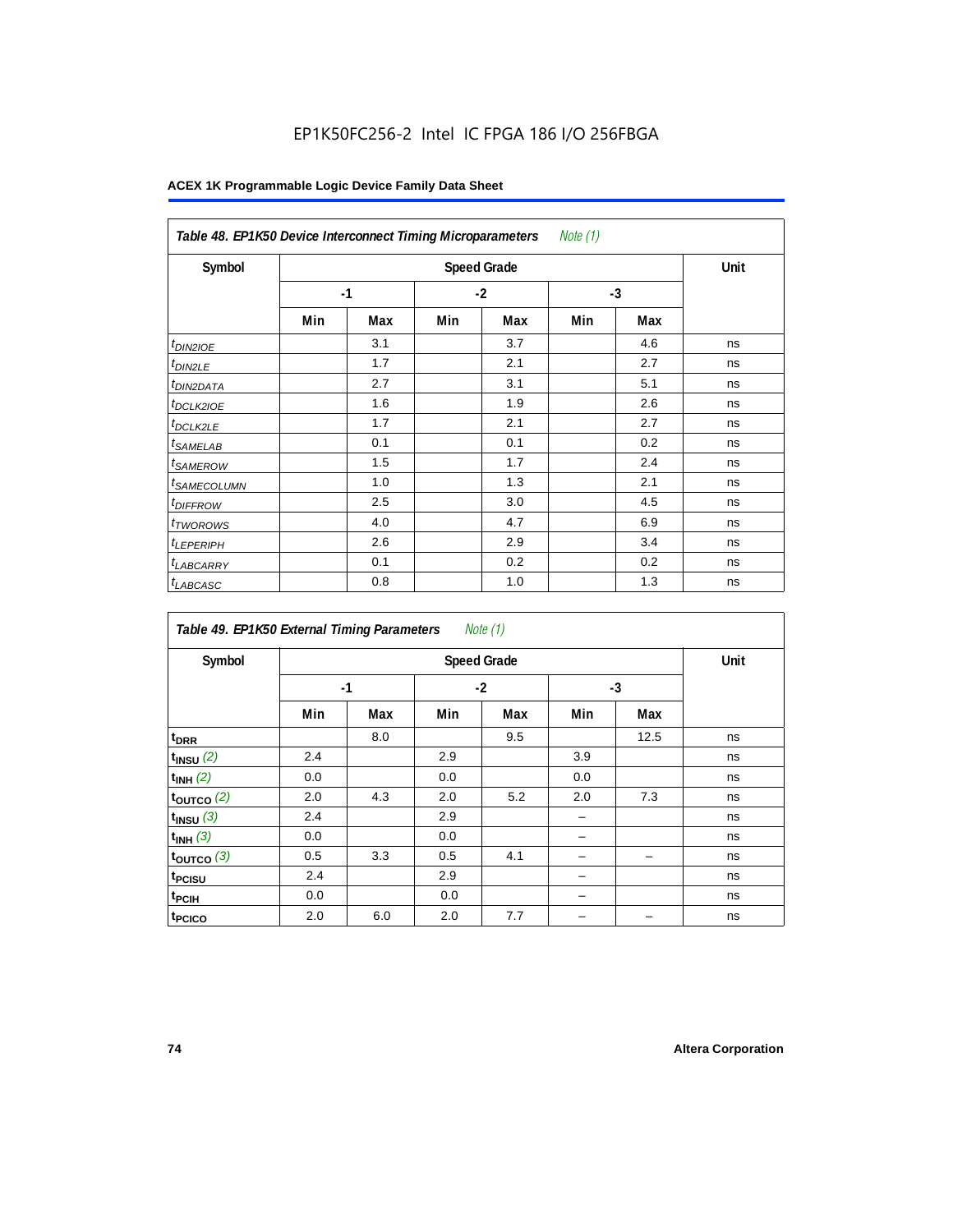**Table 48. EP1K50 Device Interconnect Timing Microparameters** *Note (1)*

| Symbol | Speed Grade | | | | | | Unit |
|---|---|---|---|---|---|---|---|
| | -1 | | -2 | | -3 | | |
| | Min | Max | Min | Max | Min | Max | |
| $t_{DIN2IOE}$ | | 3.1 | | 3.7 | | 4.6 | ns |
| $t_{DIN2LE}$ | | 1.7 | | 2.1 | | 2.7 | ns |
| $t_{DIN2DATA}$ | | 2.7 | | 3.1 | | 5.1 | ns |
| $t_{DCLK2IOE}$ | | 1.6 | | 1.9 | | 2.6 | ns |
| $t_{DCLK2LE}$ | | 1.7 | | 2.1 | | 2.7 | ns |
| $t_{SAMELAB}$ | | 0.1 | | 0.1 | | 0.2 | ns |
| $t_{SAMEROW}$ | | 1.5 | | 1.7 | | 2.4 | ns |
| $t_{SAMECOLUMN}$ | | 1.0 | | 1.3 | | 2.1 | ns |
| $t_{DIFFROW}$ | | 2.5 | | 3.0 | | 4.5 | ns |
| $t_{TWOROWS}$ | | 4.0 | | 4.7 | | 6.9 | ns |
| $t_{LEPERIPH}$ | | 2.6 | | 2.9 | | 3.4 | ns |
| $t_{LABCARRY}$ | | 0.1 | | 0.2 | | 0.2 | ns |
| $t_{LABCASC}$ | | 0.8 | | 1.0 | | 1.3 | ns |

**Table 49. EP1K50 External Timing Parameters** *Note (1)*

| Symbol | Speed Grade | | | | | | Unit |
|---|---|---|---|---|---|---|---|
| | -1 | | -2 | | -3 | | |
| | Min | Max | Min | Max | Min | Max | |
| $t_{DRR}$ | | 8.0 | | 9.5 | | 12.5 | ns |
| $t_{INSU}$ *(2)* | 2.4 | | 2.9 | | 3.9 | | ns |
| $t_{INH}$ *(2)* | 0.0 | | 0.0 | | 0.0 | | ns |
| $t_{OUTCO}$ *(2)* | 2.0 | 4.3 | 2.0 | 5.2 | 2.0 | 7.3 | ns |
| $t_{INSU}$ *(3)* | 2.4 | | 2.9 | | – | | ns |
| $t_{INH}$ *(3)* | 0.0 | | 0.0 | | – | | ns |
| $t_{OUTCO}$ *(3)* | 0.5 | 3.3 | 0.5 | 4.1 | – | – | ns |
| $t_{PCISU}$ | 2.4 | | 2.9 | | – | | ns |
| $t_{PCIH}$ | 0.0 | | 0.0 | | – | | ns |
| $t_{PCICO}$ | 2.0 | 6.0 | 2.0 | 7.7 | – | – | ns |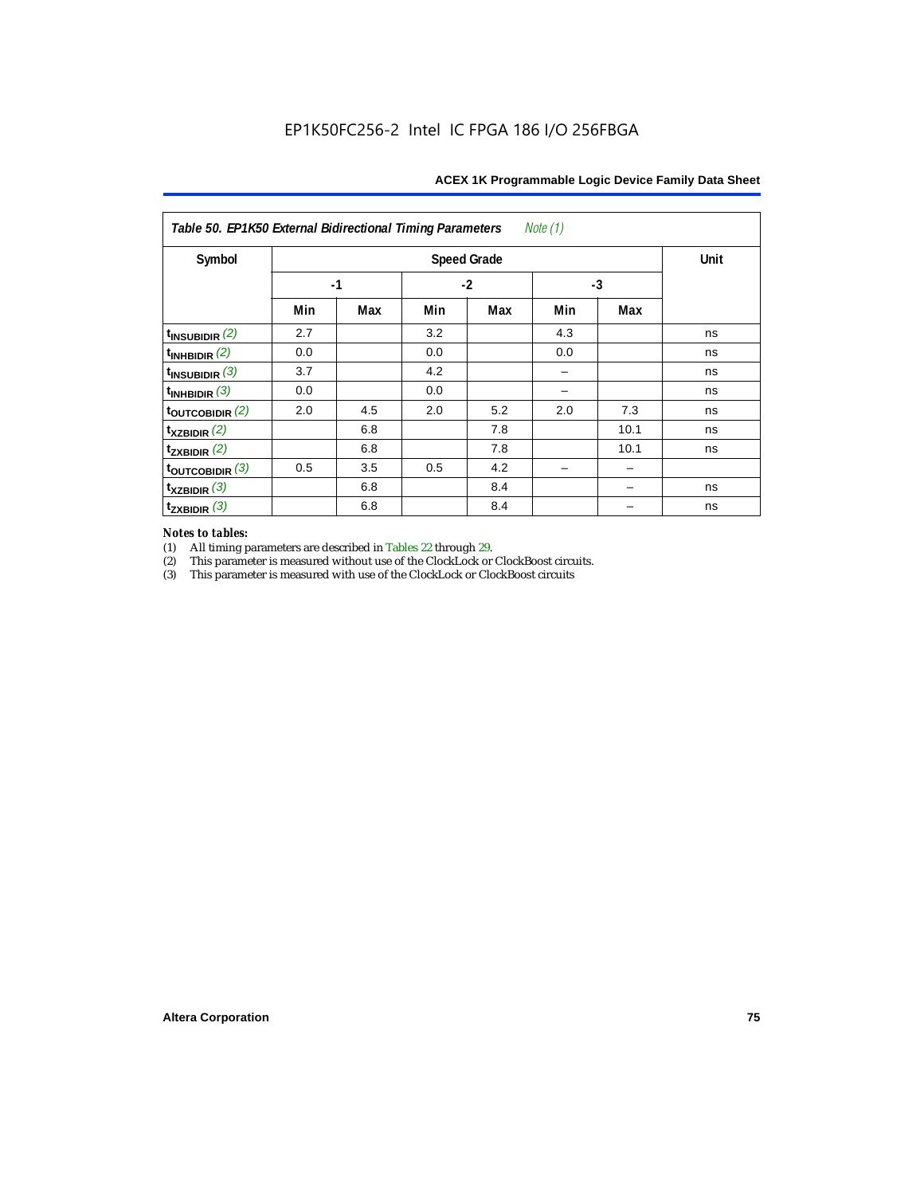**Table 50. EP1K50 External Bidirectional Timing Parameters** *Note (1)*

| Symbol | Speed Grade | | | | | | Unit |
|---|---|---|---|---|---|---|---|
| | -1 | | -2 | | -3 | | |
| | Min | Max | Min | Max | Min | Max | |
| $t_{INSUBIDIR}$ *(2)* | 2.7 | | 3.2 | | 4.3 | | ns |
| $t_{INHBIDIR}$ *(2)* | 0.0 | | 0.0 | | 0.0 | | ns |
| $t_{INSUBIDIR}$ *(3)* | 3.7 | | 4.2 | | – | | ns |
| $t_{INHBIDIR}$ *(3)* | 0.0 | | 0.0 | | – | | ns |
| $t_{OUTCOBIDIR}$ *(2)* | 2.0 | 4.5 | 2.0 | 5.2 | 2.0 | 7.3 | ns |
| $t_{XZBIDIR}$ *(2)* | | 6.8 | | 7.8 | | 10.1 | ns |
| $t_{ZXBIDIR}$ *(2)* | | 6.8 | | 7.8 | | 10.1 | ns |
| $t_{OUTCOBIDIR}$ *(3)* | 0.5 | 3.5 | 0.5 | 4.2 | – | – | |
| $t_{XZBIDIR}$ *(3)* | | 6.8 | | 8.4 | | – | ns |
| $t_{ZXBIDIR}$ *(3)* | | 6.8 | | 8.4 | | – | ns |

*Notes to tables:*

(1) All timing parameters are described in Tables 22 through 29.

(2) This parameter is measured without use of the ClockLock or ClockBoost circuits.

(3) This parameter is measured with use of the ClockLock or ClockBoost circuits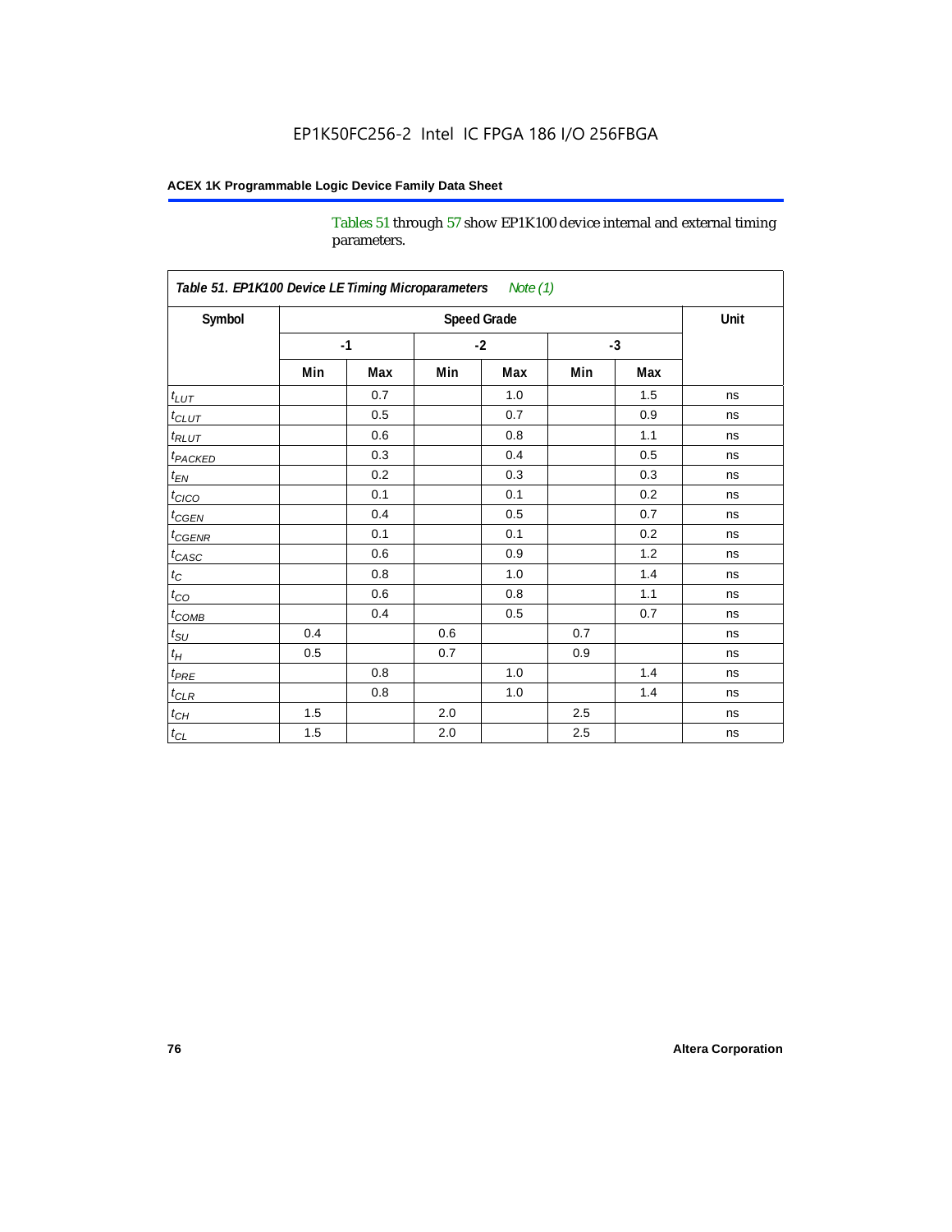Tables 51 through 57 show EP1K100 device internal and external timing parameters.

| Table 51. EP1K100 Device LE Timing Microparameters *Note (1)* | | | | | | | |
|---|---|---|---|---|---|---|---|
| Symbol | Speed Grade | | | | | | Unit |
| | -1 | | -2 | | -3 | | |
| | Min | Max | Min | Max | Min | Max | |
| $t_{LUT}$ | | 0.7 | | 1.0 | | 1.5 | ns |
| $t_{CLUT}$ | | 0.5 | | 0.7 | | 0.9 | ns |
| $t_{RLUT}$ | | 0.6 | | 0.8 | | 1.1 | ns |
| $t_{PACKED}$ | | 0.3 | | 0.4 | | 0.5 | ns |
| $t_{EN}$ | | 0.2 | | 0.3 | | 0.3 | ns |
| $t_{CICO}$ | | 0.1 | | 0.1 | | 0.2 | ns |
| $t_{CGEN}$ | | 0.4 | | 0.5 | | 0.7 | ns |
| $t_{CGENR}$ | | 0.1 | | 0.1 | | 0.2 | ns |
| $t_{CASC}$ | | 0.6 | | 0.9 | | 1.2 | ns |
| $t_C$ | | 0.8 | | 1.0 | | 1.4 | ns |
| $t_{CO}$ | | 0.6 | | 0.8 | | 1.1 | ns |
| $t_{COMB}$ | | 0.4 | | 0.5 | | 0.7 | ns |
| $t_{SU}$ | 0.4 | | 0.6 | | 0.7 | | ns |
| $t_H$ | 0.5 | | 0.7 | | 0.9 | | ns |
| $t_{PRE}$ | | 0.8 | | 1.0 | | 1.4 | ns |
| $t_{CLR}$ | | 0.8 | | 1.0 | | 1.4 | ns |
| $t_{CH}$ | 1.5 | | 2.0 | | 2.5 | | ns |
| $t_{CL}$ | 1.5 | | 2.0 | | 2.5 | | ns |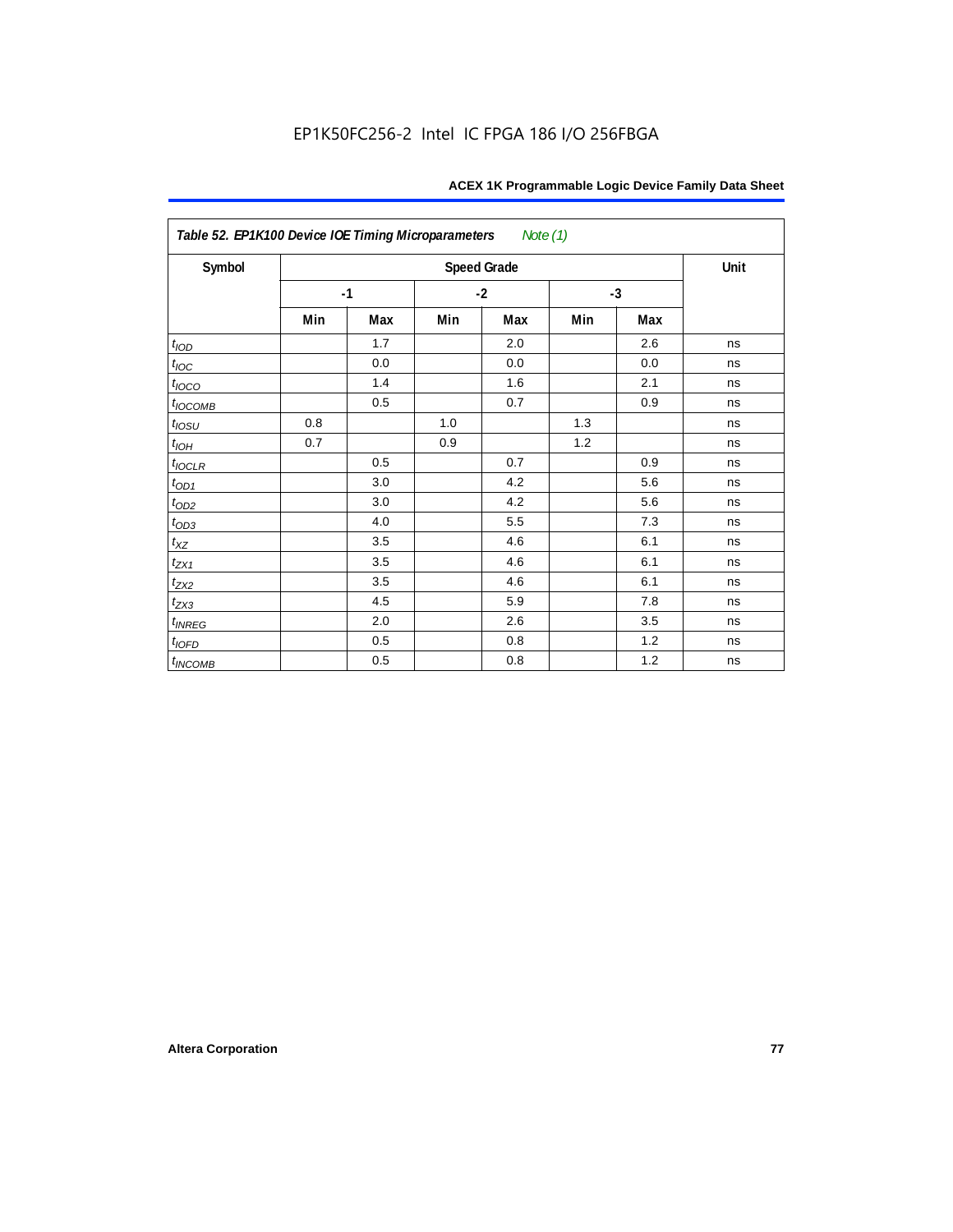| *Table 52. EP1K100 Device IOE Timing Microparameters* *Note (1)* | | | | | | | |
|---|---|---|---|---|---|---|---|
| Symbol | Speed Grade | | | | | | Unit |
| | -1 | | -2 | | -3 | | |
| | Min | Max | Min | Max | Min | Max | |
| $t_{IOD}$ | | 1.7 | | 2.0 | | 2.6 | ns |
| $t_{IOC}$ | | 0.0 | | 0.0 | | 0.0 | ns |
| $t_{IOCO}$ | | 1.4 | | 1.6 | | 2.1 | ns |
| $t_{IOCOMB}$ | | 0.5 | | 0.7 | | 0.9 | ns |
| $t_{IOSU}$ | 0.8 | | 1.0 | | 1.3 | | ns |
| $t_{IOH}$ | 0.7 | | 0.9 | | 1.2 | | ns |
| $t_{IOCLR}$ | | 0.5 | | 0.7 | | 0.9 | ns |
| $t_{OD1}$ | | 3.0 | | 4.2 | | 5.6 | ns |
| $t_{OD2}$ | | 3.0 | | 4.2 | | 5.6 | ns |
| $t_{OD3}$ | | 4.0 | | 5.5 | | 7.3 | ns |
| $t_{XZ}$ | | 3.5 | | 4.6 | | 6.1 | ns |
| $t_{ZX1}$ | | 3.5 | | 4.6 | | 6.1 | ns |
| $t_{ZX2}$ | | 3.5 | | 4.6 | | 6.1 | ns |
| $t_{ZX3}$ | | 4.5 | | 5.9 | | 7.8 | ns |
| $t_{INREG}$ | | 2.0 | | 2.6 | | 3.5 | ns |
| $t_{IOFD}$ | | 0.5 | | 0.8 | | 1.2 | ns |
| $t_{INCOMB}$ | | 0.5 | | 0.8 | | 1.2 | ns |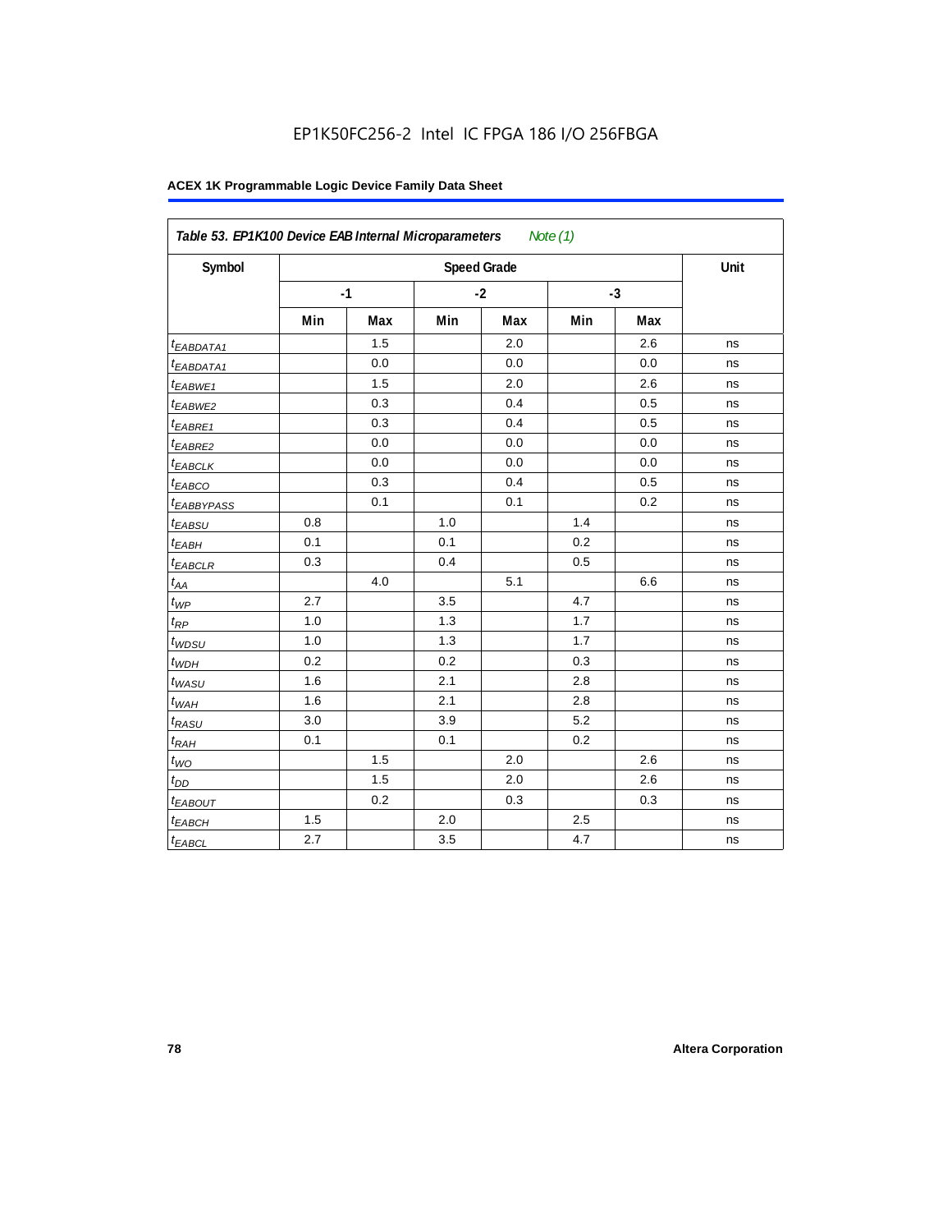EP1K50FC256-2 Intel IC FPGA 186 I/O 256FBGA

**ACEX 1K Programmable Logic Device Family Data Sheet**

| Table 53. EP1K100 Device EAB Internal Microparameters *Note (1)* | | | | | | | |
|---|---|---|---|---|---|---|---|
| Symbol | Speed Grade | | | | | | Unit |
| | -1 | | -2 | | -3 | | |
| | Min | Max | Min | Max | Min | Max | |
| $t_{EABDATA1}$ | | 1.5 | | 2.0 | | 2.6 | ns |
| $t_{EABDATA1}$ | | 0.0 | | 0.0 | | 0.0 | ns |
| $t_{EABWE1}$ | | 1.5 | | 2.0 | | 2.6 | ns |
| $t_{EABWE2}$ | | 0.3 | | 0.4 | | 0.5 | ns |
| $t_{EABRE1}$ | | 0.3 | | 0.4 | | 0.5 | ns |
| $t_{EABRE2}$ | | 0.0 | | 0.0 | | 0.0 | ns |
| $t_{EABCLK}$ | | 0.0 | | 0.0 | | 0.0 | ns |
| $t_{EABCO}$ | | 0.3 | | 0.4 | | 0.5 | ns |
| $t_{EABBYPASS}$ | | 0.1 | | 0.1 | | 0.2 | ns |
| $t_{EABSU}$ | 0.8 | | 1.0 | | 1.4 | | ns |
| $t_{EABH}$ | 0.1 | | 0.1 | | 0.2 | | ns |
| $t_{EABCLR}$ | 0.3 | | 0.4 | | 0.5 | | ns |
| $t_{AA}$ | | 4.0 | | 5.1 | | 6.6 | ns |
| $t_{WP}$ | 2.7 | | 3.5 | | 4.7 | | ns |
| $t_{RP}$ | 1.0 | | 1.3 | | 1.7 | | ns |
| $t_{WDSU}$ | 1.0 | | 1.3 | | 1.7 | | ns |
| $t_{WDH}$ | 0.2 | | 0.2 | | 0.3 | | ns |
| $t_{WASU}$ | 1.6 | | 2.1 | | 2.8 | | ns |
| $t_{WAH}$ | 1.6 | | 2.1 | | 2.8 | | ns |
| $t_{RASU}$ | 3.0 | | 3.9 | | 5.2 | | ns |
| $t_{RAH}$ | 0.1 | | 0.1 | | 0.2 | | ns |
| $t_{WO}$ | | 1.5 | | 2.0 | | 2.6 | ns |
| $t_{DD}$ | | 1.5 | | 2.0 | | 2.6 | ns |
| $t_{EABOUT}$ | | 0.2 | | 0.3 | | 0.3 | ns |
| $t_{EABCH}$ | 1.5 | | 2.0 | | 2.5 | | ns |
| $t_{EABCL}$ | 2.7 | | 3.5 | | 4.7 | | ns |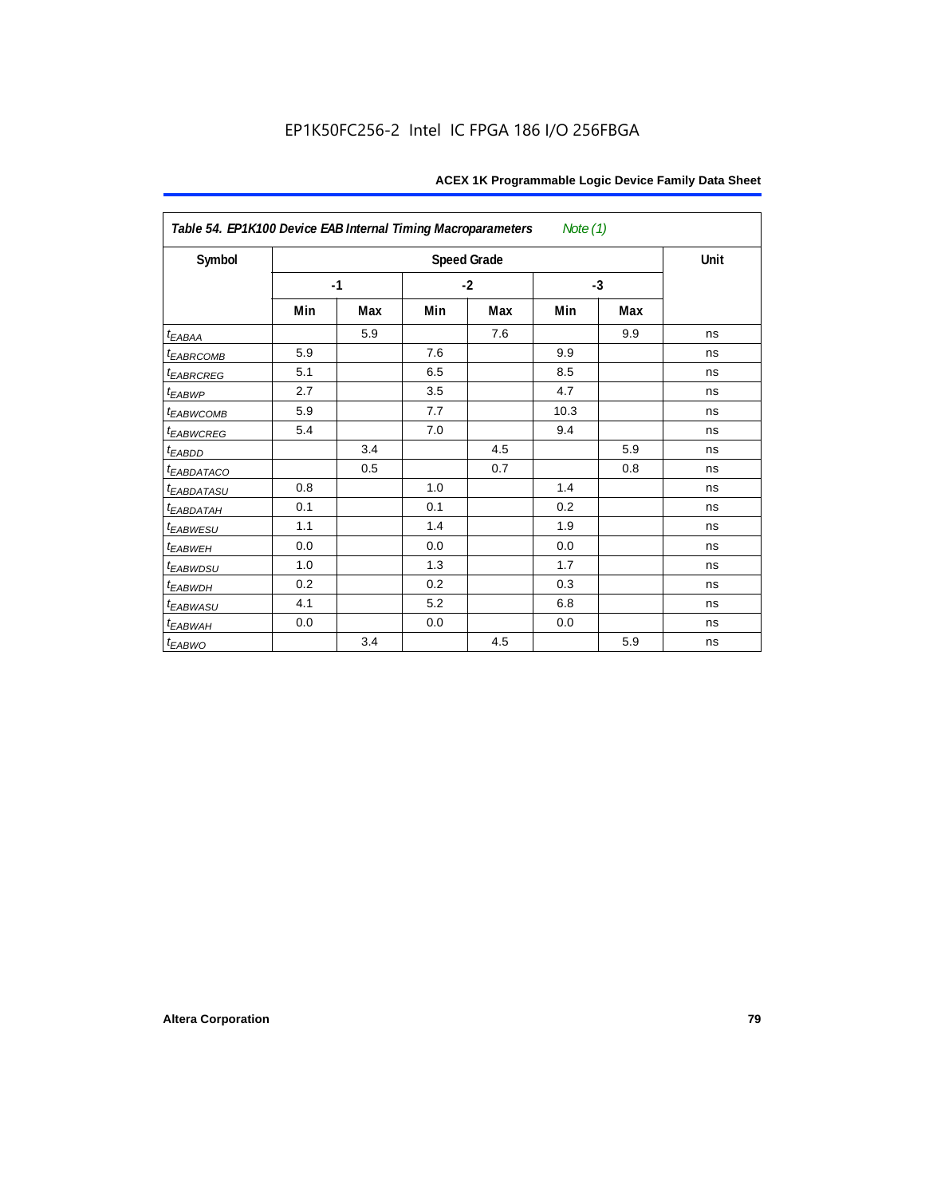**Table 54. EP1K100 Device EAB Internal Timing Macroparameters** *Note (1)*

| Symbol | Speed Grade | | | | | | Unit |
|---|---|---|---|---|---|---|---|
| | -1 | | -2 | | -3 | | |
| | Min | Max | Min | Max | Min | Max | |
| $t_{EABAA}$ | | 5.9 | | 7.6 | | 9.9 | ns |
| $t_{EABRCOMB}$ | 5.9 | | 7.6 | | 9.9 | | ns |
| $t_{EABRCREG}$ | 5.1 | | 6.5 | | 8.5 | | ns |
| $t_{EABWP}$ | 2.7 | | 3.5 | | 4.7 | | ns |
| $t_{EABWCOMB}$ | 5.9 | | 7.7 | | 10.3 | | ns |
| $t_{EABWCREG}$ | 5.4 | | 7.0 | | 9.4 | | ns |
| $t_{EABDD}$ | | 3.4 | | 4.5 | | 5.9 | ns |
| $t_{EABDATACO}$ | | 0.5 | | 0.7 | | 0.8 | ns |
| $t_{EABDATASU}$ | 0.8 | | 1.0 | | 1.4 | | ns |
| $t_{EABDATAH}$ | 0.1 | | 0.1 | | 0.2 | | ns |
| $t_{EABWESU}$ | 1.1 | | 1.4 | | 1.9 | | ns |
| $t_{EABWEH}$ | 0.0 | | 0.0 | | 0.0 | | ns |
| $t_{EABWDSU}$ | 1.0 | | 1.3 | | 1.7 | | ns |
| $t_{EABWDH}$ | 0.2 | | 0.2 | | 0.3 | | ns |
| $t_{EABWASU}$ | 4.1 | | 5.2 | | 6.8 | | ns |
| $t_{EABWAH}$ | 0.0 | | 0.0 | | 0.0 | | ns |
| $t_{EABWO}$ | | 3.4 | | 4.5 | | 5.9 | ns |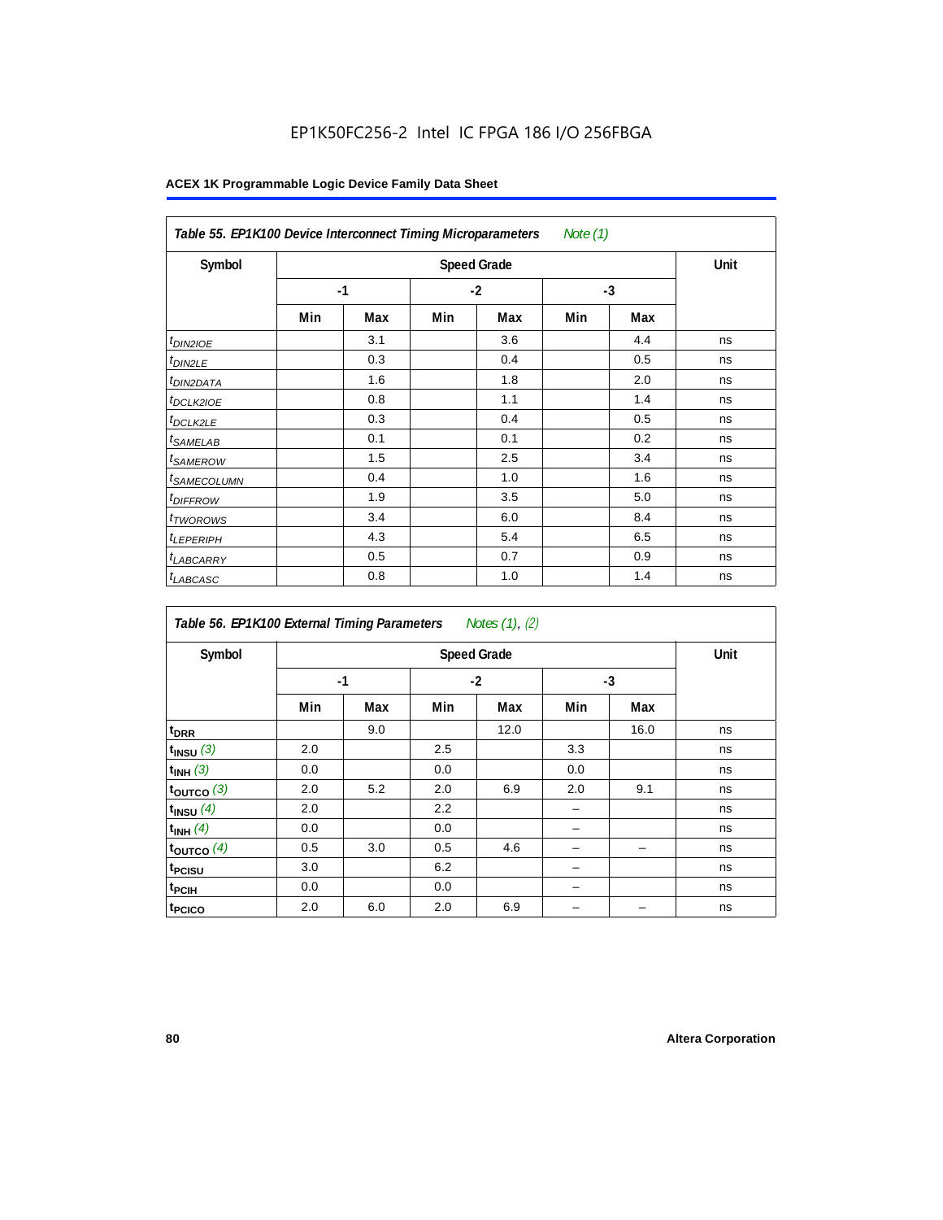EP1K50FC256-2 Intel IC FPGA 186 I/O 256FBGA

**ACEX 1K Programmable Logic Device Family Data Sheet**

| *Table 55. EP1K100 Device Interconnect Timing Microparameters* Note (1) | | | | | | | |
|---|---|---|---|---|---|---|---|
| **Symbol** | **Speed Grade** | | | | | | **Unit** |
| | **-1** | | **-2** | | **-3** | | |
| | **Min** | **Max** | **Min** | **Max** | **Min** | **Max** | |
| $t_{DIN2IOE}$ | | 3.1 | | 3.6 | | 4.4 | ns |
| $t_{DIN2LE}$ | | 0.3 | | 0.4 | | 0.5 | ns |
| $t_{DIN2DATA}$ | | 1.6 | | 1.8 | | 2.0 | ns |
| $t_{DCLK2IOE}$ | | 0.8 | | 1.1 | | 1.4 | ns |
| $t_{DCLK2LE}$ | | 0.3 | | 0.4 | | 0.5 | ns |
| $t_{SAMELAB}$ | | 0.1 | | 0.1 | | 0.2 | ns |
| $t_{SAMEROW}$ | | 1.5 | | 2.5 | | 3.4 | ns |
| $t_{SAMECOLUMN}$ | | 0.4 | | 1.0 | | 1.6 | ns |
| $t_{DIFFROW}$ | | 1.9 | | 3.5 | | 5.0 | ns |
| $t_{TWOROWS}$ | | 3.4 | | 6.0 | | 8.4 | ns |
| $t_{LEPERIPH}$ | | 4.3 | | 5.4 | | 6.5 | ns |
| $t_{LABCARRY}$ | | 0.5 | | 0.7 | | 0.9 | ns |
| $t_{LABCASC}$ | | 0.8 | | 1.0 | | 1.4 | ns |

| *Table 56. EP1K100 External Timing Parameters* Notes (1), (2) | | | | | | | |
|---|---|---|---|---|---|---|---|
| **Symbol** | **Speed Grade** | | | | | | **Unit** |
| | **-1** | | **-2** | | **-3** | | |
| | **Min** | **Max** | **Min** | **Max** | **Min** | **Max** | |
| $t_{DRR}$ | | 9.0 | | 12.0 | | 16.0 | ns |
| $t_{INSU}$ (3) | 2.0 | | 2.5 | | 3.3 | | ns |
| $t_{INH}$ (3) | 0.0 | | 0.0 | | 0.0 | | ns |
| $t_{OUTCO}$ (3) | 2.0 | 5.2 | 2.0 | 6.9 | 2.0 | 9.1 | ns |
| $t_{INSU}$ (4) | 2.0 | | 2.2 | | – | | ns |
| $t_{INH}$ (4) | 0.0 | | 0.0 | | – | | ns |
| $t_{OUTCO}$ (4) | 0.5 | 3.0 | 0.5 | 4.6 | – | – | ns |
| $t_{PCISU}$ | 3.0 | | 6.2 | | – | | ns |
| $t_{PCIH}$ | 0.0 | | 0.0 | | – | | ns |
| $t_{PCICO}$ | 2.0 | 6.0 | 2.0 | 6.9 | – | – | ns |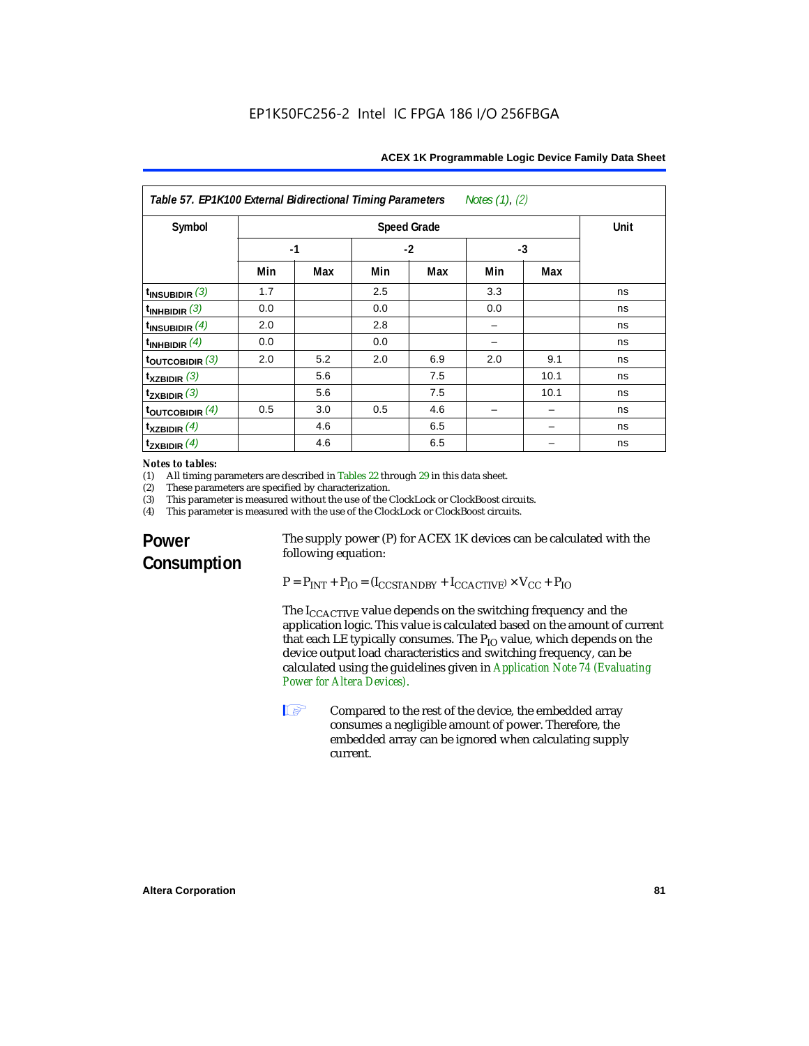**Table 57. EP1K100 External Bidirectional Timing Parameters** *Notes (1), (2)*

| Symbol | Speed Grade | | | | | | Unit |
|---|---|---|---|---|---|---|---|
| | -1 | | -2 | | -3 | | |
| | Min | Max | Min | Max | Min | Max | |
| $t_{INSUBIDIR}$ *(3)* | 1.7 | | 2.5 | | 3.3 | | ns |
| $t_{INHBIDIR}$ *(3)* | 0.0 | | 0.0 | | 0.0 | | ns |
| $t_{INSUBIDIR}$ *(4)* | 2.0 | | 2.8 | | – | | ns |
| $t_{INHBIDIR}$ *(4)* | 0.0 | | 0.0 | | – | | ns |
| $t_{OUTCOBIDIR}$ *(3)* | 2.0 | 5.2 | 2.0 | 6.9 | 2.0 | 9.1 | ns |
| $t_{XZBIDIR}$ *(3)* | | 5.6 | | 7.5 | | 10.1 | ns |
| $t_{ZXBIDIR}$ *(3)* | | 5.6 | | 7.5 | | 10.1 | ns |
| $t_{OUTCOBIDIR}$ *(4)* | 0.5 | 3.0 | 0.5 | 4.6 | – | – | ns |
| $t_{XZBIDIR}$ *(4)* | | 4.6 | | 6.5 | | – | ns |
| $t_{ZXBIDIR}$ *(4)* | | 4.6 | | 6.5 | | – | ns |

*Notes to tables:*

(1) All timing parameters are described in Tables 22 through 29 in this data sheet.
(2) These parameters are specified by characterization.
(3) This parameter is measured without the use of the ClockLock or ClockBoost circuits.
(4) This parameter is measured with the use of the ClockLock or ClockBoost circuits.

## Power Consumption

The supply power (P) for ACEX 1K devices can be calculated with the following equation:

$$P = P_{INT} + P_{IO} = (I_{CCSTANDBY} + I_{CCACTIVE}) \times V_{CC} + P_{IO}$$

The $I_{CCACTIVE}$ value depends on the switching frequency and the application logic. This value is calculated based on the amount of current that each LE typically consumes. The $P_{IO}$ value, which depends on the device output load characteristics and switching frequency, can be calculated using the guidelines given in Application Note 74 (Evaluating Power for Altera Devices).

Compared to the rest of the device, the embedded array consumes a negligible amount of power. Therefore, the embedded array can be ignored when calculating supply current.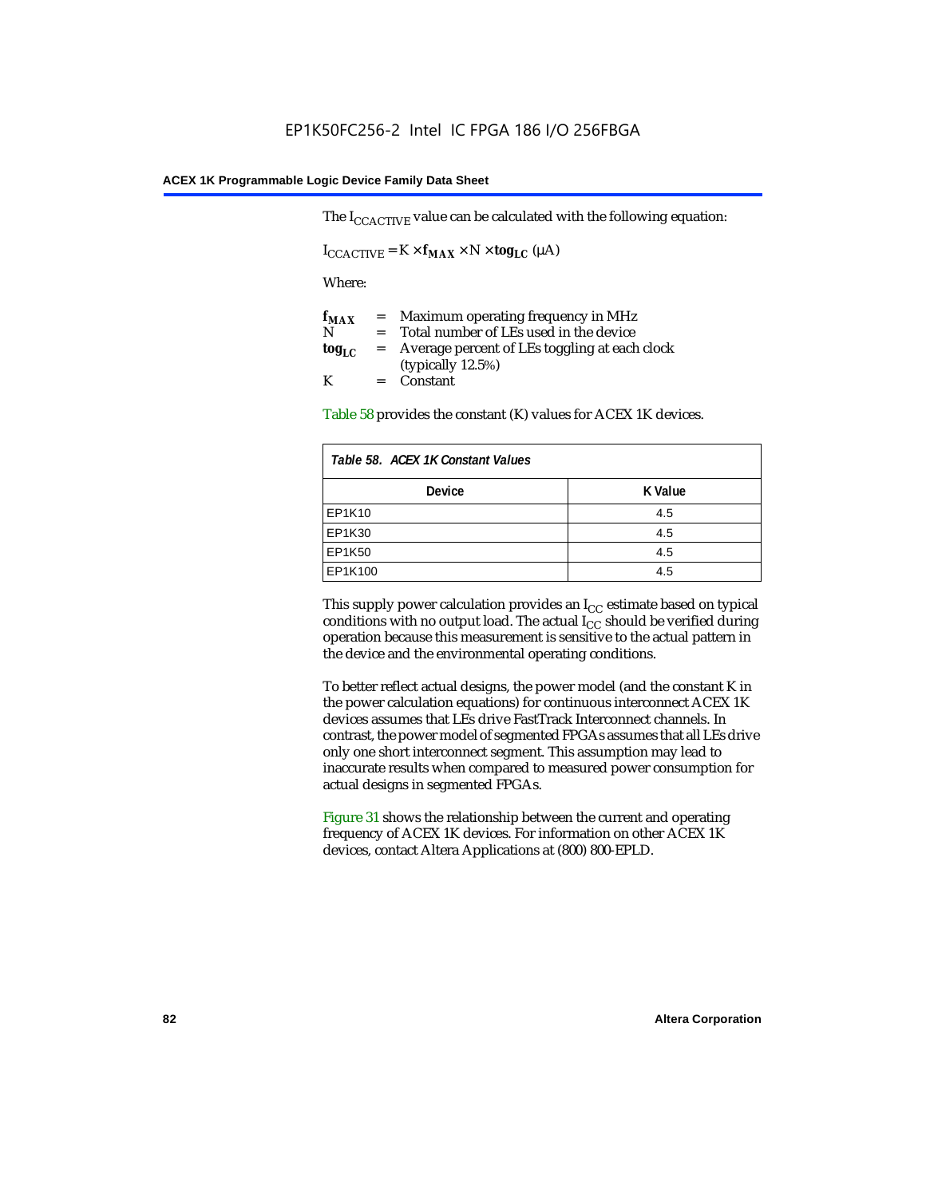The $I_{CCACTIVE}$ value can be calculated with the following equation:

$$I_{CCACTIVE} = K \times \mathbf{f_{MAX}} \times N \times \mathbf{tog_{LC}} \ (\mu A)$$

Where:

$\mathbf{f_{MAX}}$ = Maximum operating frequency in MHz
N = Total number of LEs used in the device
$\mathbf{tog_{LC}}$ = Average percent of LEs toggling at each clock (typically 12.5%)
K = Constant

Table 58 provides the constant (K) values for ACEX 1K devices.

| *Table 58. ACEX 1K Constant Values* | |
|---|---|
| **Device** | **K Value** |
| EP1K10 | 4.5 |
| EP1K30 | 4.5 |
| EP1K50 | 4.5 |
| EP1K100 | 4.5 |

This supply power calculation provides an $I_{CC}$ estimate based on typical conditions with no output load. The actual $I_{CC}$ should be verified during operation because this measurement is sensitive to the actual pattern in the device and the environmental operating conditions.

To better reflect actual designs, the power model (and the constant K in the power calculation equations) for continuous interconnect ACEX 1K devices assumes that LEs drive FastTrack Interconnect channels. In contrast, the power model of segmented FPGAs assumes that all LEs drive only one short interconnect segment. This assumption may lead to inaccurate results when compared to measured power consumption for actual designs in segmented FPGAs.

Figure 31 shows the relationship between the current and operating frequency of ACEX 1K devices. For information on other ACEX 1K devices, contact Altera Applications at (800) 800-EPLD.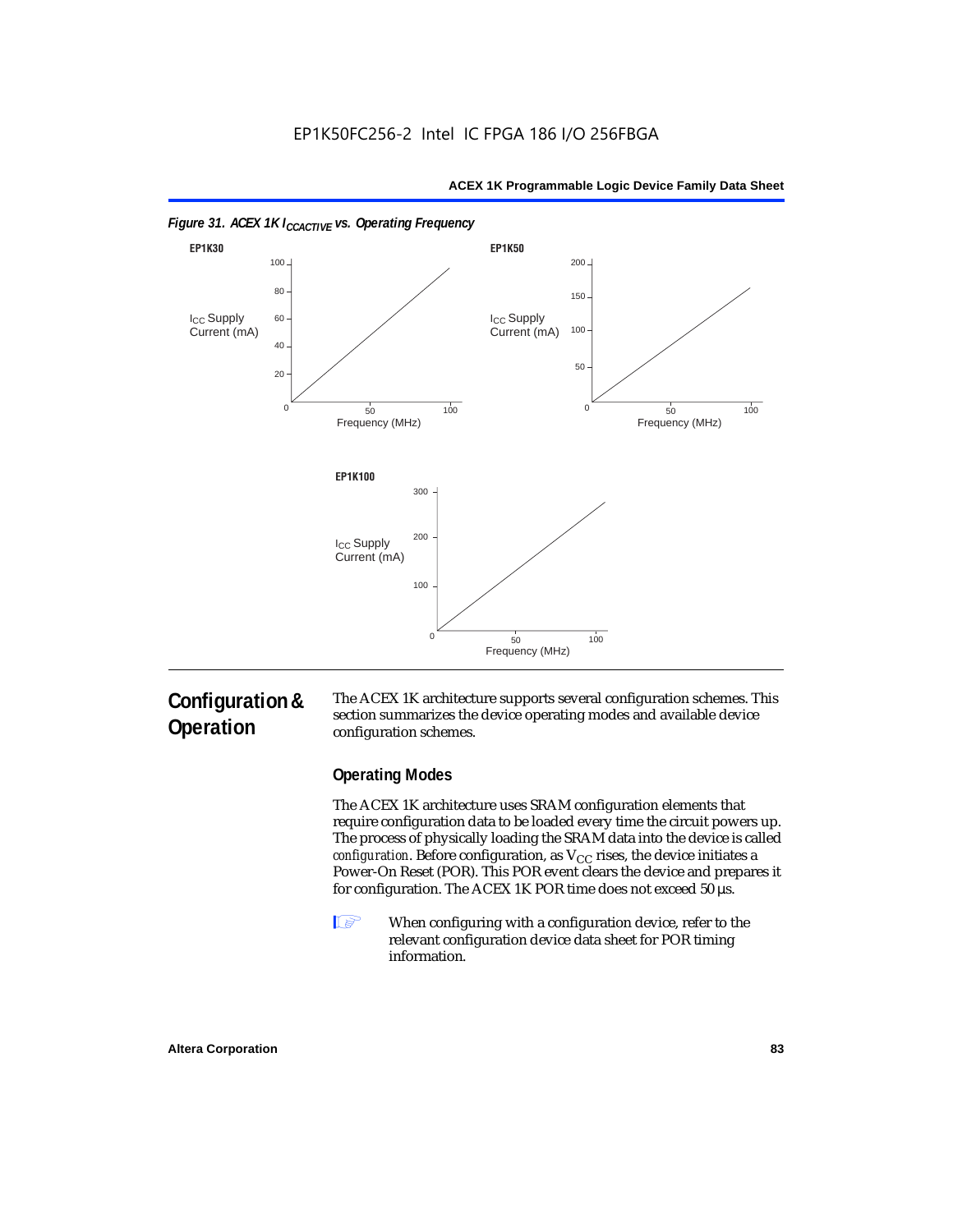*Figure 31. ACEX 1K $I_{CCACTIVE}$ vs. Operating Frequency*

**EP1K30**

$I_{CC}$ Supply Current (mA)

Frequency (MHz)

**EP1K50**

$I_{CC}$ Supply Current (mA)

Frequency (MHz)

**EP1K100**

$I_{CC}$ Supply Current (mA)

Frequency (MHz)

# Configuration & Operation

The ACEX 1K architecture supports several configuration schemes. This section summarizes the device operating modes and available device configuration schemes.

## Operating Modes

The ACEX 1K architecture uses SRAM configuration elements that require configuration data to be loaded every time the circuit powers up. The process of physically loading the SRAM data into the device is called *configuration*. Before configuration, as $V_{CC}$ rises, the device initiates a Power-On Reset (POR). This POR event clears the device and prepares it for configuration. The ACEX 1K POR time does not exceed 50 µs.

> When configuring with a configuration device, refer to the relevant configuration device data sheet for POR timing information.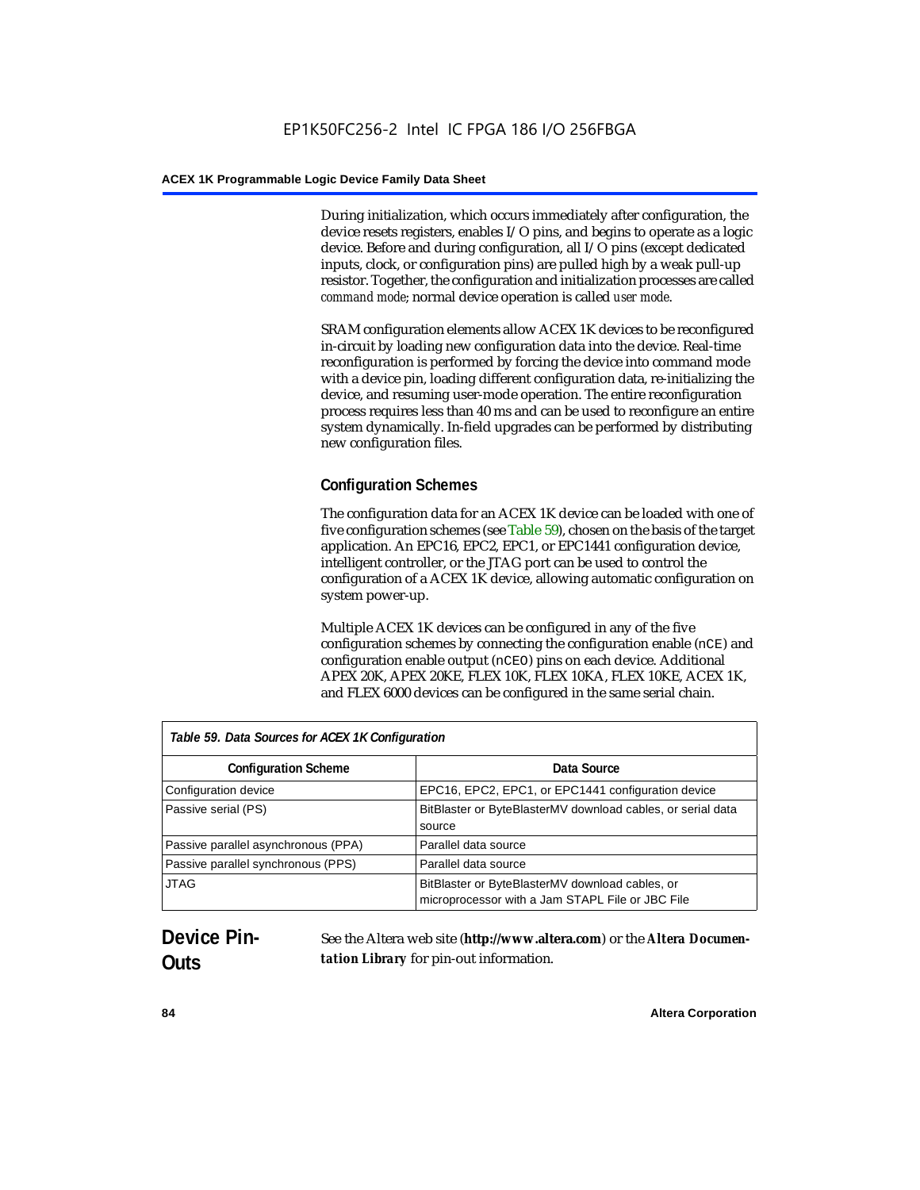During initialization, which occurs immediately after configuration, the device resets registers, enables I/O pins, and begins to operate as a logic device. Before and during configuration, all I/O pins (except dedicated inputs, clock, or configuration pins) are pulled high by a weak pull-up resistor. Together, the configuration and initialization processes are called *command mode*; normal device operation is called *user mode*.

SRAM configuration elements allow ACEX 1K devices to be reconfigured in-circuit by loading new configuration data into the device. Real-time reconfiguration is performed by forcing the device into command mode with a device pin, loading different configuration data, re-initializing the device, and resuming user-mode operation. The entire reconfiguration process requires less than 40 ms and can be used to reconfigure an entire system dynamically. In-field upgrades can be performed by distributing new configuration files.

### Configuration Schemes

The configuration data for an ACEX 1K device can be loaded with one of five configuration schemes (see Table 59), chosen on the basis of the target application. An EPC16, EPC2, EPC1, or EPC1441 configuration device, intelligent controller, or the JTAG port can be used to control the configuration of a ACEX 1K device, allowing automatic configuration on system power-up.

Multiple ACEX 1K devices can be configured in any of the five configuration schemes by connecting the configuration enable (`nCE`) and configuration enable output (`nCEO`) pins on each device. Additional APEX 20K, APEX 20KE, FLEX 10K, FLEX 10KA, FLEX 10KE, ACEX 1K, and FLEX 6000 devices can be configured in the same serial chain.

*Table 59. Data Sources for ACEX 1K Configuration*

| Configuration Scheme | Data Source |
|---|---|
| Configuration device | EPC16, EPC2, EPC1, or EPC1441 configuration device |
| Passive serial (PS) | BitBlaster or ByteBlasterMV download cables, or serial data source |
| Passive parallel asynchronous (PPA) | Parallel data source |
| Passive parallel synchronous (PPS) | Parallel data source |
| JTAG | BitBlaster or ByteBlasterMV download cables, or microprocessor with a Jam STAPL File or JBC File |

## Device Pin-Outs

See the Altera web site (**http://www.altera.com**) or the ***Altera Documentation Library*** for pin-out information.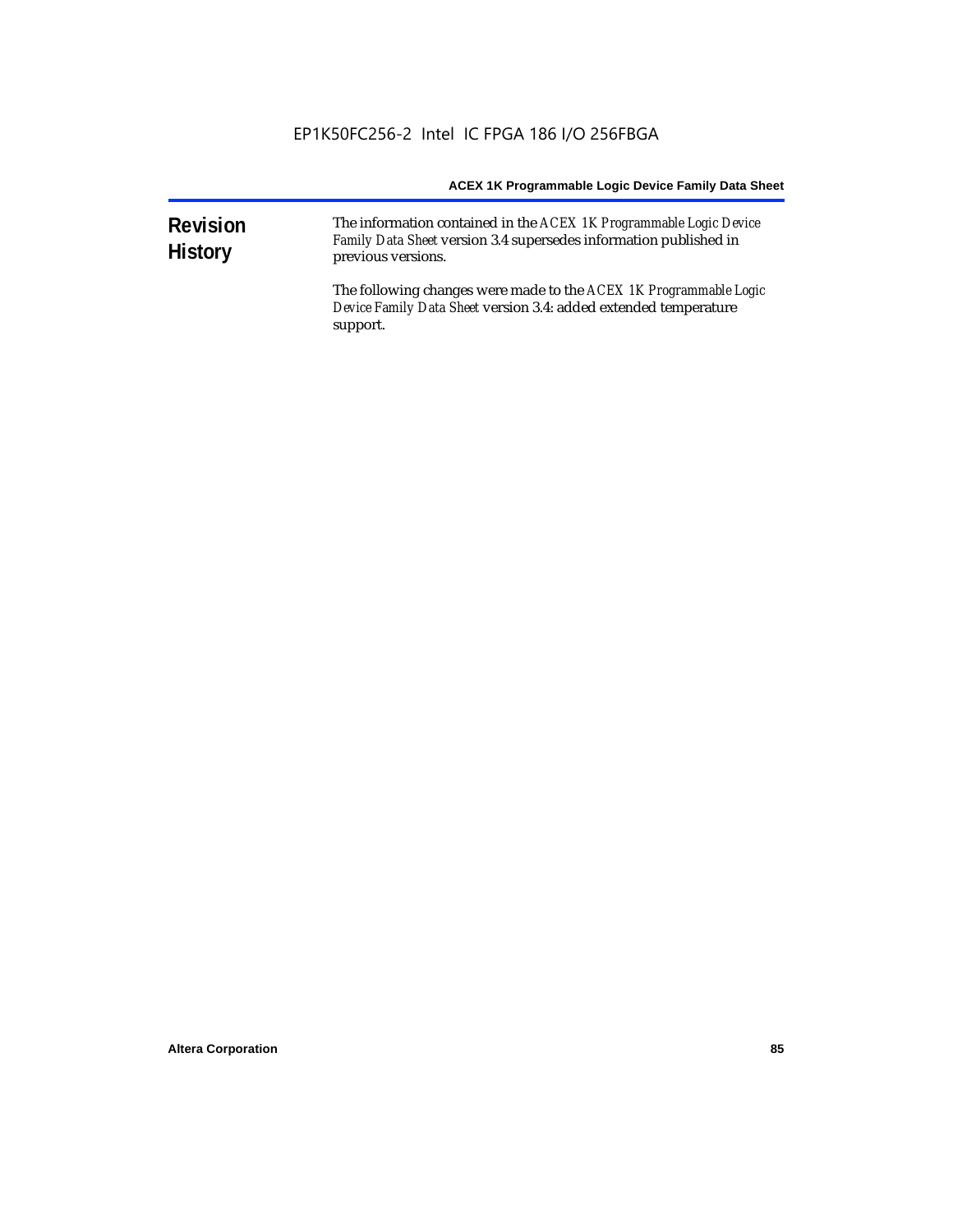# Revision History

The information contained in the *ACEX 1K Programmable Logic Device Family Data Sheet* version 3.4 supersedes information published in previous versions.

The following changes were made to the *ACEX 1K Programmable Logic Device Family Data Sheet* version 3.4: added extended temperature support.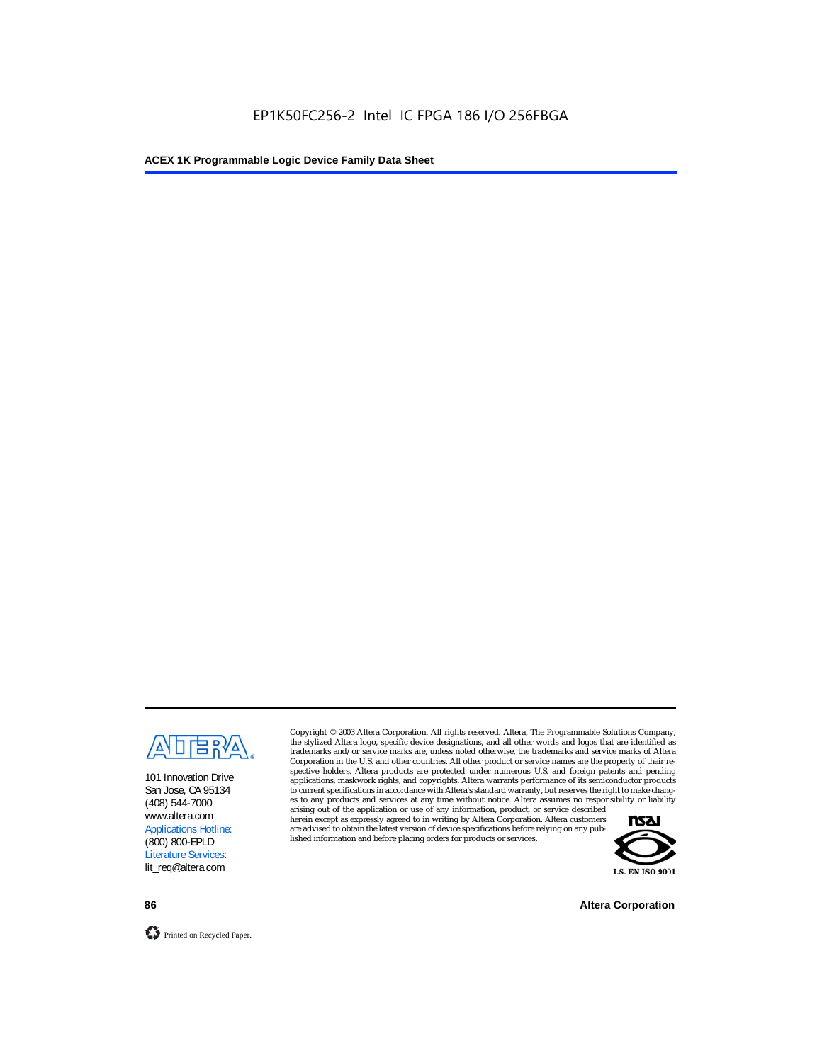101 Innovation Drive
San Jose, CA 95134
(408) 544-7000
www.altera.com
Applications Hotline:
(800) 800-EPLD
Literature Services:
lit_req@altera.com

Copyright © 2003 Altera Corporation. All rights reserved. Altera, The Programmable Solutions Company, the stylized Altera logo, specific device designations, and all other words and logos that are identified as trademarks and/or service marks are, unless noted otherwise, the trademarks and service marks of Altera Corporation in the U.S. and other countries. All other product or service names are the property of their respective holders. Altera products are protected under numerous U.S. and foreign patents and pending applications, maskwork rights, and copyrights. Altera warrants performance of its semiconductor products to current specifications in accordance with Altera's standard warranty, but reserves the right to make changes to any products and services at any time without notice. Altera assumes no responsibility or liability arising out of the application or use of any information, product, or service described herein except as expressly agreed to in writing by Altera Corporation. Altera customers are advised to obtain the latest version of device specifications before relying on any published information and before placing orders for products or services.

I.S. EN ISO 9001

Printed on Recycled Paper.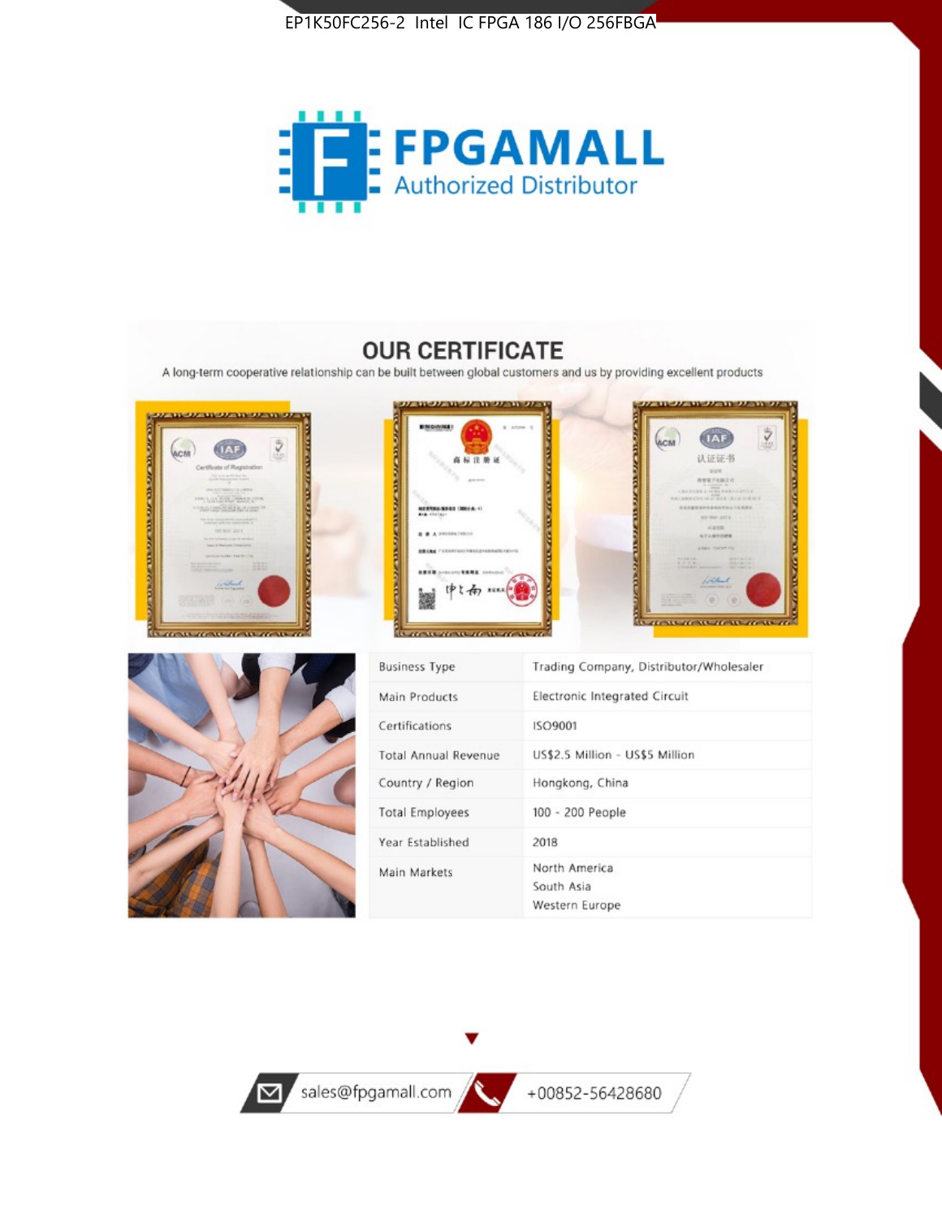FPGAMALL
Authorized Distributor

## OUR CERTIFICATE

A long-term cooperative relationship can be built between global customers and us by providing excellent products

| | |
|---|---|
| Business Type | Trading Company, Distributor/Wholesaler |
| Main Products | Electronic Integrated Circuit |
| Certifications | ISO9001 |
| Total Annual Revenue | US$2.5 Million - US$5 Million |
| Country / Region | Hongkong, China |
| Total Employees | 100 - 200 People |
| Year Established | 2018 |
| Main Markets | North America<br>South Asia<br>Western Europe |

sales@fpgamall.com

+00852-56428680